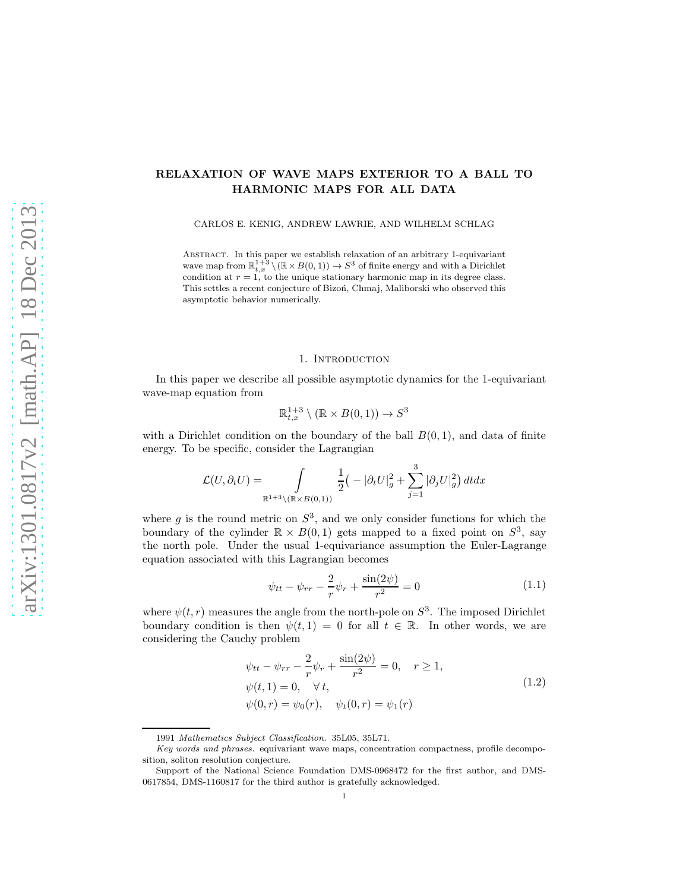# RELAXATION OF WAVE MAPS EXTERIOR TO A BALL TO HARMONIC MAPS FOR ALL DATA

CARLOS E. KENIG, ANDREW LAWRIE, AND WILHELM SCHLAG

Abstract. In this paper we establish relaxation of an arbitrary 1-equivariant wave map from $\mathbb{R}^{1+3}_{t,x} \setminus (\mathbb{R} \times B(0,1)) \to S^3$ of finite energy and with a Dirichlet condition at $r = 1$, to the unique stationary harmonic map in its degree class. This settles a recent conjecture of Bizoń, Chmaj, Maliborski who observed this asymptotic behavior numerically.

## 1. Introduction

In this paper we describe all possible asymptotic dynamics for the 1-equivariant wave-map equation from

$$\mathbb{R}^{1+3}_{t,x} \setminus (\mathbb{R} \times B(0,1)) \to S^3$$

with a Dirichlet condition on the boundary of the ball $B(0,1)$, and data of finite energy. To be specific, consider the Lagrangian

$$\mathcal{L}(U, \partial_t U) = \int_{\mathbb{R}^{1+3} \setminus (\mathbb{R} \times B(0,1))} \frac{1}{2}\big( -|\partial_t U|_g^2 + \sum_{j=1}^{3} |\partial_j U|_g^2 \big)\, dt dx$$

where $g$ is the round metric on $S^3$, and we only consider functions for which the boundary of the cylinder $\mathbb{R} \times B(0,1)$ gets mapped to a fixed point on $S^3$, say the north pole. Under the usual 1-equivariance assumption the Euler-Lagrange equation associated with this Lagrangian becomes

$$\psi_{tt} - \psi_{rr} - \frac{2}{r}\psi_r + \frac{\sin(2\psi)}{r^2} = 0 \tag{1.1}$$

where $\psi(t,r)$ measures the angle from the north-pole on $S^3$. The imposed Dirichlet boundary condition is then $\psi(t,1) = 0$ for all $t \in \mathbb{R}$. In other words, we are considering the Cauchy problem

$$\begin{aligned}
&\psi_{tt} - \psi_{rr} - \frac{2}{r}\psi_r + \frac{\sin(2\psi)}{r^2} = 0, \quad r \geq 1, \\
&\psi(t,1) = 0, \quad \forall\, t, \\
&\psi(0,r) = \psi_0(r), \quad \psi_t(0,r) = \psi_1(r)
\end{aligned} \tag{1.2}$$

---

1991 *Mathematics Subject Classification.* 35L05, 35L71.

*Key words and phrases.* equivariant wave maps, concentration compactness, profile decomposition, soliton resolution conjecture.

Support of the National Science Foundation DMS-0968472 for the first author, and DMS-0617854, DMS-1160817 for the third author is gratefully acknowledged.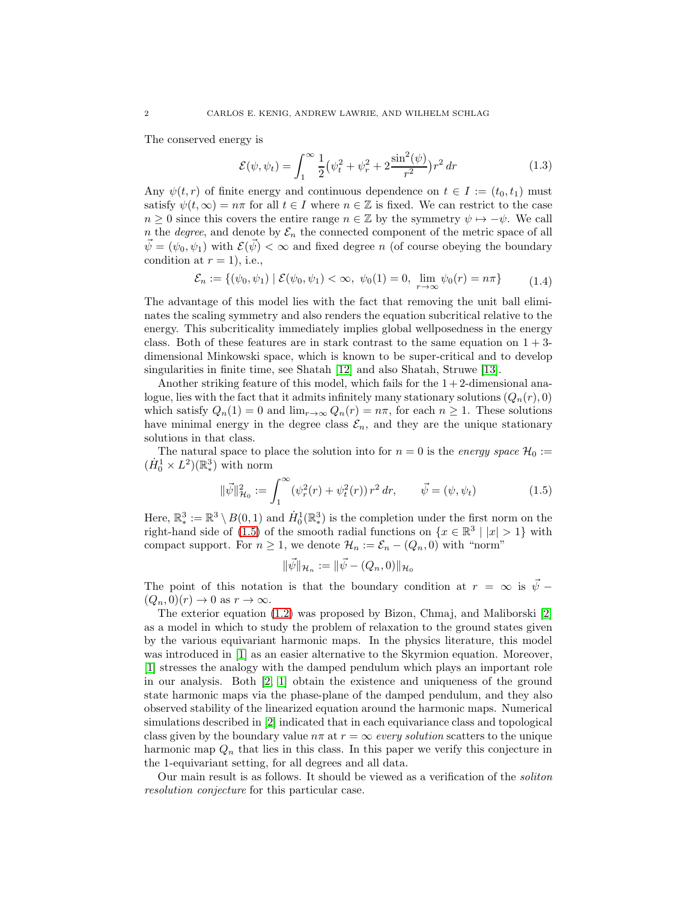The conserved energy is

$$\mathcal{E}(\psi, \psi_t) = \int_1^\infty \frac{1}{2}\big(\psi_t^2 + \psi_r^2 + 2\frac{\sin^2(\psi)}{r^2}\big) r^2\, dr \tag{1.3}$$

Any $\psi(t, r)$ of finite energy and continuous dependence on $t \in I := (t_0, t_1)$ must satisfy $\psi(t, \infty) = n\pi$ for all $t \in I$ where $n \in \mathbb{Z}$ is fixed. We can restrict to the case $n \geq 0$ since this covers the entire range $n \in \mathbb{Z}$ by the symmetry $\psi \mapsto -\psi$. We call $n$ the *degree*, and denote by $\mathcal{E}_n$ the connected component of the metric space of all $\vec{\psi} = (\psi_0, \psi_1)$ with $\mathcal{E}(\vec{\psi}) < \infty$ and fixed degree $n$ (of course obeying the boundary condition at $r = 1$), i.e.,

$$\mathcal{E}_n := \{(\psi_0, \psi_1) \mid \mathcal{E}(\psi_0, \psi_1) < \infty,\ \psi_0(1) = 0,\ \lim_{r\to\infty} \psi_0(r) = n\pi\} \tag{1.4}$$

The advantage of this model lies with the fact that removing the unit ball eliminates the scaling symmetry and also renders the equation subcritical relative to the energy. This subcriticality immediately implies global wellposedness in the energy class. Both of these features are in stark contrast to the same equation on $1+3$-dimensional Minkowski space, which is known to be super-critical and to develop singularities in finite time, see Shatah [12] and also Shatah, Struwe [13].

Another striking feature of this model, which fails for the $1+2$-dimensional analogue, lies with the fact that it admits infinitely many stationary solutions $(Q_n(r), 0)$ which satisfy $Q_n(1) = 0$ and $\lim_{r\to\infty} Q_n(r) = n\pi$, for each $n \geq 1$. These solutions have minimal energy in the degree class $\mathcal{E}_n$, and they are the unique stationary solutions in that class.

The natural space to place the solution into for $n = 0$ is the *energy space* $\mathcal{H}_0 := (\dot{H}_0^1 \times L^2)(\mathbb{R}^3_*)$ with norm

$$\|\vec{\psi}\|^2_{\mathcal{H}_0} := \int_1^\infty (\psi_r^2(r) + \psi_t^2(r))\, r^2\, dr, \qquad \vec{\psi} = (\psi, \psi_t) \tag{1.5}$$

Here, $\mathbb{R}^3_* := \mathbb{R}^3 \setminus B(0,1)$ and $\dot{H}_0^1(\mathbb{R}^3_*)$ is the completion under the first norm on the right-hand side of (1.5) of the smooth radial functions on $\{x \in \mathbb{R}^3 \mid |x| > 1\}$ with compact support. For $n \geq 1$, we denote $\mathcal{H}_n := \mathcal{E}_n - (Q_n, 0)$ with "norm"

$$\|\vec{\psi}\|_{\mathcal{H}_n} := \|\vec{\psi} - (Q_n, 0)\|_{\mathcal{H}_0}$$

The point of this notation is that the boundary condition at $r = \infty$ is $\vec{\psi} - (Q_n, 0)(r) \to 0$ as $r \to \infty$.

The exterior equation (1.2) was proposed by Bizon, Chmaj, and Maliborski [2] as a model in which to study the problem of relaxation to the ground states given by the various equivariant harmonic maps. In the physics literature, this model was introduced in [1] as an easier alternative to the Skyrmion equation. Moreover, [1] stresses the analogy with the damped pendulum which plays an important role in our analysis. Both [2, 1] obtain the existence and uniqueness of the ground state harmonic maps via the phase-plane of the damped pendulum, and they also observed stability of the linearized equation around the harmonic maps. Numerical simulations described in [2] indicated that in each equivariance class and topological class given by the boundary value $n\pi$ at $r = \infty$ *every solution* scatters to the unique harmonic map $Q_n$ that lies in this class. In this paper we verify this conjecture in the 1-equivariant setting, for all degrees and all data.

Our main result is as follows. It should be viewed as a verification of the *soliton resolution conjecture* for this particular case.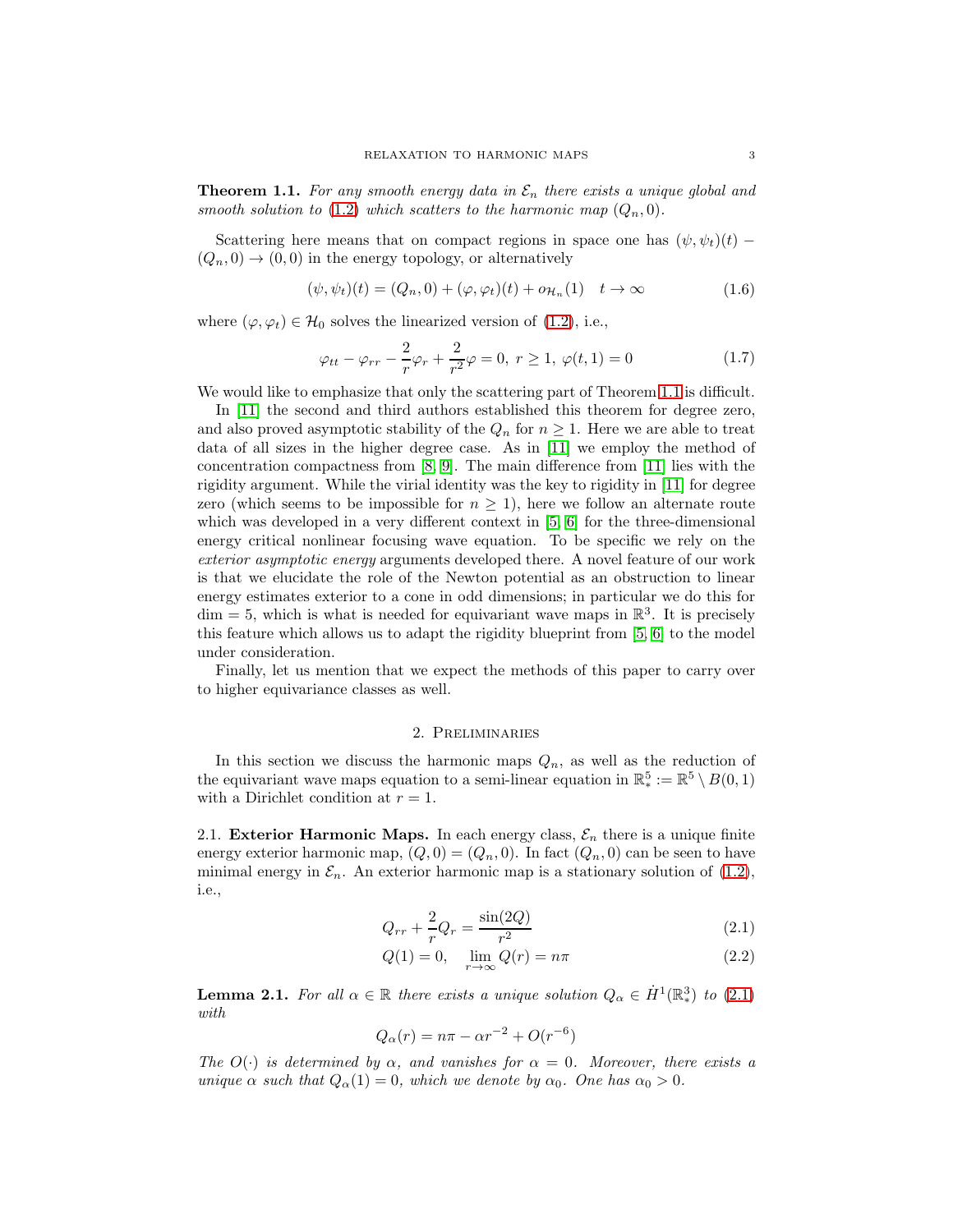**Theorem 1.1.** *For any smooth energy data in $\mathcal{E}_n$ there exists a unique global and smooth solution to (1.2) which scatters to the harmonic map $(Q_n, 0)$.*

Scattering here means that on compact regions in space one has $(\psi, \psi_t)(t) - (Q_n, 0) \to (0, 0)$ in the energy topology, or alternatively

$$(\psi, \psi_t)(t) = (Q_n, 0) + (\varphi, \varphi_t)(t) + o_{\mathcal{H}_n}(1) \quad t \to \infty \tag{1.6}$$

where $(\varphi, \varphi_t) \in \mathcal{H}_0$ solves the linearized version of (1.2), i.e.,

$$\varphi_{tt} - \varphi_{rr} - \frac{2}{r}\varphi_r + \frac{2}{r^2}\varphi = 0, \; r \geq 1, \; \varphi(t, 1) = 0 \tag{1.7}$$

We would like to emphasize that only the scattering part of Theorem 1.1 is difficult.

In [11] the second and third authors established this theorem for degree zero, and also proved asymptotic stability of the $Q_n$ for $n \geq 1$. Here we are able to treat data of all sizes in the higher degree case. As in [11] we employ the method of concentration compactness from [8, 9]. The main difference from [11] lies with the rigidity argument. While the virial identity was the key to rigidity in [11] for degree zero (which seems to be impossible for $n \geq 1$), here we follow an alternate route which was developed in a very different context in [5, 6] for the three-dimensional energy critical nonlinear focusing wave equation. To be specific we rely on the *exterior asymptotic energy* arguments developed there. A novel feature of our work is that we elucidate the role of the Newton potential as an obstruction to linear energy estimates exterior to a cone in odd dimensions; in particular we do this for $\dim = 5$, which is what is needed for equivariant wave maps in $\mathbb{R}^3$. It is precisely this feature which allows us to adapt the rigidity blueprint from [5, 6] to the model under consideration.

Finally, let us mention that we expect the methods of this paper to carry over to higher equivariance classes as well.

## 2. Preliminaries

In this section we discuss the harmonic maps $Q_n$, as well as the reduction of the equivariant wave maps equation to a semi-linear equation in $\mathbb{R}^5_* := \mathbb{R}^5 \setminus B(0, 1)$ with a Dirichlet condition at $r = 1$.

### 2.1. Exterior Harmonic Maps.

In each energy class, $\mathcal{E}_n$ there is a unique finite energy exterior harmonic map, $(Q, 0) = (Q_n, 0)$. In fact $(Q_n, 0)$ can be seen to have minimal energy in $\mathcal{E}_n$. An exterior harmonic map is a stationary solution of (1.2), i.e.,

$$Q_{rr} + \frac{2}{r}Q_r = \frac{\sin(2Q)}{r^2} \tag{2.1}$$

$$Q(1) = 0, \quad \lim_{r \to \infty} Q(r) = n\pi \tag{2.2}$$

**Lemma 2.1.** *For all $\alpha \in \mathbb{R}$ there exists a unique solution $Q_\alpha \in \dot{H}^1(\mathbb{R}^3_*)$ to (2.1) with*

$$Q_\alpha(r) = n\pi - \alpha r^{-2} + O(r^{-6})$$

*The $O(\cdot)$ is determined by $\alpha$, and vanishes for $\alpha = 0$. Moreover, there exists a unique $\alpha$ such that $Q_\alpha(1) = 0$, which we denote by $\alpha_0$. One has $\alpha_0 > 0$.*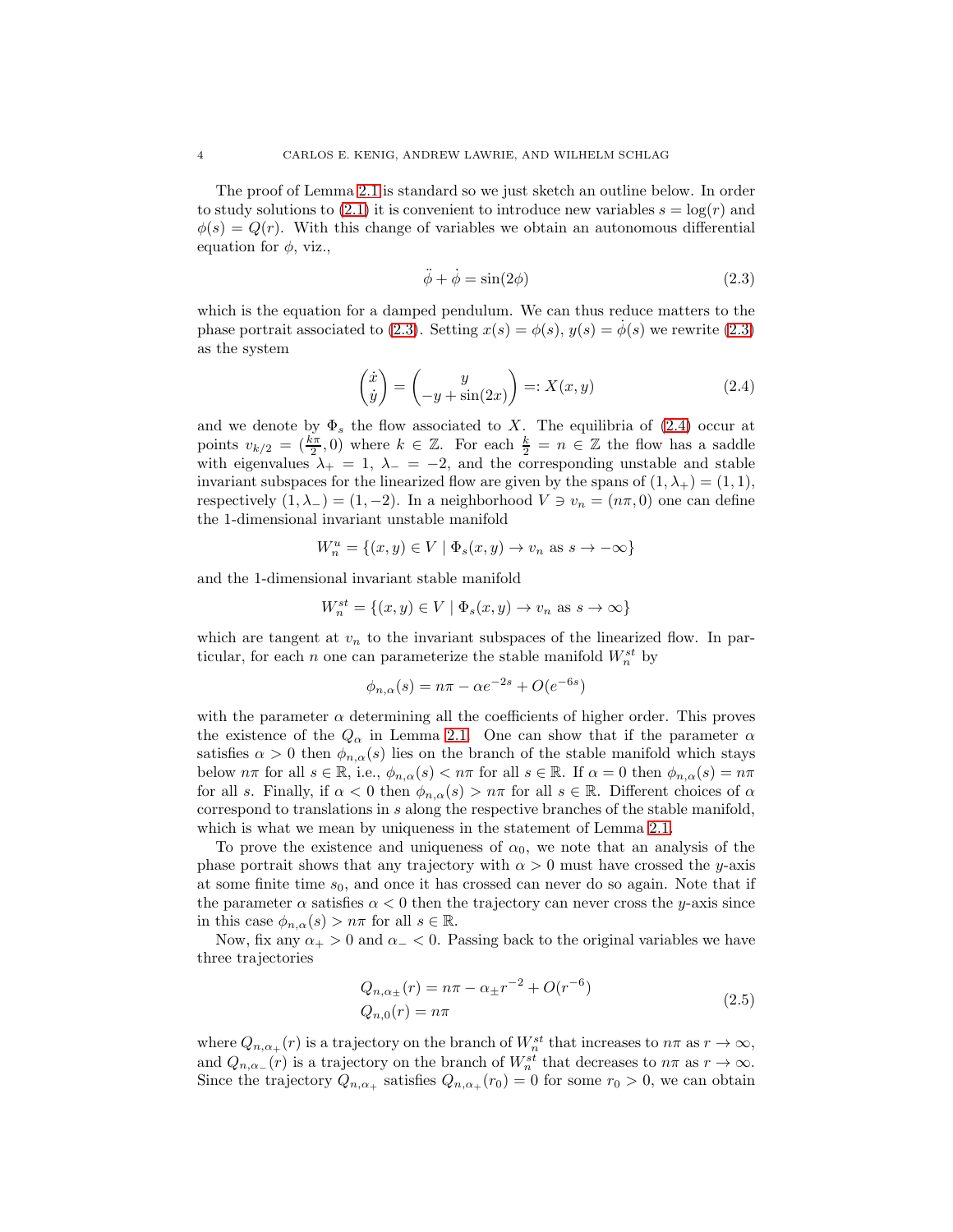The proof of Lemma 2.1 is standard so we just sketch an outline below. In order to study solutions to (2.1) it is convenient to introduce new variables $s = \log(r)$ and $\phi(s) = Q(r)$. With this change of variables we obtain an autonomous differential equation for $\phi$, viz.,

$$\ddot{\phi} + \dot{\phi} = \sin(2\phi) \tag{2.3}$$

which is the equation for a damped pendulum. We can thus reduce matters to the phase portrait associated to (2.3). Setting $x(s) = \phi(s)$, $y(s) = \dot{\phi}(s)$ we rewrite (2.3) as the system

$$\begin{pmatrix} \dot{x} \\ \dot{y} \end{pmatrix} = \begin{pmatrix} y \\ -y + \sin(2x) \end{pmatrix} =: X(x, y) \tag{2.4}$$

and we denote by $\Phi_s$ the flow associated to $X$. The equilibria of (2.4) occur at points $v_{k/2} = (\frac{k\pi}{2}, 0)$ where $k \in \mathbb{Z}$. For each $\frac{k}{2} = n \in \mathbb{Z}$ the flow has a saddle with eigenvalues $\lambda_+ = 1$, $\lambda_- = -2$, and the corresponding unstable and stable invariant subspaces for the linearized flow are given by the spans of $(1, \lambda_+) = (1, 1)$, respectively $(1, \lambda_-) = (1, -2)$. In a neighborhood $V \ni v_n = (n\pi, 0)$ one can define the 1-dimensional invariant unstable manifold

$$W_n^u = \{(x, y) \in V \mid \Phi_s(x, y) \to v_n \text{ as } s \to -\infty\}$$

and the 1-dimensional invariant stable manifold

$$W_n^{st} = \{(x, y) \in V \mid \Phi_s(x, y) \to v_n \text{ as } s \to \infty\}$$

which are tangent at $v_n$ to the invariant subspaces of the linearized flow. In particular, for each $n$ one can parameterize the stable manifold $W_n^{st}$ by

$$\phi_{n,\alpha}(s) = n\pi - \alpha e^{-2s} + O(e^{-6s})$$

with the parameter $\alpha$ determining all the coefficients of higher order. This proves the existence of the $Q_\alpha$ in Lemma 2.1. One can show that if the parameter $\alpha$ satisfies $\alpha > 0$ then $\phi_{n,\alpha}(s)$ lies on the branch of the stable manifold which stays below $n\pi$ for all $s \in \mathbb{R}$, i.e., $\phi_{n,\alpha}(s) < n\pi$ for all $s \in \mathbb{R}$. If $\alpha = 0$ then $\phi_{n,\alpha}(s) = n\pi$ for all $s$. Finally, if $\alpha < 0$ then $\phi_{n,\alpha}(s) > n\pi$ for all $s \in \mathbb{R}$. Different choices of $\alpha$ correspond to translations in $s$ along the respective branches of the stable manifold, which is what we mean by uniqueness in the statement of Lemma 2.1.

To prove the existence and uniqueness of $\alpha_0$, we note that an analysis of the phase portrait shows that any trajectory with $\alpha > 0$ must have crossed the $y$-axis at some finite time $s_0$, and once it has crossed can never do so again. Note that if the parameter $\alpha$ satisfies $\alpha < 0$ then the trajectory can never cross the $y$-axis since in this case $\phi_{n,\alpha}(s) > n\pi$ for all $s \in \mathbb{R}$.

Now, fix any $\alpha_+ > 0$ and $\alpha_- < 0$. Passing back to the original variables we have three trajectories

$$\begin{aligned} Q_{n,\alpha_\pm}(r) &= n\pi - \alpha_\pm r^{-2} + O(r^{-6}) \\ Q_{n,0}(r) &= n\pi \end{aligned} \tag{2.5}$$

where $Q_{n,\alpha_+}(r)$ is a trajectory on the branch of $W_n^{st}$ that increases to $n\pi$ as $r \to \infty$, and $Q_{n,\alpha_-}(r)$ is a trajectory on the branch of $W_n^{st}$ that decreases to $n\pi$ as $r \to \infty$. Since the trajectory $Q_{n,\alpha_+}$ satisfies $Q_{n,\alpha_+}(r_0) = 0$ for some $r_0 > 0$, we can obtain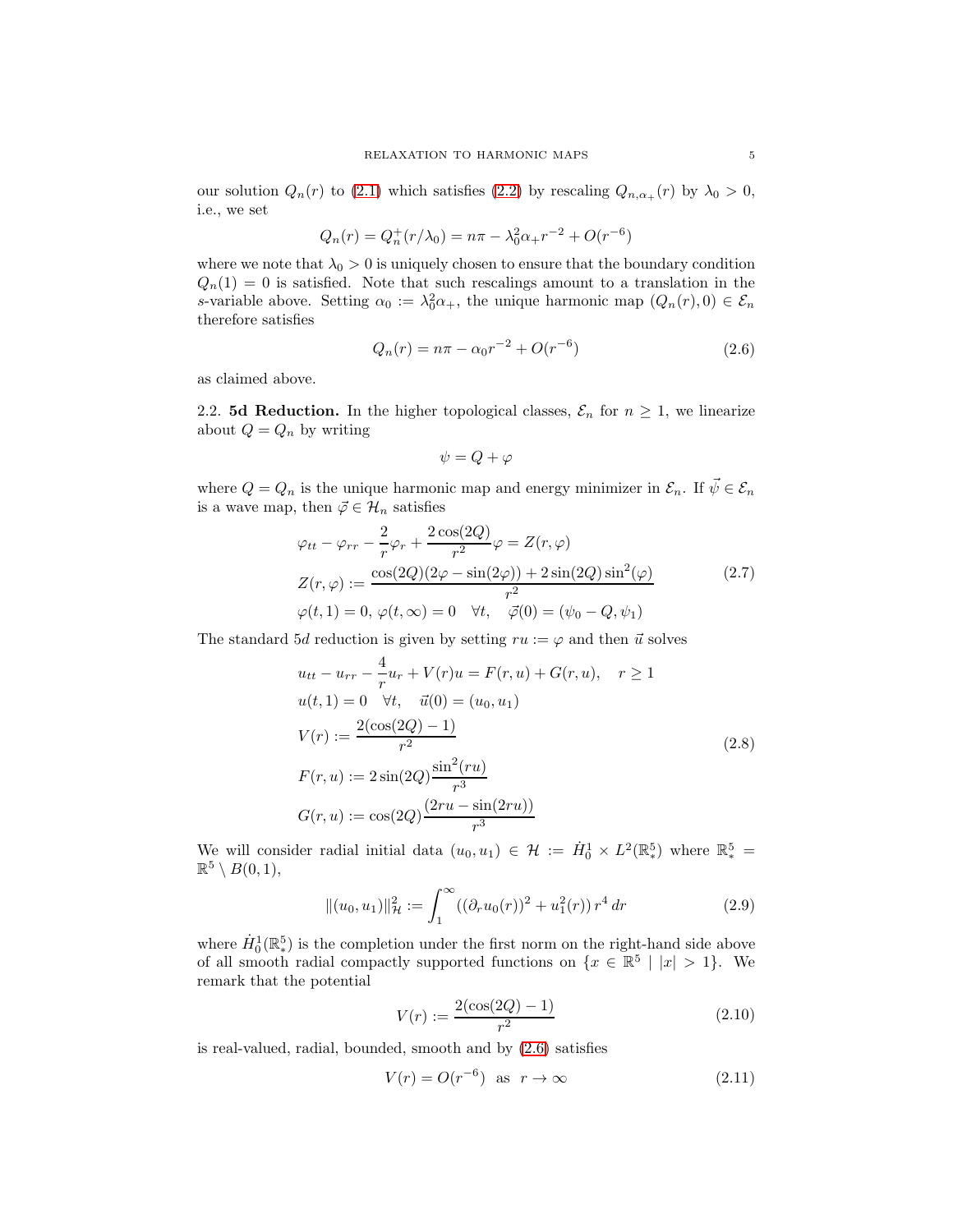our solution $Q_n(r)$ to (2.1) which satisfies (2.2) by rescaling $Q_{n,\alpha_+}(r)$ by $\lambda_0 > 0$, i.e., we set

$$Q_n(r) = Q_n^+(r/\lambda_0) = n\pi - \lambda_0^2 \alpha_+ r^{-2} + O(r^{-6})$$

where we note that $\lambda_0 > 0$ is uniquely chosen to ensure that the boundary condition $Q_n(1) = 0$ is satisfied. Note that such rescalings amount to a translation in the $s$-variable above. Setting $\alpha_0 := \lambda_0^2 \alpha_+$, the unique harmonic map $(Q_n(r), 0) \in \mathcal{E}_n$ therefore satisfies

$$Q_n(r) = n\pi - \alpha_0 r^{-2} + O(r^{-6}) \tag{2.6}$$

as claimed above.

2.2. **5d Reduction.** In the higher topological classes, $\mathcal{E}_n$ for $n \geq 1$, we linearize about $Q = Q_n$ by writing

$$\psi = Q + \varphi$$

where $Q = Q_n$ is the unique harmonic map and energy minimizer in $\mathcal{E}_n$. If $\vec{\psi} \in \mathcal{E}_n$ is a wave map, then $\vec{\varphi} \in \mathcal{H}_n$ satisfies

$$\begin{aligned}
&\varphi_{tt} - \varphi_{rr} - \frac{2}{r}\varphi_r + \frac{2\cos(2Q)}{r^2}\varphi = Z(r, \varphi) \\
&Z(r, \varphi) := \frac{\cos(2Q)(2\varphi - \sin(2\varphi)) + 2\sin(2Q)\sin^2(\varphi)}{r^2} \\
&\varphi(t, 1) = 0, \; \varphi(t, \infty) = 0 \quad \forall t, \quad \vec{\varphi}(0) = (\psi_0 - Q, \psi_1)
\end{aligned} \tag{2.7}$$

The standard $5d$ reduction is given by setting $ru := \varphi$ and then $\vec{u}$ solves

$$\begin{aligned}
&u_{tt} - u_{rr} - \frac{4}{r}u_r + V(r)u = F(r, u) + G(r, u), \quad r \geq 1 \\
&u(t, 1) = 0 \quad \forall t, \quad \vec{u}(0) = (u_0, u_1) \\
&V(r) := \frac{2(\cos(2Q) - 1)}{r^2} \\
&F(r, u) := 2\sin(2Q)\frac{\sin^2(ru)}{r^3} \\
&G(r, u) := \cos(2Q)\frac{(2ru - \sin(2ru))}{r^3}
\end{aligned} \tag{2.8}$$

We will consider radial initial data $(u_0, u_1) \in \mathcal{H} := \dot{H}_0^1 \times L^2(\mathbb{R}^5_*)$ where $\mathbb{R}^5_* = \mathbb{R}^5 \setminus B(0, 1)$,

$$\|(u_0, u_1)\|_{\mathcal{H}}^2 := \int_1^\infty ((\partial_r u_0(r))^2 + u_1^2(r))\, r^4\, dr \tag{2.9}$$

where $\dot{H}_0^1(\mathbb{R}^5_*)$ is the completion under the first norm on the right-hand side above of all smooth radial compactly supported functions on $\{x \in \mathbb{R}^5 \mid |x| > 1\}$. We remark that the potential

$$V(r) := \frac{2(\cos(2Q) - 1)}{r^2} \tag{2.10}$$

is real-valued, radial, bounded, smooth and by (2.6) satisfies

$$V(r) = O(r^{-6}) \;\; \text{as} \;\; r \to \infty \tag{2.11}$$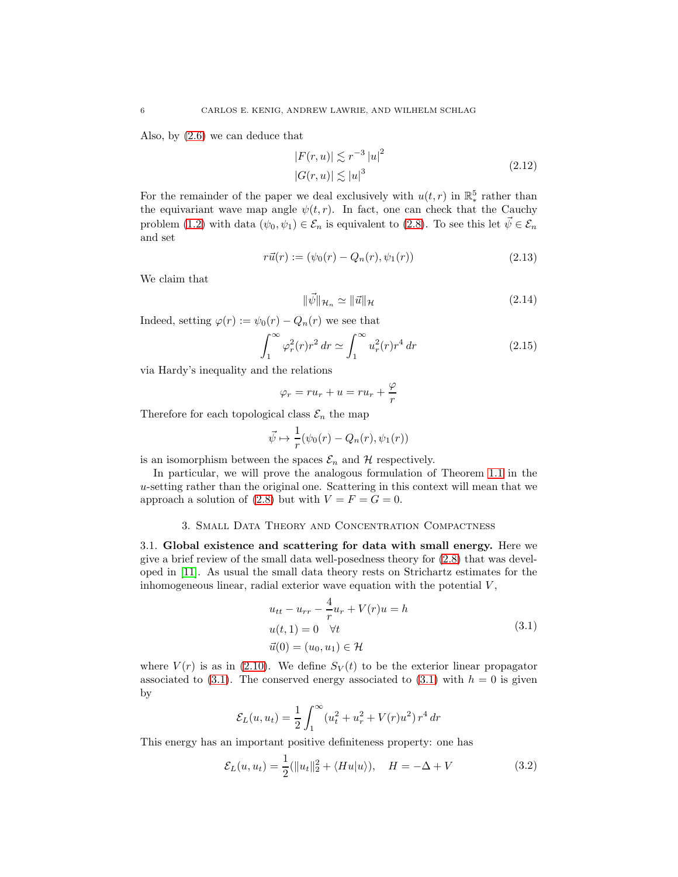Also, by (2.6) we can deduce that

$$
\begin{aligned}
|F(r,u)| &\lesssim r^{-3}\,|u|^2 \\
|G(r,u)| &\lesssim |u|^3
\end{aligned}
\tag{2.12}
$$

For the remainder of the paper we deal exclusively with $u(t,r)$ in $\mathbb{R}^5_*$ rather than the equivariant wave map angle $\psi(t,r)$. In fact, one can check that the Cauchy problem (1.2) with data $(\psi_0,\psi_1)\in\mathcal{E}_n$ is equivalent to (2.8). To see this let $\vec{\psi}\in\mathcal{E}_n$ and set

$$
r\vec{u}(r) := (\psi_0(r) - Q_n(r), \psi_1(r)) \tag{2.13}
$$

We claim that

$$
\|\vec{\psi}\|_{\mathcal{H}_n} \simeq \|\vec{u}\|_{\mathcal{H}} \tag{2.14}
$$

Indeed, setting $\varphi(r) := \psi_0(r) - Q_n(r)$ we see that

$$
\int_1^\infty \varphi_r^2(r) r^2\, dr \simeq \int_1^\infty u_r^2(r) r^4\, dr \tag{2.15}
$$

via Hardy's inequality and the relations

$$
\varphi_r = r u_r + u = r u_r + \frac{\varphi}{r}
$$

Therefore for each topological class $\mathcal{E}_n$ the map

$$
\vec{\psi} \mapsto \frac{1}{r}(\psi_0(r) - Q_n(r), \psi_1(r))
$$

is an isomorphism between the spaces $\mathcal{E}_n$ and $\mathcal{H}$ respectively.

In particular, we will prove the analogous formulation of Theorem 1.1 in the $u$-setting rather than the original one. Scattering in this context will mean that we approach a solution of (2.8) but with $V = F = G = 0$.

## 3. Small Data Theory and Concentration Compactness

**3.1. Global existence and scattering for data with small energy.** Here we give a brief review of the small data well-posedness theory for (2.8) that was developed in [11]. As usual the small data theory rests on Strichartz estimates for the inhomogeneous linear, radial exterior wave equation with the potential $V$,

$$
\begin{aligned}
&u_{tt} - u_{rr} - \frac{4}{r}u_r + V(r)u = h \\
&u(t,1) = 0 \quad \forall t \\
&\vec{u}(0) = (u_0,u_1)\in\mathcal{H}
\end{aligned}
\tag{3.1}
$$

where $V(r)$ is as in (2.10). We define $S_V(t)$ to be the exterior linear propagator associated to (3.1). The conserved energy associated to (3.1) with $h=0$ is given by

$$
\mathcal{E}_L(u,u_t) = \frac{1}{2}\int_1^\infty (u_t^2 + u_r^2 + V(r)u^2)\, r^4\, dr
$$

This energy has an important positive definiteness property: one has

$$
\mathcal{E}_L(u,u_t) = \frac{1}{2}(\|u_t\|_2^2 + \langle Hu|u\rangle), \quad H = -\Delta + V \tag{3.2}
$$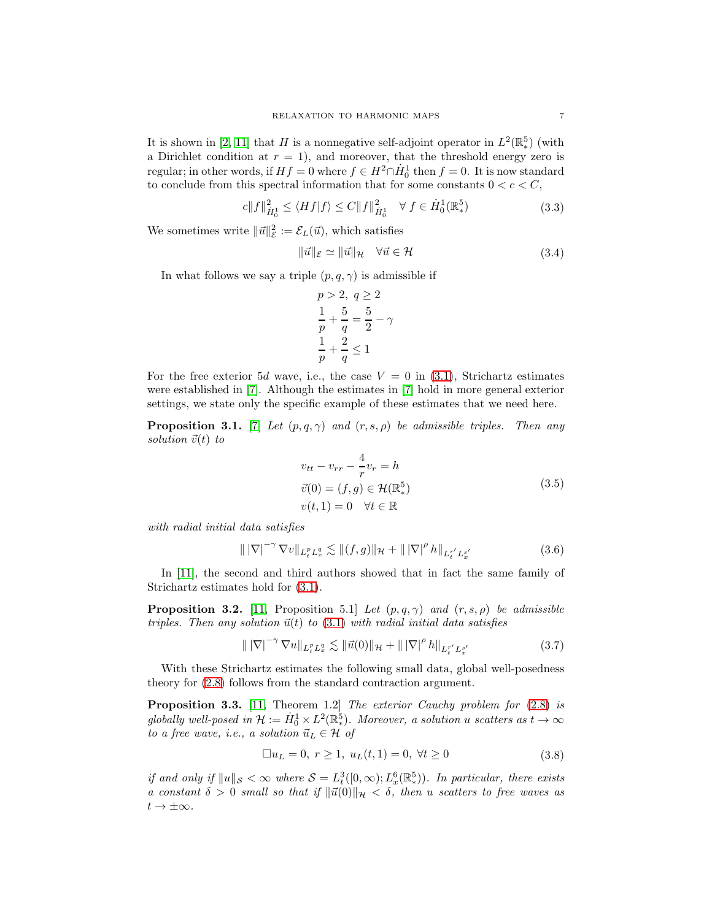It is shown in [2, 11] that $H$ is a nonnegative self-adjoint operator in $L^2(\mathbb{R}^5_*)$ (with a Dirichlet condition at $r = 1$), and moreover, that the threshold energy zero is regular; in other words, if $Hf = 0$ where $f \in H^2 \cap \dot{H}^1_0$ then $f = 0$. It is now standard to conclude from this spectral information that for some constants $0 < c < C$,

$$c\|f\|^2_{\dot{H}^1_0} \le \langle Hf|f\rangle \le C\|f\|^2_{\dot{H}^1_0} \quad \forall\, f \in \dot{H}^1_0(\mathbb{R}^5_*) \tag{3.3}$$

We sometimes write $\|\vec{u}\|^2_{\mathcal{E}} := \mathcal{E}_L(\vec{u})$, which satisfies

$$\|\vec{u}\|_{\mathcal{E}} \simeq \|\vec{u}\|_{\mathcal{H}} \quad \forall \vec{u} \in \mathcal{H} \tag{3.4}$$

In what follows we say a triple $(p, q, \gamma)$ is admissible if

$$p > 2, \ q \ge 2$$
$$\frac{1}{p} + \frac{5}{q} = \frac{5}{2} - \gamma$$
$$\frac{1}{p} + \frac{2}{q} \le 1$$

For the free exterior $5d$ wave, i.e., the case $V = 0$ in (3.1), Strichartz estimates were established in [7]. Although the estimates in [7] hold in more general exterior settings, we state only the specific example of these estimates that we need here.

**Proposition 3.1.** [7] *Let $(p, q, \gamma)$ and $(r, s, \rho)$ be admissible triples. Then any solution $\vec{v}(t)$ to*

$$\begin{aligned} &v_{tt} - v_{rr} - \frac{4}{r}v_r = h \\ &\vec{v}(0) = (f, g) \in \mathcal{H}(\mathbb{R}^5_*) \\ &v(t, 1) = 0 \quad \forall t \in \mathbb{R} \end{aligned} \tag{3.5}$$

*with radial initial data satisfies*

$$\| \, |\nabla|^{-\gamma} \nabla v\|_{L^p_t L^q_x} \lesssim \|(f, g)\|_{\mathcal{H}} + \| \, |\nabla|^{\rho} h\|_{L^{r'}_t L^{s'}_x} \tag{3.6}$$

In [11], the second and third authors showed that in fact the same family of Strichartz estimates hold for (3.1).

**Proposition 3.2.** [11, Proposition 5.1] *Let $(p, q, \gamma)$ and $(r, s, \rho)$ be admissible triples. Then any solution $\vec{u}(t)$ to (3.1) with radial initial data satisfies*

$$\| \, |\nabla|^{-\gamma} \nabla u\|_{L^p_t L^q_x} \lesssim \|\vec{u}(0)\|_{\mathcal{H}} + \| \, |\nabla|^{\rho} h\|_{L^{r'}_t L^{s'}_x} \tag{3.7}$$

With these Strichartz estimates the following small data, global well-posedness theory for (2.8) follows from the standard contraction argument.

**Proposition 3.3.** [11, Theorem 1.2] *The exterior Cauchy problem for (2.8) is globally well-posed in $\mathcal{H} := \dot{H}^1_0 \times L^2(\mathbb{R}^5_*)$. Moreover, a solution $u$ scatters as $t \to \infty$ to a free wave, i.e., a solution $\vec{u}_L \in \mathcal{H}$ of*

$$\Box u_L = 0, \ r \ge 1, \ u_L(t, 1) = 0, \ \forall t \ge 0 \tag{3.8}$$

*if and only if $\|u\|_{\mathcal{S}} < \infty$ where $\mathcal{S} = L^3_t([0, \infty); L^6_x(\mathbb{R}^5_*))$. In particular, there exists a constant $\delta > 0$ small so that if $\|\vec{u}(0)\|_{\mathcal{H}} < \delta$, then $u$ scatters to free waves as $t \to \pm\infty$.*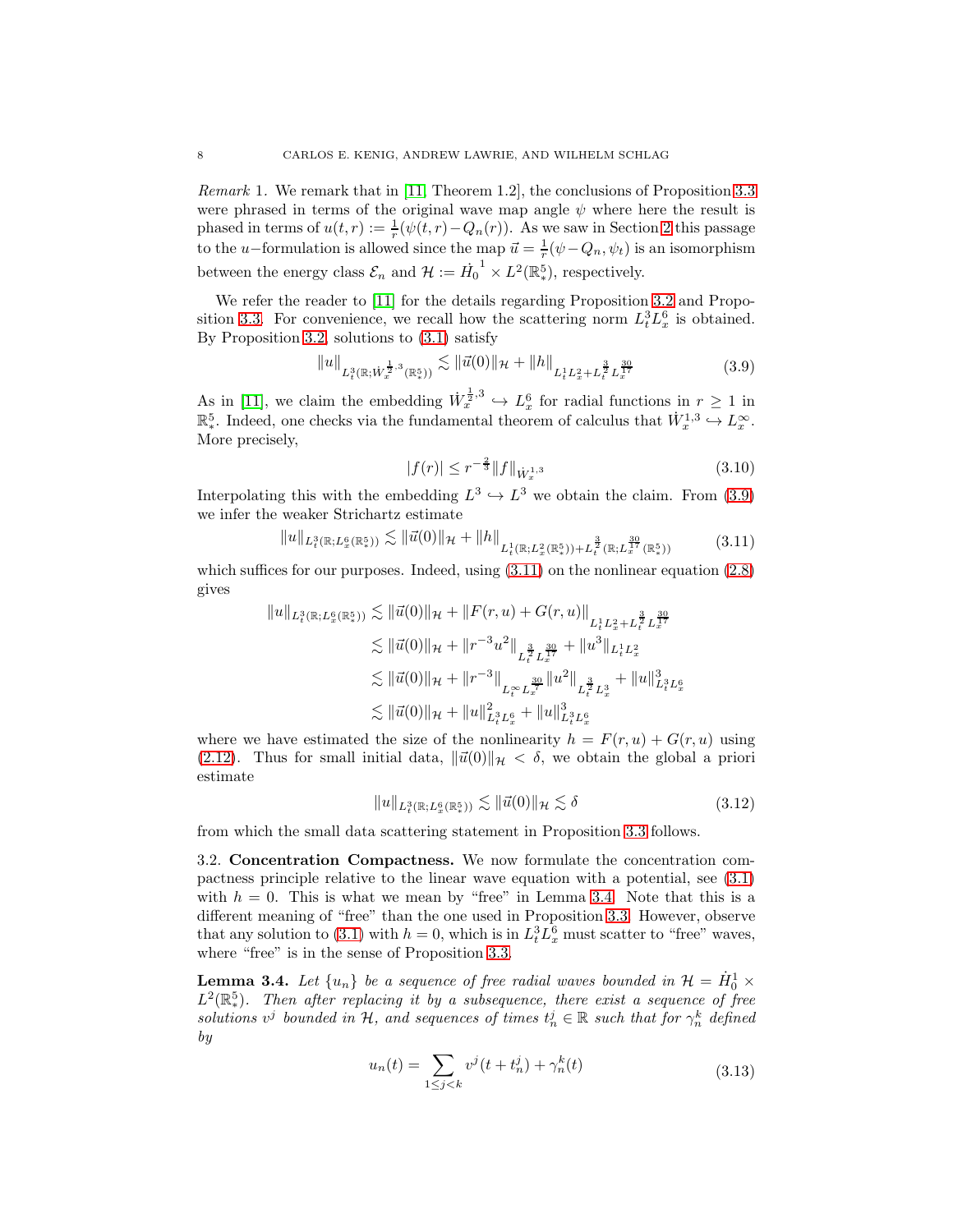*Remark* 1. We remark that in [11, Theorem 1.2], the conclusions of Proposition 3.3 were phrased in terms of the original wave map angle $\psi$ where here the result is phased in terms of $u(t,r) := \frac{1}{r}(\psi(t,r) - Q_n(r))$. As we saw in Section 2 this passage to the $u-$formulation is allowed since the map $\vec{u} = \frac{1}{r}(\psi - Q_n, \psi_t)$ is an isomorphism between the energy class $\mathcal{E}_n$ and $\mathcal{H} := \dot{H}_0^{\ 1} \times L^2(\mathbb{R}^5_*)$, respectively.

We refer the reader to [11] for the details regarding Proposition 3.2 and Proposition 3.3. For convenience, we recall how the scattering norm $L^3_t L^6_x$ is obtained. By Proposition 3.2, solutions to (3.1) satisfy

$$\|u\|_{L^3_t(\mathbb{R}; \dot{W}^{\frac{1}{2},3}_x(\mathbb{R}^5_*))} \lesssim \|\vec{u}(0)\|_{\mathcal{H}} + \|h\|_{L^1_t L^2_x + L^{\frac{3}{2}}_t L^{\frac{30}{17}}_x} \tag{3.9}$$

As in [11], we claim the embedding $\dot{W}^{\frac{1}{2},3}_x \hookrightarrow L^6_x$ for radial functions in $r \geq 1$ in $\mathbb{R}^5_*$. Indeed, one checks via the fundamental theorem of calculus that $\dot{W}^{1,3}_x \hookrightarrow L^\infty_x$. More precisely,

$$|f(r)| \leq r^{-\frac{2}{3}} \|f\|_{\dot{W}^{1,3}_x} \tag{3.10}$$

Interpolating this with the embedding $L^3 \hookrightarrow L^3$ we obtain the claim. From (3.9) we infer the weaker Strichartz estimate

$$\|u\|_{L^3_t(\mathbb{R}; L^6_x(\mathbb{R}^5_*))} \lesssim \|\vec{u}(0)\|_{\mathcal{H}} + \|h\|_{L^1_t(\mathbb{R}; L^2_x(\mathbb{R}^5_*)) + L^{\frac{3}{2}}_t(\mathbb{R}; L^{\frac{30}{17}}_x(\mathbb{R}^5_*))} \tag{3.11}$$

which suffices for our purposes. Indeed, using (3.11) on the nonlinear equation (2.8) gives

$$\begin{aligned}
\|u\|_{L^3_t(\mathbb{R}; L^6_x(\mathbb{R}^5_*))} &\lesssim \|\vec{u}(0)\|_{\mathcal{H}} + \|F(r,u) + G(r,u)\|_{L^1_t L^2_x + L^{\frac{3}{2}}_t L^{\frac{30}{17}}_x} \\
&\lesssim \|\vec{u}(0)\|_{\mathcal{H}} + \|r^{-3} u^2\|_{L^{\frac{3}{2}}_t L^{\frac{30}{17}}_x} + \|u^3\|_{L^1_t L^2_x} \\
&\lesssim \|\vec{u}(0)\|_{\mathcal{H}} + \|r^{-3}\|_{L^\infty_t L^{\frac{30}{7}}_x} \|u^2\|_{L^{\frac{3}{2}}_t L^3_x} + \|u\|^3_{L^3_t L^6_x} \\
&\lesssim \|\vec{u}(0)\|_{\mathcal{H}} + \|u\|^2_{L^3_t L^6_x} + \|u\|^3_{L^3_t L^6_x}
\end{aligned}$$

where we have estimated the size of the nonlinearity $h = F(r,u) + G(r,u)$ using (2.12). Thus for small initial data, $\|\vec{u}(0)\|_{\mathcal{H}} < \delta$, we obtain the global a priori estimate

$$\|u\|_{L^3_t(\mathbb{R}; L^6_x(\mathbb{R}^5_*))} \lesssim \|\vec{u}(0)\|_{\mathcal{H}} \lesssim \delta \tag{3.12}$$

from which the small data scattering statement in Proposition 3.3 follows.

3.2. **Concentration Compactness.** We now formulate the concentration compactness principle relative to the linear wave equation with a potential, see (3.1) with $h = 0$. This is what we mean by "free" in Lemma 3.4. Note that this is a different meaning of "free" than the one used in Proposition 3.3. However, observe that any solution to (3.1) with $h = 0$, which is in $L^3_t L^6_x$ must scatter to "free" waves, where "free" is in the sense of Proposition 3.3.

**Lemma 3.4.** *Let $\{u_n\}$ be a sequence of free radial waves bounded in $\mathcal{H} = \dot{H}^1_0 \times L^2(\mathbb{R}^5_*)$. Then after replacing it by a subsequence, there exist a sequence of free solutions $v^j$ bounded in $\mathcal{H}$, and sequences of times $t^j_n \in \mathbb{R}$ such that for $\gamma^k_n$ defined by*

$$u_n(t) = \sum_{1 \leq j < k} v^j(t + t^j_n) + \gamma^k_n(t) \tag{3.13}$$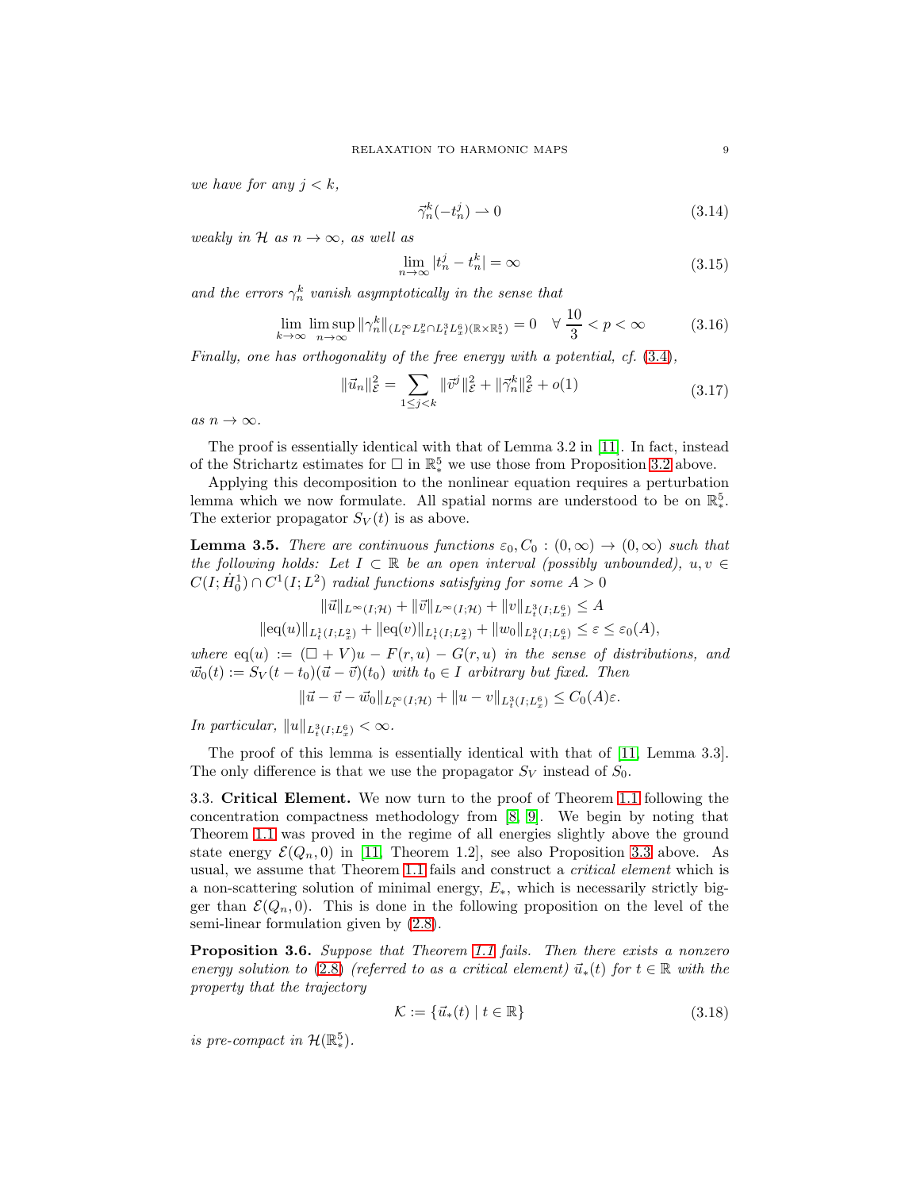*we have for any $j < k$,*

$$\vec{\gamma}_n^k(-t_n^j) \rightharpoonup 0 \tag{3.14}$$

*weakly in $\mathcal{H}$ as $n \to \infty$, as well as*

$$\lim_{n\to\infty} |t_n^j - t_n^k| = \infty \tag{3.15}$$

*and the errors $\gamma_n^k$ vanish asymptotically in the sense that*

$$\lim_{k\to\infty} \limsup_{n\to\infty} \|\gamma_n^k\|_{(L_t^\infty L_x^p \cap L_t^3 L_x^6)(\mathbb{R}\times\mathbb{R}_*^5)} = 0 \quad \forall\ \frac{10}{3} < p < \infty \tag{3.16}$$

*Finally, one has orthogonality of the free energy with a potential, cf. (3.4),*

$$\|\vec{u}_n\|_{\mathcal{E}}^2 = \sum_{1\le j<k} \|\vec{v}^j\|_{\mathcal{E}}^2 + \|\vec{\gamma}_n^k\|_{\mathcal{E}}^2 + o(1) \tag{3.17}$$

*as $n \to \infty$.*

The proof is essentially identical with that of Lemma 3.2 in [11]. In fact, instead of the Strichartz estimates for $\Box$ in $\mathbb{R}_*^5$ we use those from Proposition 3.2 above.

Applying this decomposition to the nonlinear equation requires a perturbation lemma which we now formulate. All spatial norms are understood to be on $\mathbb{R}_*^5$. The exterior propagator $S_V(t)$ is as above.

**Lemma 3.5.** *There are continuous functions $\varepsilon_0, C_0 : (0,\infty) \to (0,\infty)$ such that the following holds: Let $I \subset \mathbb{R}$ be an open interval (possibly unbounded), $u, v \in C(I; \dot{H}_0^1) \cap C^1(I; L^2)$ radial functions satisfying for some $A > 0$*

$$\|\vec{u}\|_{L^\infty(I;\mathcal{H})} + \|\vec{v}\|_{L^\infty(I;\mathcal{H})} + \|v\|_{L_t^3(I;L_x^6)} \le A$$

$$\|\mathrm{eq}(u)\|_{L_t^1(I;L_x^2)} + \|\mathrm{eq}(v)\|_{L_t^1(I;L_x^2)} + \|w_0\|_{L_t^3(I;L_x^6)} \le \varepsilon \le \varepsilon_0(A),$$

*where $\mathrm{eq}(u) := (\Box + V)u - F(r,u) - G(r,u)$ in the sense of distributions, and $\vec{w}_0(t) := S_V(t-t_0)(\vec{u}-\vec{v})(t_0)$ with $t_0 \in I$ arbitrary but fixed. Then*

$$\|\vec{u} - \vec{v} - \vec{w}_0\|_{L_t^\infty(I;\mathcal{H})} + \|u - v\|_{L_t^3(I;L_x^6)} \le C_0(A)\varepsilon.$$

*In particular, $\|u\|_{L_t^3(I;L_x^6)} < \infty$.*

The proof of this lemma is essentially identical with that of [11, Lemma 3.3]. The only difference is that we use the propagator $S_V$ instead of $S_0$.

3.3. **Critical Element.** We now turn to the proof of Theorem 1.1 following the concentration compactness methodology from [8, 9]. We begin by noting that Theorem 1.1 was proved in the regime of all energies slightly above the ground state energy $\mathcal{E}(Q_n, 0)$ in [11, Theorem 1.2], see also Proposition 3.3 above. As usual, we assume that Theorem 1.1 fails and construct a *critical element* which is a non-scattering solution of minimal energy, $E_*$, which is necessarily strictly bigger than $\mathcal{E}(Q_n, 0)$. This is done in the following proposition on the level of the semi-linear formulation given by (2.8).

**Proposition 3.6.** *Suppose that Theorem 1.1 fails. Then there exists a nonzero energy solution to (2.8) (referred to as a critical element) $\vec{u}_*(t)$ for $t \in \mathbb{R}$ with the property that the trajectory*

$$\mathcal{K} := \{\vec{u}_*(t) \mid t \in \mathbb{R}\} \tag{3.18}$$

*is pre-compact in $\mathcal{H}(\mathbb{R}_*^5)$.*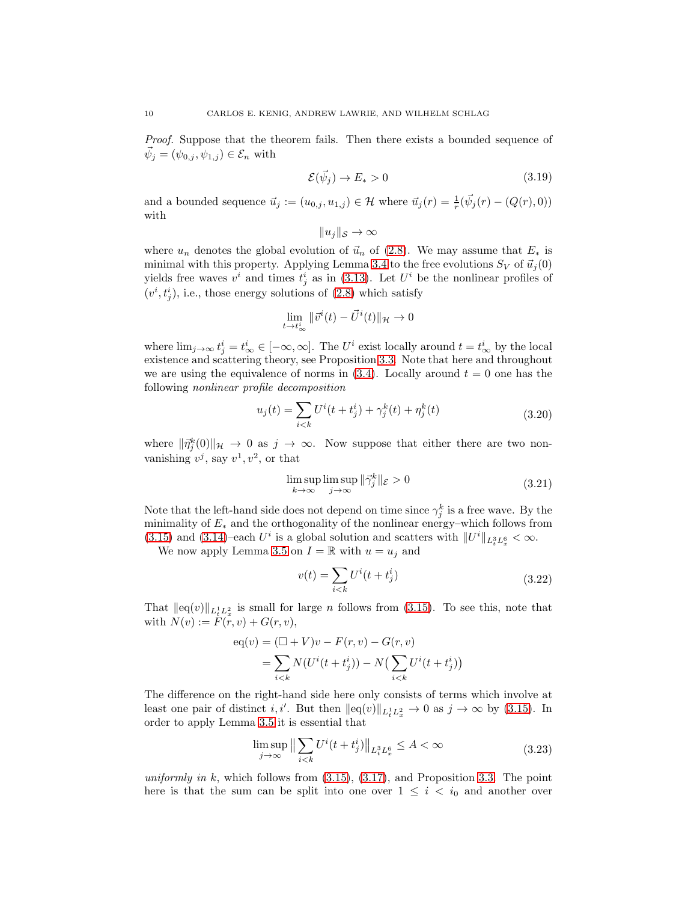*Proof.* Suppose that the theorem fails. Then there exists a bounded sequence of $\vec{\psi}_j = (\psi_{0,j}, \psi_{1,j}) \in \mathcal{E}_n$ with

$$\mathcal{E}(\vec{\psi}_j) \to E_* > 0 \tag{3.19}$$

and a bounded sequence $\vec{u}_j := (u_{0,j}, u_{1,j}) \in \mathcal{H}$ where $\vec{u}_j(r) = \frac{1}{r}(\vec{\psi}_j(r) - (Q(r), 0))$ with

$$\|u_j\|_{\mathcal{S}} \to \infty$$

where $u_n$ denotes the global evolution of $\vec{u}_n$ of (2.8). We may assume that $E_*$ is minimal with this property. Applying Lemma 3.4 to the free evolutions $S_V$ of $\vec{u}_j(0)$ yields free waves $v^i$ and times $t^i_j$ as in (3.13). Let $U^i$ be the nonlinear profiles of $(v^i, t^i_j)$, i.e., those energy solutions of (2.8) which satisfy

$$\lim_{t \to t^i_\infty} \|\vec{v}^i(t) - \vec{U}^i(t)\|_{\mathcal{H}} \to 0$$

where $\lim_{j\to\infty} t^i_j = t^i_\infty \in [-\infty, \infty]$. The $U^i$ exist locally around $t = t^i_\infty$ by the local existence and scattering theory, see Proposition 3.3. Note that here and throughout we are using the equivalence of norms in (3.4). Locally around $t = 0$ one has the following *nonlinear profile decomposition*

$$u_j(t) = \sum_{i<k} U^i(t + t^i_j) + \gamma^k_j(t) + \eta^k_j(t) \tag{3.20}$$

where $\|\vec{\eta}^k_j(0)\|_{\mathcal{H}} \to 0$ as $j \to \infty$. Now suppose that either there are two non-vanishing $v^j$, say $v^1, v^2$, or that

$$\limsup_{k\to\infty} \limsup_{j\to\infty} \|\vec{\gamma}^k_j\|_{\mathcal{E}} > 0 \tag{3.21}$$

Note that the left-hand side does not depend on time since $\gamma^k_j$ is a free wave. By the minimality of $E_*$ and the orthogonality of the nonlinear energy–which follows from (3.15) and (3.14)–each $U^i$ is a global solution and scatters with $\|U^i\|_{L^3_t L^6_x} < \infty$.

We now apply Lemma 3.5 on $I = \mathbb{R}$ with $u = u_j$ and

$$v(t) = \sum_{i<k} U^i(t + t^i_j) \tag{3.22}$$

That $\|\mathrm{eq}(v)\|_{L^1_t L^2_x}$ is small for large $n$ follows from (3.15). To see this, note that with $N(v) := F(r, v) + G(r, v)$,

$$\begin{aligned} \mathrm{eq}(v) &= (\Box + V)v - F(r, v) - G(r, v) \\ &= \sum_{i<k} N(U^i(t + t^i_j)) - N\big(\sum_{i<k} U^i(t + t^i_j)\big) \end{aligned}$$

The difference on the right-hand side here only consists of terms which involve at least one pair of distinct $i, i'$. But then $\|\mathrm{eq}(v)\|_{L^1_t L^2_x} \to 0$ as $j \to \infty$ by (3.15). In order to apply Lemma 3.5 it is essential that

$$\limsup_{j\to\infty} \big\|\sum_{i<k} U^i(t + t^i_j)\big\|_{L^3_t L^6_x} \le A < \infty \tag{3.23}$$

*uniformly in* $k$, which follows from (3.15), (3.17), and Proposition 3.3. The point here is that the sum can be split into one over $1 \le i < i_0$ and another over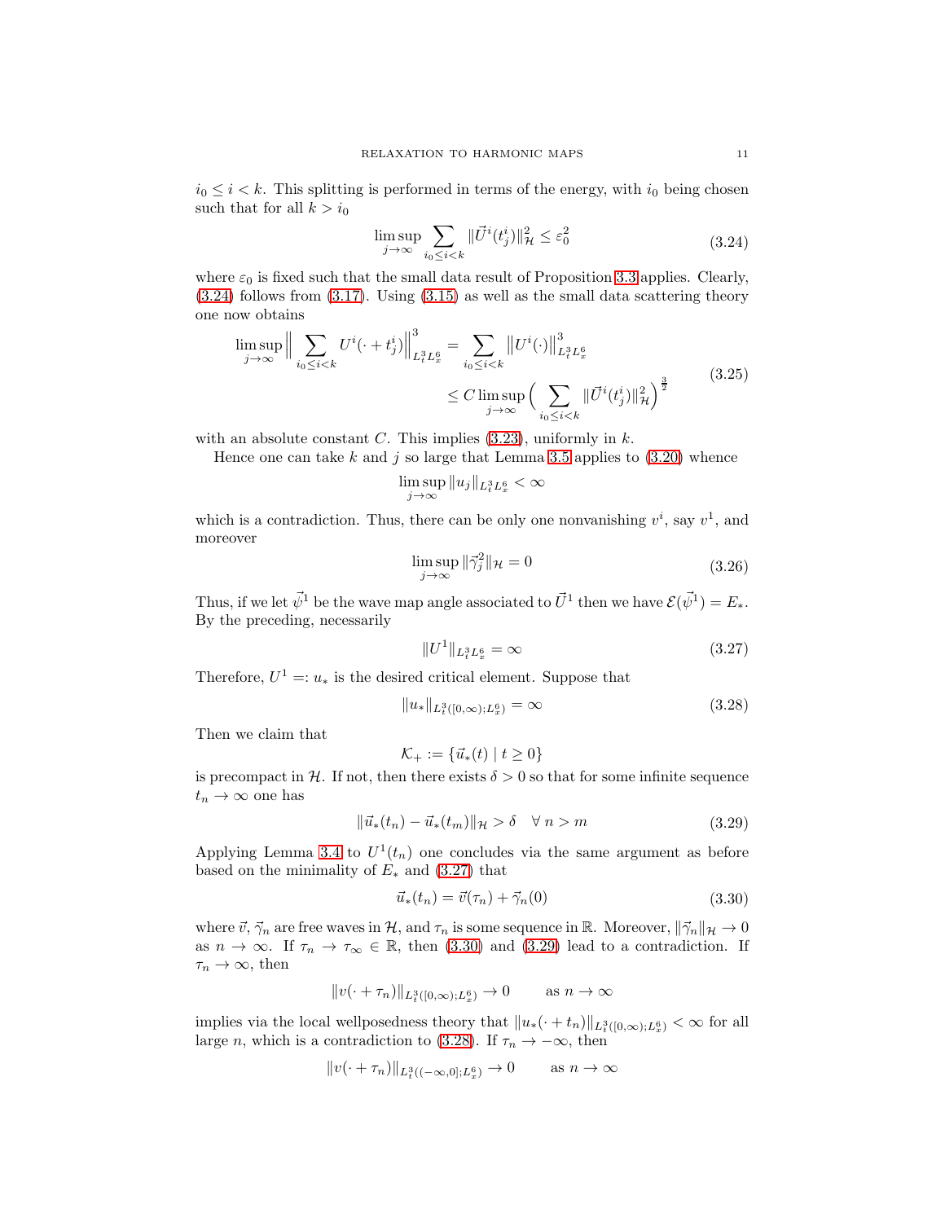$i_0 \le i < k$. This splitting is performed in terms of the energy, with $i_0$ being chosen such that for all $k > i_0$

$$\limsup_{j\to\infty} \sum_{i_0 \le i < k} \|\vec{U}^i(t^i_j)\|^2_{\mathcal{H}} \le \varepsilon_0^2 \tag{3.24}$$

where $\varepsilon_0$ is fixed such that the small data result of Proposition 3.3 applies. Clearly, (3.24) follows from (3.17). Using (3.15) as well as the small data scattering theory one now obtains

$$\begin{aligned}\limsup_{j\to\infty} \Big\| \sum_{i_0 \le i < k} U^i(\cdot + t^i_j) \Big\|^3_{L^3_t L^6_x} &= \sum_{i_0 \le i < k} \big\| U^i(\cdot) \big\|^3_{L^3_t L^6_x} \\ &\le C \limsup_{j\to\infty} \Big( \sum_{i_0 \le i < k} \|\vec{U}^i(t^i_j)\|^2_{\mathcal{H}} \Big)^{\frac{3}{2}}\end{aligned} \tag{3.25}$$

with an absolute constant $C$. This implies (3.23), uniformly in $k$.

Hence one can take $k$ and $j$ so large that Lemma 3.5 applies to (3.20) whence

$$\limsup_{j\to\infty} \|u_j\|_{L^3_t L^6_x} < \infty$$

which is a contradiction. Thus, there can be only one nonvanishing $v^i$, say $v^1$, and moreover

$$\limsup_{j\to\infty} \|\vec{\gamma}^2_j\|_{\mathcal{H}} = 0 \tag{3.26}$$

Thus, if we let $\vec{\psi}^1$ be the wave map angle associated to $\vec{U}^1$ then we have $\mathcal{E}(\vec{\psi}^1) = E_*$. By the preceding, necessarily

$$\|U^1\|_{L^3_t L^6_x} = \infty \tag{3.27}$$

Therefore, $U^1 =: u_*$ is the desired critical element. Suppose that

$$\|u_*\|_{L^3_t([0,\infty); L^6_x)} = \infty \tag{3.28}$$

Then we claim that

$$\mathcal{K}_+ := \{\vec{u}_*(t) \mid t \ge 0\}$$

is precompact in $\mathcal{H}$. If not, then there exists $\delta > 0$ so that for some infinite sequence $t_n \to \infty$ one has

$$\|\vec{u}_*(t_n) - \vec{u}_*(t_m)\|_{\mathcal{H}} > \delta \quad \forall\, n > m \tag{3.29}$$

Applying Lemma 3.4 to $U^1(t_n)$ one concludes via the same argument as before based on the minimality of $E_*$ and (3.27) that

$$\vec{u}_*(t_n) = \vec{v}(\tau_n) + \vec{\gamma}_n(0) \tag{3.30}$$

where $\vec{v}$, $\vec{\gamma}_n$ are free waves in $\mathcal{H}$, and $\tau_n$ is some sequence in $\mathbb{R}$. Moreover, $\|\vec{\gamma}_n\|_{\mathcal{H}} \to 0$ as $n \to \infty$. If $\tau_n \to \tau_\infty \in \mathbb{R}$, then (3.30) and (3.29) lead to a contradiction. If $\tau_n \to \infty$, then

$$\|v(\cdot + \tau_n)\|_{L^3_t([0,\infty); L^6_x)} \to 0 \qquad \text{as } n \to \infty$$

implies via the local wellposedness theory that $\|u_*(\cdot + t_n)\|_{L^3_t([0,\infty); L^6_x)} < \infty$ for all large $n$, which is a contradiction to (3.28). If $\tau_n \to -\infty$, then

$$\|v(\cdot + \tau_n)\|_{L^3_t((-\infty,0]; L^6_x)} \to 0 \qquad \text{as } n \to \infty$$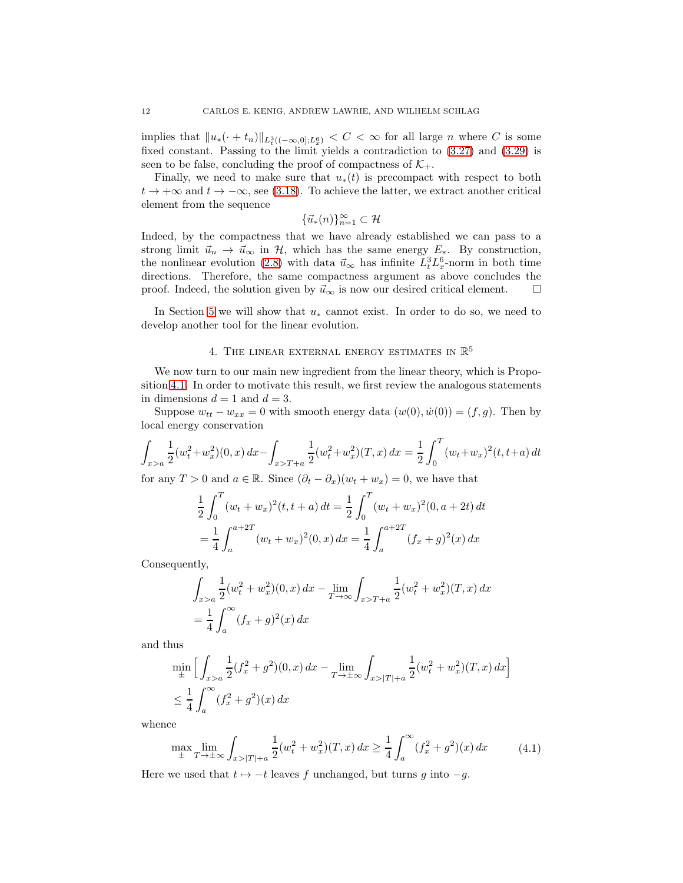implies that $\|u_*(\cdot + t_n)\|_{L^3_t((-\infty,0];L^6_x)} < C < \infty$ for all large $n$ where $C$ is some fixed constant. Passing to the limit yields a contradiction to (3.27) and (3.29) is seen to be false, concluding the proof of compactness of $\mathcal{K}_+$.

Finally, we need to make sure that $u_*(t)$ is precompact with respect to both $t \to +\infty$ and $t \to -\infty$, see (3.18). To achieve the latter, we extract another critical element from the sequence

$$\{\vec{u}_*(n)\}_{n=1}^\infty \subset \mathcal{H}$$

Indeed, by the compactness that we have already established we can pass to a strong limit $\vec{u}_n \to \vec{u}_\infty$ in $\mathcal{H}$, which has the same energy $E_*$. By construction, the nonlinear evolution (2.8) with data $\vec{u}_\infty$ has infinite $L^3_t L^6_x$-norm in both time directions. Therefore, the same compactness argument as above concludes the proof. Indeed, the solution given by $\vec{u}_\infty$ is now our desired critical element. $\square$

In Section 5 we will show that $u_*$ cannot exist. In order to do so, we need to develop another tool for the linear evolution.

## 4. The linear external energy estimates in $\mathbb{R}^5$

We now turn to our main new ingredient from the linear theory, which is Proposition 4.1. In order to motivate this result, we first review the analogous statements in dimensions $d = 1$ and $d = 3$.

Suppose $w_{tt} - w_{xx} = 0$ with smooth energy data $(w(0), \dot{w}(0)) = (f, g)$. Then by local energy conservation

$$\int_{x>a} \frac{1}{2}(w_t^2 + w_x^2)(0,x)\,dx - \int_{x>T+a} \frac{1}{2}(w_t^2 + w_x^2)(T,x)\,dx = \frac{1}{2}\int_0^T (w_t + w_x)^2(t, t+a)\,dt$$

for any $T > 0$ and $a \in \mathbb{R}$. Since $(\partial_t - \partial_x)(w_t + w_x) = 0$, we have that

$$\begin{aligned}
\frac{1}{2}\int_0^T (w_t + w_x)^2(t, t+a)\,dt &= \frac{1}{2}\int_0^T (w_t + w_x)^2(0, a+2t)\,dt \\
&= \frac{1}{4}\int_a^{a+2T} (w_t + w_x)^2(0,x)\,dx = \frac{1}{4}\int_a^{a+2T} (f_x + g)^2(x)\,dx
\end{aligned}$$

Consequently,

$$\begin{aligned}
&\int_{x>a} \frac{1}{2}(w_t^2 + w_x^2)(0,x)\,dx - \lim_{T\to\infty}\int_{x>T+a} \frac{1}{2}(w_t^2 + w_x^2)(T,x)\,dx \\
&= \frac{1}{4}\int_a^\infty (f_x + g)^2(x)\,dx
\end{aligned}$$

and thus

$$\begin{aligned}
&\min_{\pm}\Big[\int_{x>a} \frac{1}{2}(f_x^2 + g^2)(0,x)\,dx - \lim_{T\to\pm\infty}\int_{x>|T|+a} \frac{1}{2}(w_t^2 + w_x^2)(T,x)\,dx\Big] \\
&\le \frac{1}{4}\int_a^\infty (f_x^2 + g^2)(x)\,dx
\end{aligned}$$

whence

$$\max_{\pm}\lim_{T\to\pm\infty}\int_{x>|T|+a} \frac{1}{2}(w_t^2 + w_x^2)(T,x)\,dx \ge \frac{1}{4}\int_a^\infty (f_x^2 + g^2)(x)\,dx \tag{4.1}$$

Here we used that $t \mapsto -t$ leaves $f$ unchanged, but turns $g$ into $-g$.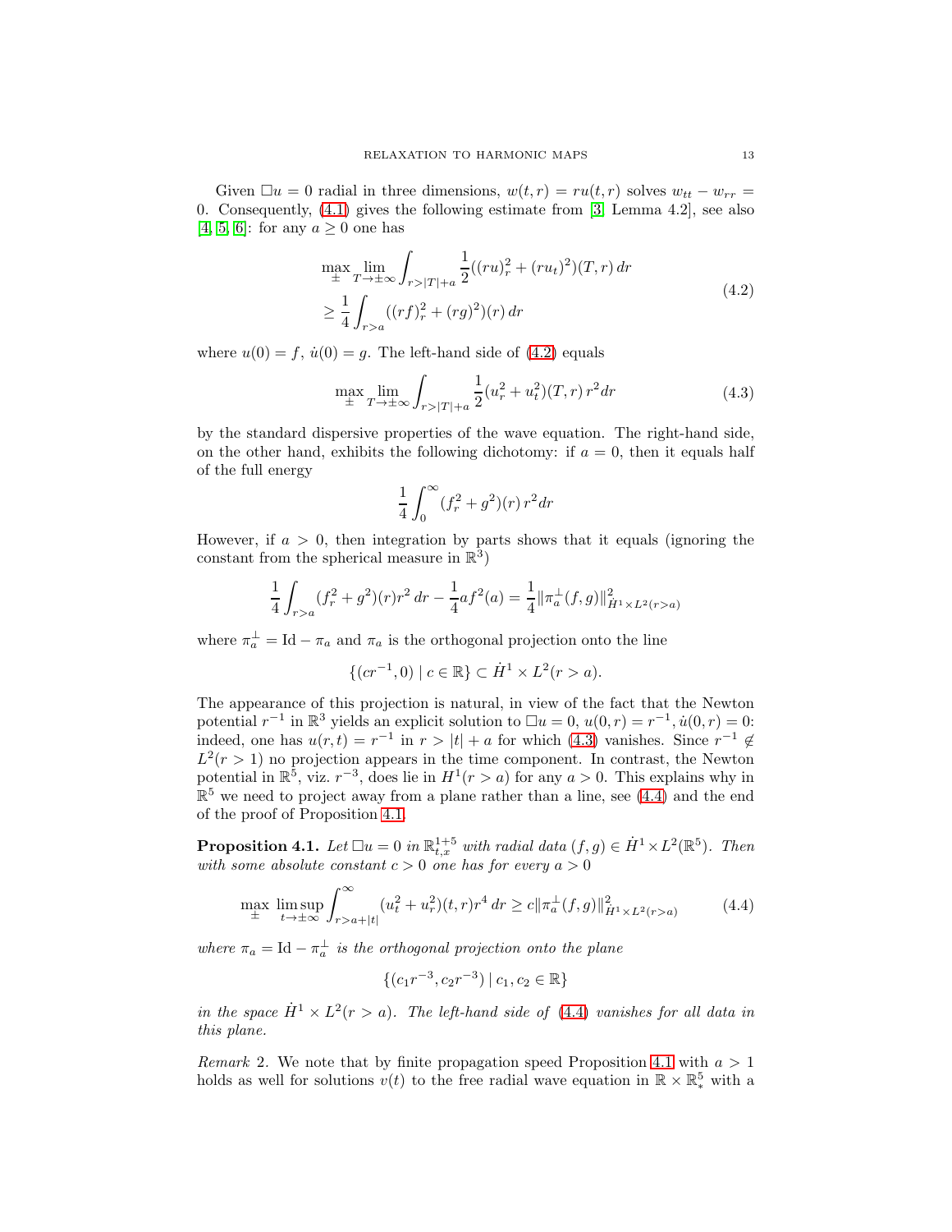Given $\Box u = 0$ radial in three dimensions, $w(t,r) = ru(t,r)$ solves $w_{tt} - w_{rr} = 0$. Consequently, (4.1) gives the following estimate from [3, Lemma 4.2], see also [4, 5, 6]: for any $a \geq 0$ one has

$$
\begin{aligned}
&\max_{\pm} \lim_{T\to\pm\infty} \int_{r>|T|+a} \frac{1}{2}((ru)_r^2 + (ru_t)^2)(T,r)\,dr \\
&\geq \frac{1}{4}\int_{r>a} ((rf)_r^2 + (rg)^2)(r)\,dr
\end{aligned}
\tag{4.2}
$$

where $u(0) = f$, $\dot{u}(0) = g$. The left-hand side of (4.2) equals

$$
\max_{\pm} \lim_{T\to\pm\infty} \int_{r>|T|+a} \frac{1}{2}(u_r^2 + u_t^2)(T,r)\,r^2 dr \tag{4.3}
$$

by the standard dispersive properties of the wave equation. The right-hand side, on the other hand, exhibits the following dichotomy: if $a = 0$, then it equals half of the full energy

$$
\frac{1}{4}\int_0^\infty (f_r^2 + g^2)(r)\,r^2 dr
$$

However, if $a > 0$, then integration by parts shows that it equals (ignoring the constant from the spherical measure in $\mathbb{R}^3$)

$$
\frac{1}{4}\int_{r>a} (f_r^2 + g^2)(r)r^2\,dr - \frac{1}{4}af^2(a) = \frac{1}{4}\|\pi_a^\perp(f,g)\|^2_{\dot{H}^1\times L^2(r>a)}
$$

where $\pi_a^\perp = \mathrm{Id} - \pi_a$ and $\pi_a$ is the orthogonal projection onto the line

$$
\{(cr^{-1}, 0) \mid c \in \mathbb{R}\} \subset \dot{H}^1 \times L^2(r > a).
$$

The appearance of this projection is natural, in view of the fact that the Newton potential $r^{-1}$ in $\mathbb{R}^3$ yields an explicit solution to $\Box u = 0$, $u(0,r) = r^{-1}$, $\dot{u}(0,r) = 0$: indeed, one has $u(r,t) = r^{-1}$ in $r > |t| + a$ for which (4.3) vanishes. Since $r^{-1} \notin L^2(r > 1)$ no projection appears in the time component. In contrast, the Newton potential in $\mathbb{R}^5$, viz. $r^{-3}$, does lie in $H^1(r > a)$ for any $a > 0$. This explains why in $\mathbb{R}^5$ we need to project away from a plane rather than a line, see (4.4) and the end of the proof of Proposition 4.1.

**Proposition 4.1.** *Let $\Box u = 0$ in $\mathbb{R}^{1+5}_{t,x}$ with radial data $(f,g) \in \dot{H}^1 \times L^2(\mathbb{R}^5)$. Then with some absolute constant $c > 0$ one has for every $a > 0$*

$$
\max_{\pm} \limsup_{t\to\pm\infty} \int_{r>a+|t|}^\infty (u_t^2 + u_r^2)(t,r)r^4\,dr \geq c\|\pi_a^\perp(f,g)\|^2_{\dot{H}^1\times L^2(r>a)} \tag{4.4}
$$

*where $\pi_a = \mathrm{Id} - \pi_a^\perp$ is the orthogonal projection onto the plane*

$$
\{(c_1 r^{-3}, c_2 r^{-3}) \mid c_1, c_2 \in \mathbb{R}\}
$$

*in the space $\dot{H}^1 \times L^2(r > a)$. The left-hand side of (4.4) vanishes for all data in this plane.*

*Remark* 2. We note that by finite propagation speed Proposition 4.1 with $a > 1$ holds as well for solutions $v(t)$ to the free radial wave equation in $\mathbb{R} \times \mathbb{R}^5_*$ with a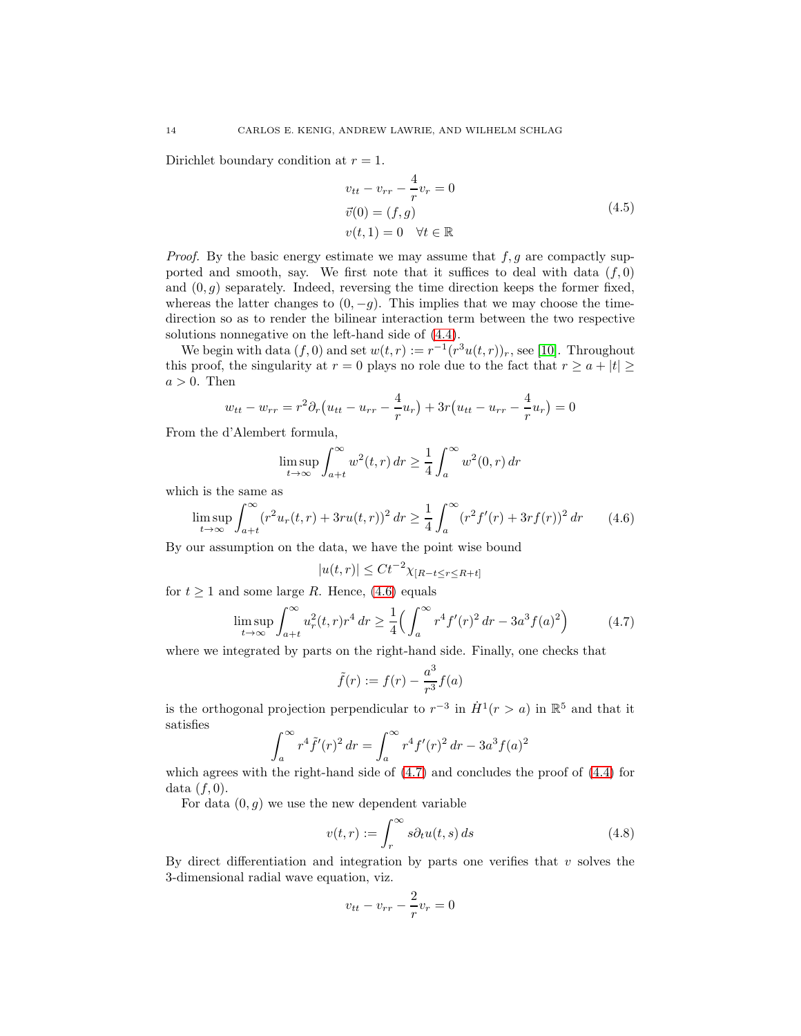Dirichlet boundary condition at $r = 1$.

$$
\begin{aligned}
&v_{tt} - v_{rr} - \frac{4}{r} v_r = 0 \\
&\vec{v}(0) = (f, g) \\
&v(t, 1) = 0 \quad \forall t \in \mathbb{R}
\end{aligned}
\tag{4.5}
$$

*Proof.* By the basic energy estimate we may assume that $f, g$ are compactly supported and smooth, say. We first note that it suffices to deal with data $(f, 0)$ and $(0, g)$ separately. Indeed, reversing the time direction keeps the former fixed, whereas the latter changes to $(0, -g)$. This implies that we may choose the time-direction so as to render the bilinear interaction term between the two respective solutions nonnegative on the left-hand side of (4.4).

We begin with data $(f, 0)$ and set $w(t, r) := r^{-1}(r^3 u(t, r))_r$, see [10]. Throughout this proof, the singularity at $r = 0$ plays no role due to the fact that $r \geq a + |t| \geq a > 0$. Then

$$
w_{tt} - w_{rr} = r^2 \partial_r \big(u_{tt} - u_{rr} - \frac{4}{r} u_r\big) + 3r \big(u_{tt} - u_{rr} - \frac{4}{r} u_r\big) = 0
$$

From the d'Alembert formula,

$$
\limsup_{t \to \infty} \int_{a+t}^{\infty} w^2(t, r)\, dr \geq \frac{1}{4} \int_a^{\infty} w^2(0, r)\, dr
$$

which is the same as

$$
\limsup_{t \to \infty} \int_{a+t}^{\infty} (r^2 u_r(t, r) + 3r u(t, r))^2\, dr \geq \frac{1}{4} \int_a^{\infty} (r^2 f'(r) + 3r f(r))^2\, dr \tag{4.6}
$$

By our assumption on the data, we have the point wise bound

$$
|u(t, r)| \leq C t^{-2} \chi_{[R - t \leq r \leq R + t]}
$$

for $t \geq 1$ and some large $R$. Hence, (4.6) equals

$$
\limsup_{t \to \infty} \int_{a+t}^{\infty} u_r^2(t, r) r^4\, dr \geq \frac{1}{4} \Big( \int_a^{\infty} r^4 f'(r)^2\, dr - 3a^3 f(a)^2 \Big) \tag{4.7}
$$

where we integrated by parts on the right-hand side. Finally, one checks that

$$
\tilde{f}(r) := f(r) - \frac{a^3}{r^3} f(a)
$$

is the orthogonal projection perpendicular to $r^{-3}$ in $\dot{H}^1(r > a)$ in $\mathbb{R}^5$ and that it satisfies

$$
\int_a^{\infty} r^4 \tilde{f}'(r)^2\, dr = \int_a^{\infty} r^4 f'(r)^2\, dr - 3a^3 f(a)^2
$$

which agrees with the right-hand side of (4.7) and concludes the proof of (4.4) for data $(f, 0)$.

For data $(0, g)$ we use the new dependent variable

$$
v(t, r) := \int_r^{\infty} s \partial_t u(t, s)\, ds \tag{4.8}
$$

By direct differentiation and integration by parts one verifies that $v$ solves the 3-dimensional radial wave equation, viz.

$$
v_{tt} - v_{rr} - \frac{2}{r} v_r = 0
$$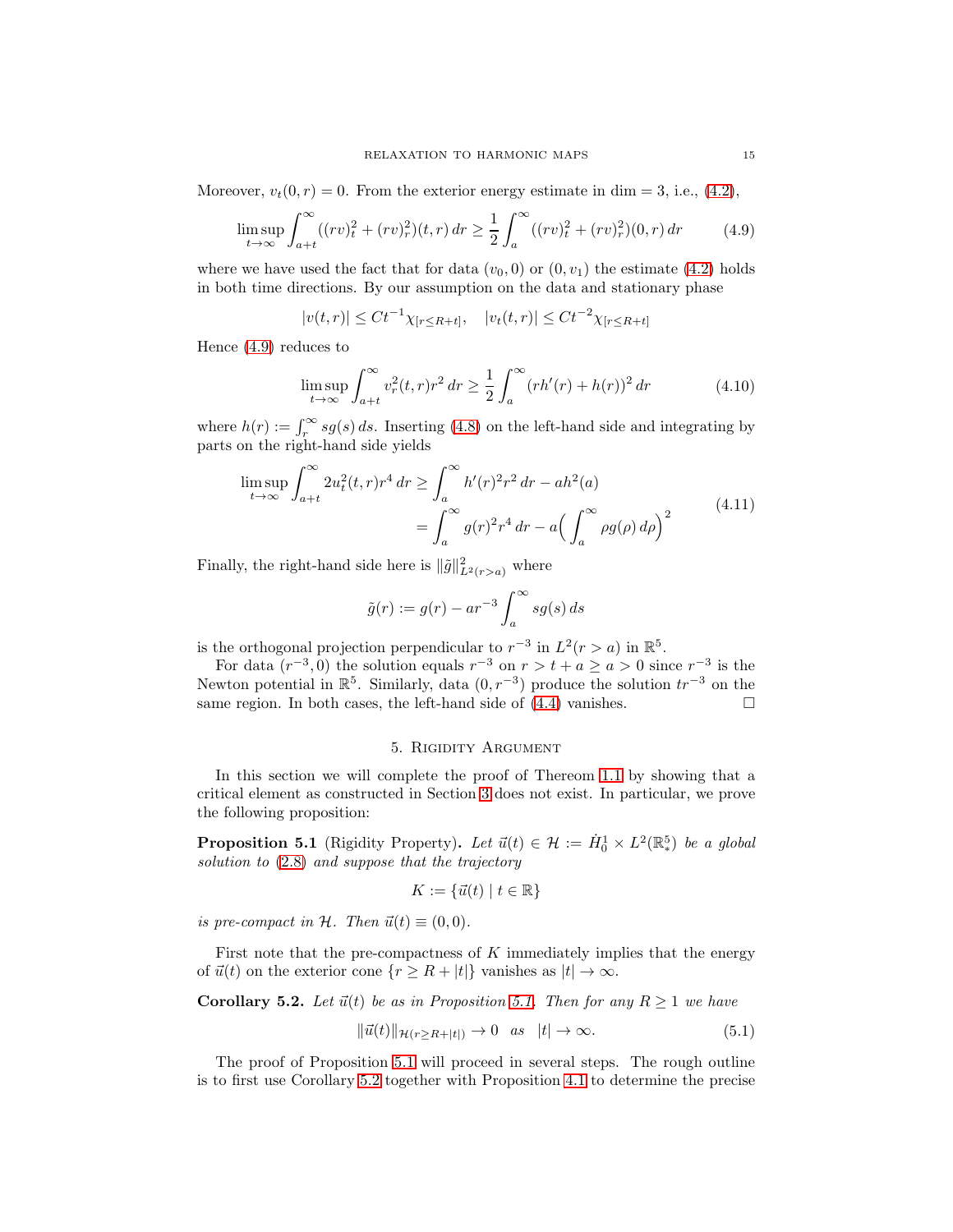Moreover, $v_t(0, r) = 0$. From the exterior energy estimate in dim $= 3$, i.e., (4.2),

$$\limsup_{t\to\infty} \int_{a+t}^{\infty} ((rv)_t^2 + (rv)_r^2)(t, r)\, dr \geq \frac{1}{2} \int_a^{\infty} ((rv)_t^2 + (rv)_r^2)(0, r)\, dr \tag{4.9}$$

where we have used the fact that for data $(v_0, 0)$ or $(0, v_1)$ the estimate (4.2) holds in both time directions. By our assumption on the data and stationary phase

$$|v(t, r)| \leq Ct^{-1}\chi_{[r\leq R+t]}, \quad |v_t(t, r)| \leq Ct^{-2}\chi_{[r\leq R+t]}$$

Hence (4.9) reduces to

$$\limsup_{t\to\infty} \int_{a+t}^{\infty} v_r^2(t, r) r^2\, dr \geq \frac{1}{2} \int_a^{\infty} (rh'(r) + h(r))^2\, dr \tag{4.10}$$

where $h(r) := \int_r^\infty sg(s)\, ds$. Inserting (4.8) on the left-hand side and integrating by parts on the right-hand side yields

$$\begin{aligned} \limsup_{t\to\infty} \int_{a+t}^{\infty} 2u_t^2(t, r) r^4\, dr &\geq \int_a^{\infty} h'(r)^2 r^2\, dr - ah^2(a) \\ &= \int_a^{\infty} g(r)^2 r^4\, dr - a\Big(\int_a^{\infty} \rho g(\rho)\, d\rho\Big)^2 \end{aligned} \tag{4.11}$$

Finally, the right-hand side here is $\|\tilde{g}\|^2_{L^2(r>a)}$ where

$$\tilde{g}(r) := g(r) - ar^{-3} \int_a^{\infty} sg(s)\, ds$$

is the orthogonal projection perpendicular to $r^{-3}$ in $L^2(r > a)$ in $\mathbb{R}^5$.

For data $(r^{-3}, 0)$ the solution equals $r^{-3}$ on $r > t + a \geq a > 0$ since $r^{-3}$ is the Newton potential in $\mathbb{R}^5$. Similarly, data $(0, r^{-3})$ produce the solution $tr^{-3}$ on the same region. In both cases, the left-hand side of (4.4) vanishes. □

## 5. Rigidity Argument

In this section we will complete the proof of Thereom 1.1 by showing that a critical element as constructed in Section 3 does not exist. In particular, we prove the following proposition:

**Proposition 5.1** (Rigidity Property). *Let $\vec{u}(t) \in \mathcal{H} := \dot{H}_0^1 \times L^2(\mathbb{R}^5_*)$ be a global solution to (2.8) and suppose that the trajectory*

$$K := \{\vec{u}(t) \mid t \in \mathbb{R}\}$$

*is pre-compact in $\mathcal{H}$. Then $\vec{u}(t) \equiv (0, 0)$.*

First note that the pre-compactness of $K$ immediately implies that the energy of $\vec{u}(t)$ on the exterior cone $\{r \geq R + |t|\}$ vanishes as $|t| \to \infty$.

**Corollary 5.2.** *Let $\vec{u}(t)$ be as in Proposition 5.1. Then for any $R \geq 1$ we have*

$$\|\vec{u}(t)\|_{\mathcal{H}(r\geq R+|t|)} \to 0 \quad as \quad |t| \to \infty. \tag{5.1}$$

The proof of Proposition 5.1 will proceed in several steps. The rough outline is to first use Corollary 5.2 together with Proposition 4.1 to determine the precise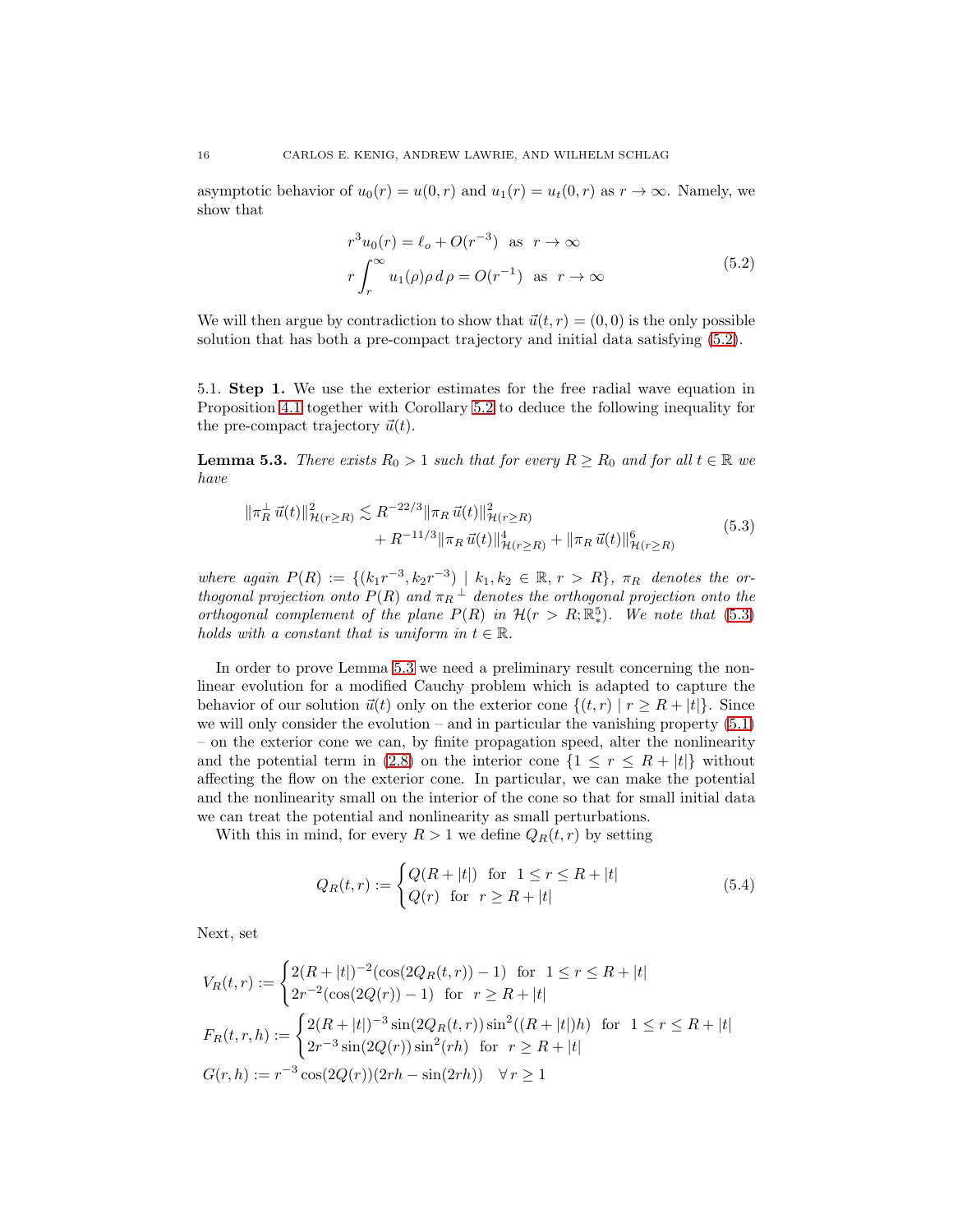asymptotic behavior of $u_0(r) = u(0,r)$ and $u_1(r) = u_t(0,r)$ as $r \to \infty$. Namely, we show that

$$
\begin{aligned}
r^3 u_0(r) &= \ell_o + O(r^{-3}) \quad \text{as} \quad r \to \infty \\
r \int_r^\infty u_1(\rho)\rho \, d\rho &= O(r^{-1}) \quad \text{as} \quad r \to \infty
\end{aligned}
\tag{5.2}
$$

We will then argue by contradiction to show that $\vec{u}(t,r) = (0,0)$ is the only possible solution that has both a pre-compact trajectory and initial data satisfying (5.2).

5.1. **Step 1.** We use the exterior estimates for the free radial wave equation in Proposition 4.1 together with Corollary 5.2 to deduce the following inequality for the pre-compact trajectory $\vec{u}(t)$.

**Lemma 5.3.** *There exists $R_0 > 1$ such that for every $R \geq R_0$ and for all $t \in \mathbb{R}$ we have*

$$
\begin{aligned}
\|\pi_R^\perp \vec{u}(t)\|^2_{\mathcal{H}(r \geq R)} \lesssim R^{-22/3} &\|\pi_R \vec{u}(t)\|^2_{\mathcal{H}(r \geq R)} \\
&+ R^{-11/3} \|\pi_R \vec{u}(t)\|^4_{\mathcal{H}(r \geq R)} + \|\pi_R \vec{u}(t)\|^6_{\mathcal{H}(r \geq R)}
\end{aligned}
\tag{5.3}
$$

*where again $P(R) := \{(k_1 r^{-3}, k_2 r^{-3}) \mid k_1, k_2 \in \mathbb{R}, r > R\}$, $\pi_R$ denotes the orthogonal projection onto $P(R)$ and ${\pi_R}^\perp$ denotes the orthogonal projection onto the orthogonal complement of the plane $P(R)$ in $\mathcal{H}(r > R; \mathbb{R}^5_*)$. We note that (5.3) holds with a constant that is uniform in $t \in \mathbb{R}$.*

In order to prove Lemma 5.3 we need a preliminary result concerning the nonlinear evolution for a modified Cauchy problem which is adapted to capture the behavior of our solution $\vec{u}(t)$ only on the exterior cone $\{(t,r) \mid r \geq R + |t|\}$. Since we will only consider the evolution – and in particular the vanishing property (5.1) – on the exterior cone we can, by finite propagation speed, alter the nonlinearity and the potential term in (2.8) on the interior cone $\{1 \leq r \leq R + |t|\}$ without affecting the flow on the exterior cone. In particular, we can make the potential and the nonlinearity small on the interior of the cone so that for small initial data we can treat the potential and nonlinearity as small perturbations.

With this in mind, for every $R > 1$ we define $Q_R(t,r)$ by setting

$$
Q_R(t,r) := \begin{cases} Q(R + |t|) & \text{for} \quad 1 \leq r \leq R + |t| \\ Q(r) & \text{for} \quad r \geq R + |t| \end{cases}
\tag{5.4}
$$

Next, set

$$
\begin{aligned}
V_R(t,r) &:= \begin{cases} 2(R+|t|)^{-2}(\cos(2Q_R(t,r)) - 1) & \text{for} \quad 1 \leq r \leq R + |t| \\ 2r^{-2}(\cos(2Q(r)) - 1) & \text{for} \quad r \geq R + |t| \end{cases} \\
F_R(t,r,h) &:= \begin{cases} 2(R+|t|)^{-3} \sin(2Q_R(t,r)) \sin^2((R+|t|)h) & \text{for} \quad 1 \leq r \leq R + |t| \\ 2r^{-3} \sin(2Q(r)) \sin^2(rh) & \text{for} \quad r \geq R + |t| \end{cases} \\
G(r,h) &:= r^{-3} \cos(2Q(r))(2rh - \sin(2rh)) \quad \forall \, r \geq 1
\end{aligned}
$$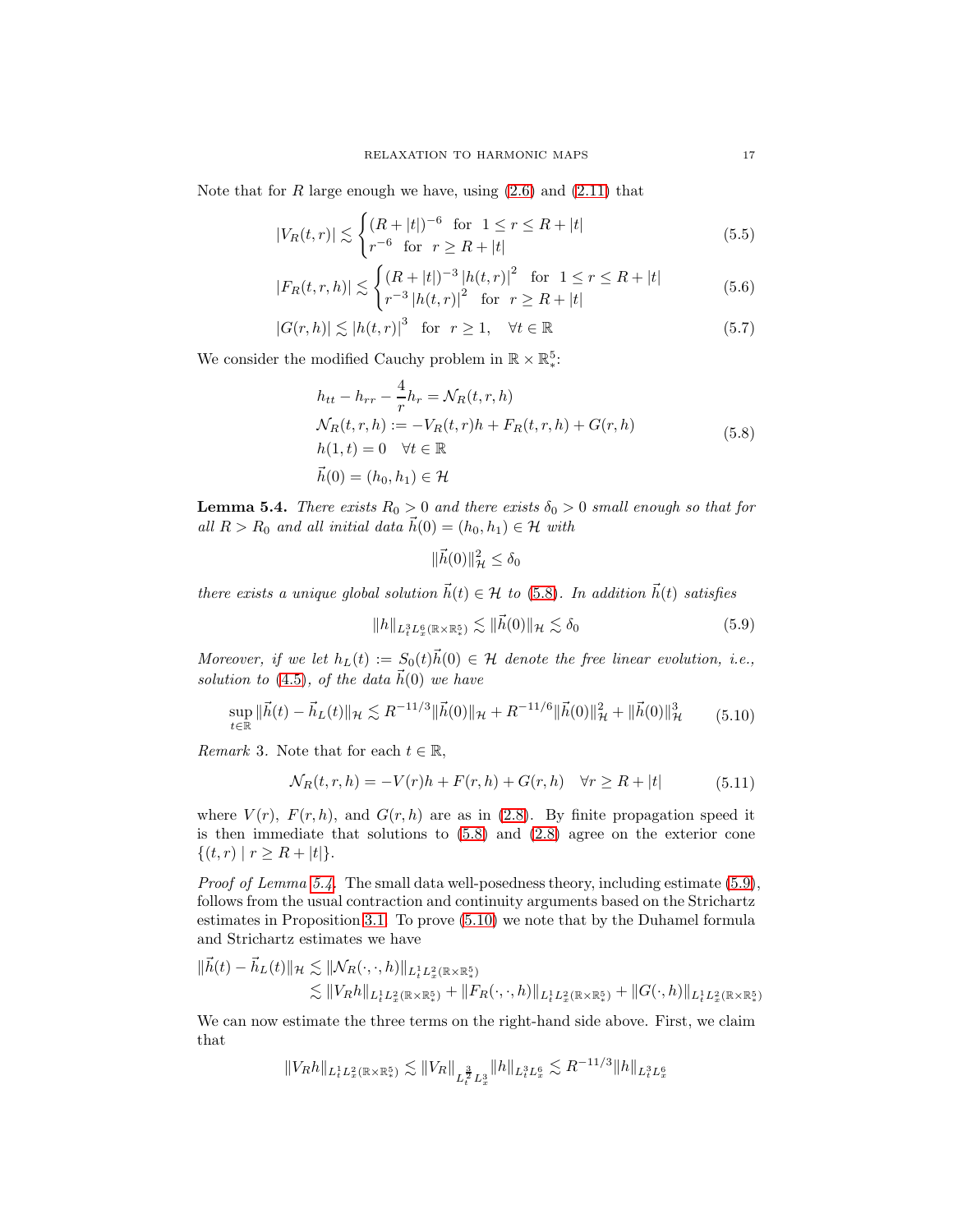Note that for $R$ large enough we have, using (2.6) and (2.11) that

$$
|V_R(t,r)| \lesssim \begin{cases} (R+|t|)^{-6} & \text{for } \ 1 \le r \le R+|t| \\ r^{-6} & \text{for } \ r \ge R+|t| \end{cases} \tag{5.5}
$$

$$
|F_R(t,r,h)| \lesssim \begin{cases} (R+|t|)^{-3} \left|h(t,r)\right|^2 & \text{for } \ 1 \le r \le R+|t| \\ r^{-3} \left|h(t,r)\right|^2 & \text{for } \ r \ge R+|t| \end{cases} \tag{5.6}
$$

$$
|G(r,h)| \lesssim \left|h(t,r)\right|^3 \quad \text{for } \ r \ge 1, \quad \forall t \in \mathbb{R} \tag{5.7}
$$

We consider the modified Cauchy problem in $\mathbb{R} \times \mathbb{R}^5_*$:

$$
\begin{aligned}
&h_{tt} - h_{rr} - \frac{4}{r} h_r = \mathcal{N}_R(t,r,h) \\
&\mathcal{N}_R(t,r,h) := -V_R(t,r)h + F_R(t,r,h) + G(r,h) \\
&h(1,t) = 0 \quad \forall t \in \mathbb{R} \\
&\vec{h}(0) = (h_0, h_1) \in \mathcal{H}
\end{aligned} \tag{5.8}
$$

**Lemma 5.4.** *There exists $R_0 > 0$ and there exists $\delta_0 > 0$ small enough so that for all $R > R_0$ and all initial data $\vec{h}(0) = (h_0, h_1) \in \mathcal{H}$ with*

$$
\|\vec{h}(0)\|_{\mathcal{H}}^2 \le \delta_0
$$

*there exists a unique global solution $\vec{h}(t) \in \mathcal{H}$ to (5.8). In addition $\vec{h}(t)$ satisfies*

$$
\|h\|_{L^3_t L^6_x(\mathbb{R} \times \mathbb{R}^5_*)} \lesssim \|\vec{h}(0)\|_{\mathcal{H}} \lesssim \delta_0 \tag{5.9}
$$

*Moreover, if we let $h_L(t) := S_0(t)\vec{h}(0) \in \mathcal{H}$ denote the free linear evolution, i.e., solution to (4.5), of the data $\vec{h}(0)$ we have*

$$
\sup_{t \in \mathbb{R}} \|\vec{h}(t) - \vec{h}_L(t)\|_{\mathcal{H}} \lesssim R^{-11/3} \|\vec{h}(0)\|_{\mathcal{H}} + R^{-11/6} \|\vec{h}(0)\|_{\mathcal{H}}^2 + \|\vec{h}(0)\|_{\mathcal{H}}^3 \tag{5.10}
$$

*Remark* 3. Note that for each $t \in \mathbb{R}$,

$$
\mathcal{N}_R(t,r,h) = -V(r)h + F(r,h) + G(r,h) \quad \forall r \ge R+|t| \tag{5.11}
$$

where $V(r)$, $F(r,h)$, and $G(r,h)$ are as in (2.8). By finite propagation speed it is then immediate that solutions to (5.8) and (2.8) agree on the exterior cone $\{(t,r) \mid r \ge R+|t|\}$.

*Proof of Lemma 5.4.* The small data well-posedness theory, including estimate (5.9), follows from the usual contraction and continuity arguments based on the Strichartz estimates in Proposition 3.1. To prove (5.10) we note that by the Duhamel formula and Strichartz estimates we have

$$
\begin{aligned}
\|\vec{h}(t) - \vec{h}_L(t)\|_{\mathcal{H}} &\lesssim \|\mathcal{N}_R(\cdot,\cdot,h)\|_{L^1_t L^2_x(\mathbb{R} \times \mathbb{R}^5_*)} \\
&\lesssim \|V_R h\|_{L^1_t L^2_x(\mathbb{R} \times \mathbb{R}^5_*)} + \|F_R(\cdot,\cdot,h)\|_{L^1_t L^2_x(\mathbb{R} \times \mathbb{R}^5_*)} + \|G(\cdot,h)\|_{L^1_t L^2_x(\mathbb{R} \times \mathbb{R}^5_*)}
\end{aligned}
$$

We can now estimate the three terms on the right-hand side above. First, we claim that

$$
\|V_R h\|_{L^1_t L^2_x(\mathbb{R} \times \mathbb{R}^5_*)} \lesssim \|V_R\|_{L^{\frac{3}{2}}_t L^3_x} \|h\|_{L^3_t L^6_x} \lesssim R^{-11/3} \|h\|_{L^3_t L^6_x}
$$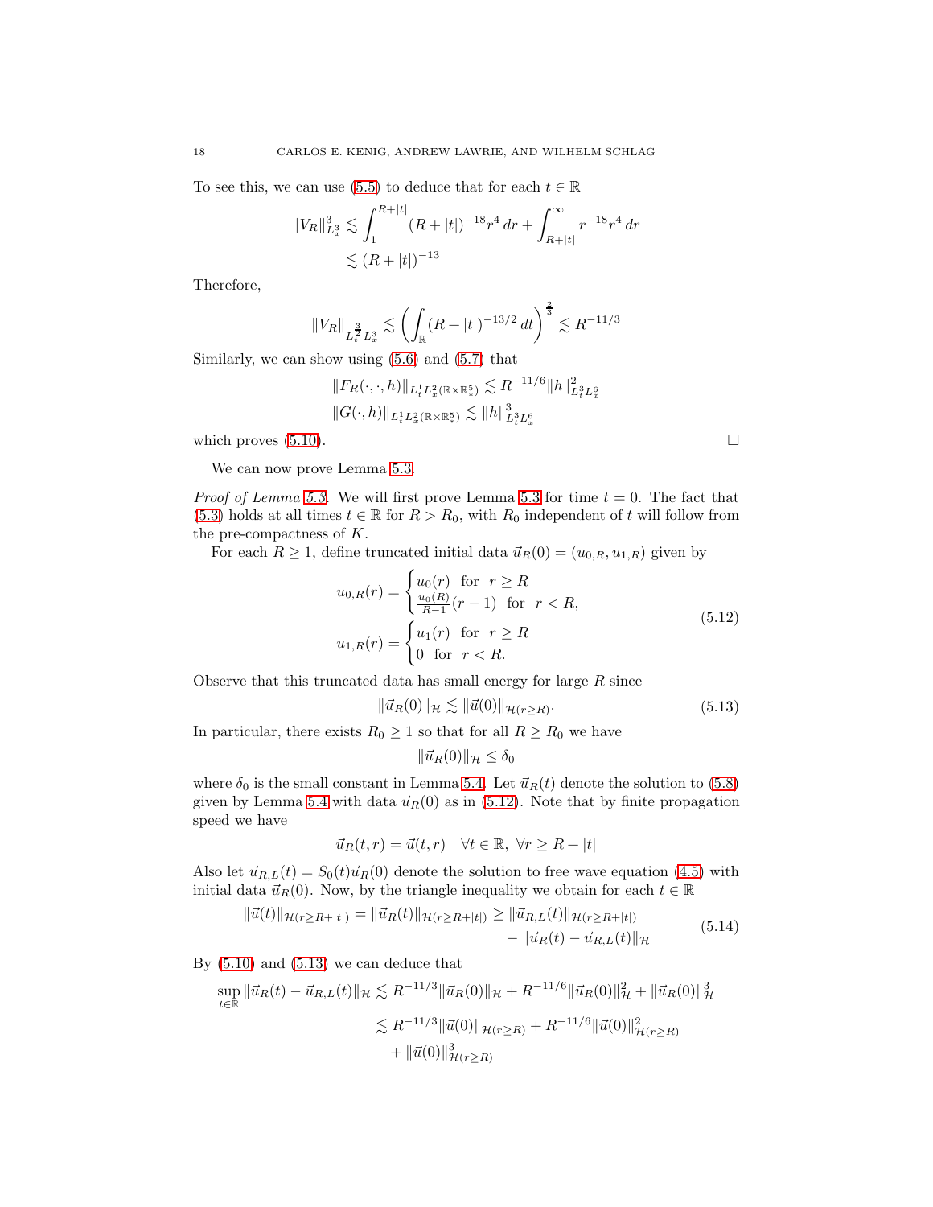To see this, we can use (5.5) to deduce that for each $t \in \mathbb{R}$

$$
\begin{aligned}
\|V_R\|_{L^3_x}^3 &\lesssim \int_1^{R+|t|} (R+|t|)^{-18} r^4 \, dr + \int_{R+|t|}^{\infty} r^{-18} r^4 \, dr \\
&\lesssim (R+|t|)^{-13}
\end{aligned}
$$

Therefore,

$$
\|V_R\|_{L_t^{\frac{3}{2}} L_x^3} \lesssim \left( \int_{\mathbb{R}} (R+|t|)^{-13/2} \, dt \right)^{\frac{2}{3}} \lesssim R^{-11/3}
$$

Similarly, we can show using (5.6) and (5.7) that

$$
\begin{aligned}
\|F_R(\cdot, \cdot, h)\|_{L_t^1 L_x^2(\mathbb{R} \times \mathbb{R}^5_*)} &\lesssim R^{-11/6} \|h\|_{L_t^3 L_x^6}^2 \\
\|G(\cdot, h)\|_{L_t^1 L_x^2(\mathbb{R} \times \mathbb{R}^5_*)} &\lesssim \|h\|_{L_t^3 L_x^6}^3
\end{aligned}
$$

which proves (5.10). □

We can now prove Lemma 5.3.

*Proof of Lemma 5.3.* We will first prove Lemma 5.3 for time $t = 0$. The fact that (5.3) holds at all times $t \in \mathbb{R}$ for $R > R_0$, with $R_0$ independent of $t$ will follow from the pre-compactness of $K$.

For each $R \geq 1$, define truncated initial data $\vec{u}_R(0) = (u_{0,R}, u_{1,R})$ given by

$$
\begin{aligned}
u_{0,R}(r) &= \begin{cases} u_0(r) & \text{for } \ r \geq R \\ \frac{u_0(R)}{R-1}(r-1) & \text{for } \ r < R, \end{cases} \\
u_{1,R}(r) &= \begin{cases} u_1(r) & \text{for } \ r \geq R \\ 0 & \text{for } \ r < R. \end{cases}
\end{aligned}
\tag{5.12}
$$

Observe that this truncated data has small energy for large $R$ since

$$
\|\vec{u}_R(0)\|_{\mathcal{H}} \lesssim \|\vec{u}(0)\|_{\mathcal{H}(r \geq R)}. \tag{5.13}
$$

In particular, there exists $R_0 \geq 1$ so that for all $R \geq R_0$ we have

$$
\|\vec{u}_R(0)\|_{\mathcal{H}} \leq \delta_0
$$

where $\delta_0$ is the small constant in Lemma 5.4. Let $\vec{u}_R(t)$ denote the solution to (5.8) given by Lemma 5.4 with data $\vec{u}_R(0)$ as in (5.12). Note that by finite propagation speed we have

$$
\vec{u}_R(t, r) = \vec{u}(t, r) \quad \forall t \in \mathbb{R}, \ \forall r \geq R + |t|
$$

Also let $\vec{u}_{R,L}(t) = S_0(t)\vec{u}_R(0)$ denote the solution to free wave equation (4.5) with initial data $\vec{u}_R(0)$. Now, by the triangle inequality we obtain for each $t \in \mathbb{R}$

$$
\begin{aligned}
\|\vec{u}(t)\|_{\mathcal{H}(r \geq R+|t|)} = \|\vec{u}_R(t)\|_{\mathcal{H}(r \geq R+|t|)} \geq \|\vec{u}_{R,L}(t)\|_{\mathcal{H}(r \geq R+|t|)} \\
- \|\vec{u}_R(t) - \vec{u}_{R,L}(t)\|_{\mathcal{H}}
\end{aligned}
\tag{5.14}
$$

By (5.10) and (5.13) we can deduce that

$$
\begin{aligned}
\sup_{t \in \mathbb{R}} \|\vec{u}_R(t) - \vec{u}_{R,L}(t)\|_{\mathcal{H}} &\lesssim R^{-11/3} \|\vec{u}_R(0)\|_{\mathcal{H}} + R^{-11/6} \|\vec{u}_R(0)\|_{\mathcal{H}}^2 + \|\vec{u}_R(0)\|_{\mathcal{H}}^3 \\
&\lesssim R^{-11/3} \|\vec{u}(0)\|_{\mathcal{H}(r \geq R)} + R^{-11/6} \|\vec{u}(0)\|_{\mathcal{H}(r \geq R)}^2 \\
&\quad + \|\vec{u}(0)\|_{\mathcal{H}(r \geq R)}^3
\end{aligned}
$$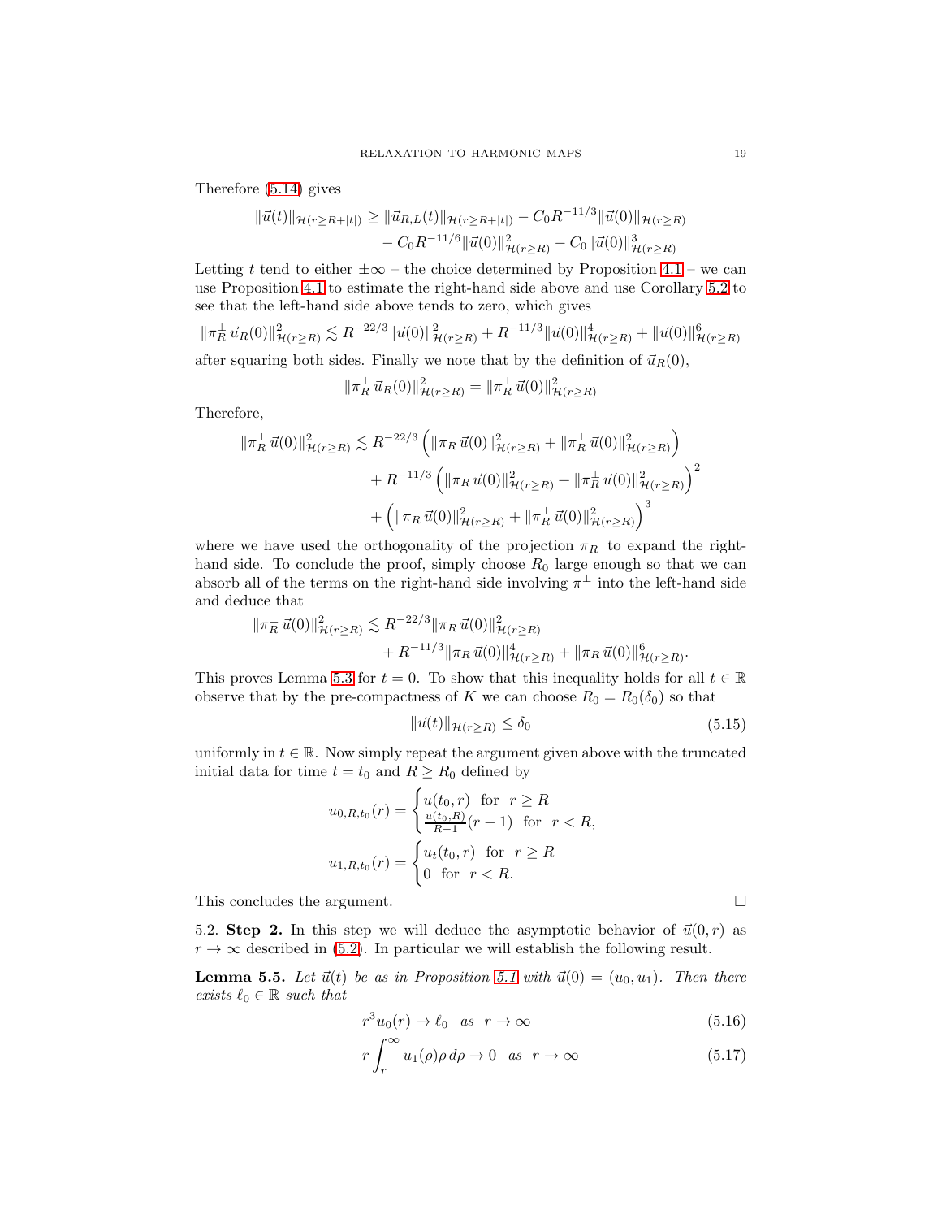Therefore (5.14) gives

$$\|\vec{u}(t)\|_{\mathcal{H}(r\geq R+|t|)} \geq \|\vec{u}_{R,L}(t)\|_{\mathcal{H}(r\geq R+|t|)} - C_0 R^{-11/3}\|\vec{u}(0)\|_{\mathcal{H}(r\geq R)} - C_0 R^{-11/6}\|\vec{u}(0)\|^2_{\mathcal{H}(r\geq R)} - C_0\|\vec{u}(0)\|^3_{\mathcal{H}(r\geq R)}$$

Letting $t$ tend to either $\pm\infty$ – the choice determined by Proposition 4.1 – we can use Proposition 4.1 to estimate the right-hand side above and use Corollary 5.2 to see that the left-hand side above tends to zero, which gives

$$\|\pi_R^\perp\,\vec{u}_R(0)\|^2_{\mathcal{H}(r\geq R)} \lesssim R^{-22/3}\|\vec{u}(0)\|^2_{\mathcal{H}(r\geq R)} + R^{-11/3}\|\vec{u}(0)\|^4_{\mathcal{H}(r\geq R)} + \|\vec{u}(0)\|^6_{\mathcal{H}(r\geq R)}$$

after squaring both sides. Finally we note that by the definition of $\vec{u}_R(0)$,

$$\|\pi_R^\perp\,\vec{u}_R(0)\|^2_{\mathcal{H}(r\geq R)} = \|\pi_R^\perp\,\vec{u}(0)\|^2_{\mathcal{H}(r\geq R)}$$

Therefore,

$$\begin{aligned}\|\pi_R^\perp\,\vec{u}(0)\|^2_{\mathcal{H}(r\geq R)} &\lesssim R^{-22/3}\left(\|\pi_R\,\vec{u}(0)\|^2_{\mathcal{H}(r\geq R)} + \|\pi_R^\perp\,\vec{u}(0)\|^2_{\mathcal{H}(r\geq R)}\right)\\ &\quad + R^{-11/3}\left(\|\pi_R\,\vec{u}(0)\|^2_{\mathcal{H}(r\geq R)} + \|\pi_R^\perp\,\vec{u}(0)\|^2_{\mathcal{H}(r\geq R)}\right)^2\\ &\quad + \left(\|\pi_R\,\vec{u}(0)\|^2_{\mathcal{H}(r\geq R)} + \|\pi_R^\perp\,\vec{u}(0)\|^2_{\mathcal{H}(r\geq R)}\right)^3\end{aligned}$$

where we have used the orthogonality of the projection $\pi_R$ to expand the right-hand side. To conclude the proof, simply choose $R_0$ large enough so that we can absorb all of the terms on the right-hand side involving $\pi^\perp$ into the left-hand side and deduce that

$$\|\pi_R^\perp\,\vec{u}(0)\|^2_{\mathcal{H}(r\geq R)} \lesssim R^{-22/3}\|\pi_R\,\vec{u}(0)\|^2_{\mathcal{H}(r\geq R)} + R^{-11/3}\|\pi_R\,\vec{u}(0)\|^4_{\mathcal{H}(r\geq R)} + \|\pi_R\,\vec{u}(0)\|^6_{\mathcal{H}(r\geq R)}.$$

This proves Lemma 5.3 for $t = 0$. To show that this inequality holds for all $t \in \mathbb{R}$ observe that by the pre-compactness of $K$ we can choose $R_0 = R_0(\delta_0)$ so that

$$\|\vec{u}(t)\|_{\mathcal{H}(r\geq R)} \leq \delta_0 \tag{5.15}$$

uniformly in $t \in \mathbb{R}$. Now simply repeat the argument given above with the truncated initial data for time $t = t_0$ and $R \geq R_0$ defined by

$$u_{0,R,t_0}(r) = \begin{cases} u(t_0, r) & \text{for } \ r \geq R \\ \frac{u(t_0,R)}{R-1}(r-1) & \text{for } \ r < R, \end{cases}$$

$$u_{1,R,t_0}(r) = \begin{cases} u_t(t_0, r) & \text{for } \ r \geq R \\ 0 & \text{for } \ r < R. \end{cases}$$

This concludes the argument. □

5.2. **Step 2.** In this step we will deduce the asymptotic behavior of $\vec{u}(0, r)$ as $r \to \infty$ described in (5.2). In particular we will establish the following result.

**Lemma 5.5.** *Let $\vec{u}(t)$ be as in Proposition 5.1 with $\vec{u}(0) = (u_0, u_1)$. Then there exists $\ell_0 \in \mathbb{R}$ such that*

$$r^3 u_0(r) \to \ell_0 \quad \textit{as} \quad r \to \infty \tag{5.16}$$

$$r\int_r^\infty u_1(\rho)\rho\, d\rho \to 0 \quad \textit{as} \quad r \to \infty \tag{5.17}$$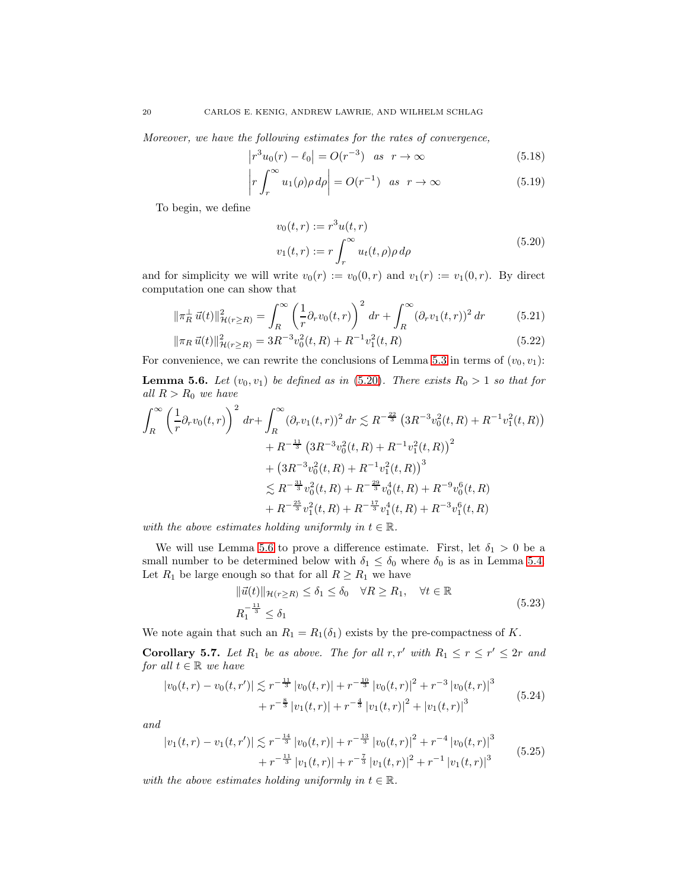*Moreover, we have the following estimates for the rates of convergence,*

$$\left|r^3 u_0(r) - \ell_0\right| = O(r^{-3}) \quad \text{as} \quad r \to \infty \tag{5.18}$$

$$\left|r \int_r^\infty u_1(\rho)\rho \, d\rho\right| = O(r^{-1}) \quad \text{as} \quad r \to \infty \tag{5.19}$$

To begin, we define

$$\begin{aligned} v_0(t,r) &:= r^3 u(t,r) \\ v_1(t,r) &:= r \int_r^\infty u_t(t,\rho)\rho \, d\rho \end{aligned} \tag{5.20}$$

and for simplicity we will write $v_0(r) := v_0(0,r)$ and $v_1(r) := v_1(0,r)$. By direct computation one can show that

$$\|\pi_R^\perp \vec{u}(t)\|^2_{\mathcal{H}(r\geq R)} = \int_R^\infty \left(\frac{1}{r}\partial_r v_0(t,r)\right)^2 dr + \int_R^\infty (\partial_r v_1(t,r))^2 \, dr \tag{5.21}$$

$$\|\pi_R \, \vec{u}(t)\|^2_{\mathcal{H}(r\geq R)} = 3R^{-3} v_0^2(t,R) + R^{-1} v_1^2(t,R) \tag{5.22}$$

For convenience, we can rewrite the conclusions of Lemma 5.3 in terms of $(v_0, v_1)$:

**Lemma 5.6.** *Let $(v_0, v_1)$ be defined as in (5.20). There exists $R_0 > 1$ so that for all $R > R_0$ we have*

$$\begin{aligned} \int_R^\infty \left(\frac{1}{r}\partial_r v_0(t,r)\right)^2 dr + \int_R^\infty (\partial_r v_1(t,r))^2 \, dr &\lesssim R^{-\frac{22}{3}} \left(3R^{-3} v_0^2(t,R) + R^{-1} v_1^2(t,R)\right) \\ &\quad + R^{-\frac{11}{3}} \left(3R^{-3} v_0^2(t,R) + R^{-1} v_1^2(t,R)\right)^2 \\ &\quad + \left(3R^{-3} v_0^2(t,R) + R^{-1} v_1^2(t,R)\right)^3 \\ &\lesssim R^{-\frac{31}{3}} v_0^2(t,R) + R^{-\frac{29}{3}} v_0^4(t,R) + R^{-9} v_0^6(t,R) \\ &\quad + R^{-\frac{25}{3}} v_1^2(t,R) + R^{-\frac{17}{3}} v_1^4(t,R) + R^{-3} v_1^6(t,R) \end{aligned}$$

*with the above estimates holding uniformly in $t \in \mathbb{R}$.*

We will use Lemma 5.6 to prove a difference estimate. First, let $\delta_1 > 0$ be a small number to be determined below with $\delta_1 \leq \delta_0$ where $\delta_0$ is as in Lemma 5.4. Let $R_1$ be large enough so that for all $R \geq R_1$ we have

$$\begin{aligned} &\|\vec{u}(t)\|_{\mathcal{H}(r\geq R)} \leq \delta_1 \leq \delta_0 \quad \forall R \geq R_1, \quad \forall t \in \mathbb{R} \\ &R_1^{-\frac{11}{3}} \leq \delta_1 \end{aligned} \tag{5.23}$$

We note again that such an $R_1 = R_1(\delta_1)$ exists by the pre-compactness of $K$.

**Corollary 5.7.** *Let $R_1$ be as above. The for all $r, r'$ with $R_1 \leq r \leq r' \leq 2r$ and for all $t \in \mathbb{R}$ we have*

$$\begin{aligned} |v_0(t,r) - v_0(t,r')| &\lesssim r^{-\frac{11}{3}} |v_0(t,r)| + r^{-\frac{10}{3}} |v_0(t,r)|^2 + r^{-3} |v_0(t,r)|^3 \\ &\quad + r^{-\frac{8}{3}} |v_1(t,r)| + r^{-\frac{4}{3}} |v_1(t,r)|^2 + |v_1(t,r)|^3 \end{aligned} \tag{5.24}$$

*and*

$$\begin{aligned} |v_1(t,r) - v_1(t,r')| &\lesssim r^{-\frac{14}{3}} |v_0(t,r)| + r^{-\frac{13}{3}} |v_0(t,r)|^2 + r^{-4} |v_0(t,r)|^3 \\ &\quad + r^{-\frac{11}{3}} |v_1(t,r)| + r^{-\frac{7}{3}} |v_1(t,r)|^2 + r^{-1} |v_1(t,r)|^3 \end{aligned} \tag{5.25}$$

*with the above estimates holding uniformly in $t \in \mathbb{R}$.*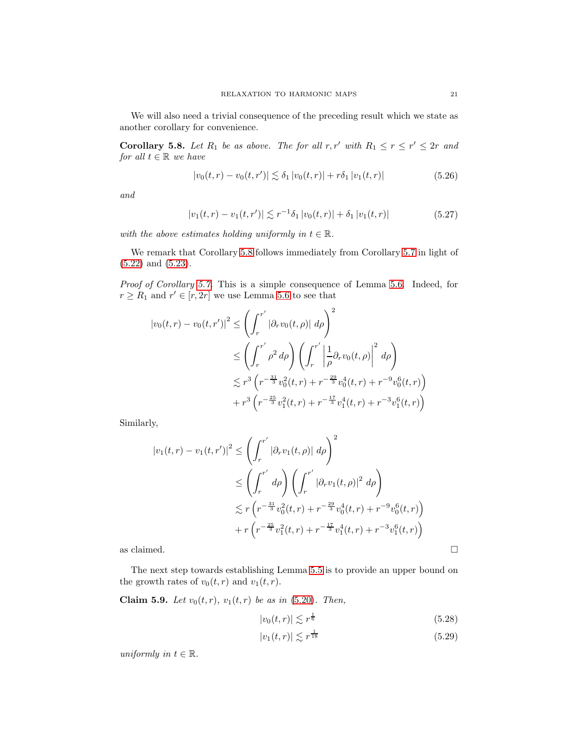We will also need a trivial consequence of the preceding result which we state as another corollary for convenience.

**Corollary 5.8.** *Let $R_1$ be as above. The for all $r, r'$ with $R_1 \le r \le r' \le 2r$ and for all $t \in \mathbb{R}$ we have*

$$|v_0(t,r) - v_0(t,r')| \lesssim \delta_1 |v_0(t,r)| + r\delta_1 |v_1(t,r)| \tag{5.26}$$

*and*

$$|v_1(t,r) - v_1(t,r')| \lesssim r^{-1}\delta_1 |v_0(t,r)| + \delta_1 |v_1(t,r)| \tag{5.27}$$

*with the above estimates holding uniformly in $t \in \mathbb{R}$.*

We remark that Corollary 5.8 follows immediately from Corollary 5.7 in light of (5.22) and (5.23).

*Proof of Corollary 5.7.* This is a simple consequence of Lemma 5.6. Indeed, for $r \ge R_1$ and $r' \in [r, 2r]$ we use Lemma 5.6 to see that

$$\begin{aligned}
|v_0(t,r) - v_0(t,r')|^2 &\le \left( \int_r^{r'} |\partial_r v_0(t,\rho)| \, d\rho \right)^2 \\
&\le \left( \int_r^{r'} \rho^2 \, d\rho \right) \left( \int_r^{r'} \left| \frac{1}{\rho} \partial_r v_0(t,\rho) \right|^2 \, d\rho \right) \\
&\lesssim r^3 \left( r^{-\frac{31}{3}} v_0^2(t,r) + r^{-\frac{29}{3}} v_0^4(t,r) + r^{-9} v_0^6(t,r) \right) \\
&\quad + r^3 \left( r^{-\frac{25}{3}} v_1^2(t,r) + r^{-\frac{17}{3}} v_1^4(t,r) + r^{-3} v_1^6(t,r) \right)
\end{aligned}$$

Similarly,

$$\begin{aligned}
|v_1(t,r) - v_1(t,r')|^2 &\le \left( \int_r^{r'} |\partial_r v_1(t,\rho)| \, d\rho \right)^2 \\
&\le \left( \int_r^{r'} d\rho \right) \left( \int_r^{r'} |\partial_r v_1(t,\rho)|^2 \, d\rho \right) \\
&\lesssim r \left( r^{-\frac{31}{3}} v_0^2(t,r) + r^{-\frac{29}{3}} v_0^4(t,r) + r^{-9} v_0^6(t,r) \right) \\
&\quad + r \left( r^{-\frac{25}{3}} v_1^2(t,r) + r^{-\frac{17}{3}} v_1^4(t,r) + r^{-3} v_1^6(t,r) \right)
\end{aligned}$$

as claimed. □

The next step towards establishing Lemma 5.5 is to provide an upper bound on the growth rates of $v_0(t,r)$ and $v_1(t,r)$.

**Claim 5.9.** *Let $v_0(t,r)$, $v_1(t,r)$ be as in (5.20). Then,*

$$|v_0(t,r)| \lesssim r^{\frac{1}{6}} \tag{5.28}$$

$$|v_1(t,r)| \lesssim r^{\frac{1}{18}} \tag{5.29}$$

*uniformly in $t \in \mathbb{R}$.*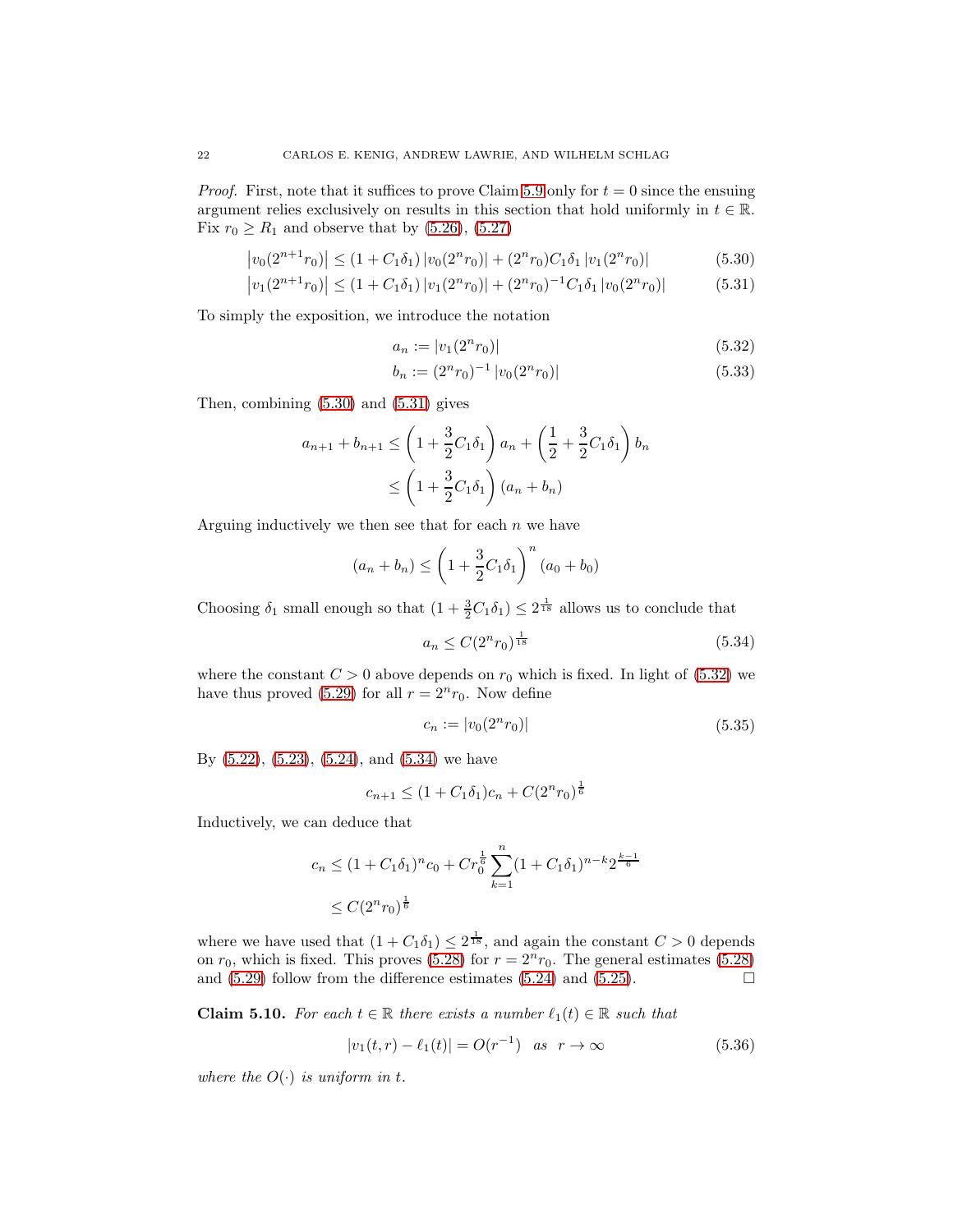*Proof.* First, note that it suffices to prove Claim 5.9 only for $t = 0$ since the ensuing argument relies exclusively on results in this section that hold uniformly in $t \in \mathbb{R}$. Fix $r_0 \geq R_1$ and observe that by (5.26), (5.27)

$$\left|v_0(2^{n+1}r_0)\right| \leq (1 + C_1\delta_1)\left|v_0(2^n r_0)\right| + (2^n r_0)C_1\delta_1 \left|v_1(2^n r_0)\right| \tag{5.30}$$

$$\left|v_1(2^{n+1}r_0)\right| \leq (1 + C_1\delta_1)\left|v_1(2^n r_0)\right| + (2^n r_0)^{-1}C_1\delta_1 \left|v_0(2^n r_0)\right| \tag{5.31}$$

To simply the exposition, we introduce the notation

$$a_n := |v_1(2^n r_0)| \tag{5.32}$$

$$b_n := (2^n r_0)^{-1}\left|v_0(2^n r_0)\right| \tag{5.33}$$

Then, combining (5.30) and (5.31) gives

$$\begin{aligned} a_{n+1} + b_{n+1} &\leq \left(1 + \frac{3}{2}C_1\delta_1\right)a_n + \left(\frac{1}{2} + \frac{3}{2}C_1\delta_1\right)b_n \\ &\leq \left(1 + \frac{3}{2}C_1\delta_1\right)(a_n + b_n) \end{aligned}$$

Arguing inductively we then see that for each $n$ we have

$$(a_n + b_n) \leq \left(1 + \frac{3}{2}C_1\delta_1\right)^n (a_0 + b_0)$$

Choosing $\delta_1$ small enough so that $(1 + \frac{3}{2}C_1\delta_1) \leq 2^{\frac{1}{18}}$ allows us to conclude that

$$a_n \leq C(2^n r_0)^{\frac{1}{18}} \tag{5.34}$$

where the constant $C > 0$ above depends on $r_0$ which is fixed. In light of (5.32) we have thus proved (5.29) for all $r = 2^n r_0$. Now define

$$c_n := |v_0(2^n r_0)| \tag{5.35}$$

By (5.22), (5.23), (5.24), and (5.34) we have

$$c_{n+1} \leq (1 + C_1\delta_1)c_n + C(2^n r_0)^{\frac{1}{6}}$$

Inductively, we can deduce that

$$\begin{aligned} c_n &\leq (1 + C_1\delta_1)^n c_0 + C r_0^{\frac{1}{6}} \sum_{k=1}^{n} (1 + C_1\delta_1)^{n-k} 2^{\frac{k-1}{6}} \\ &\leq C(2^n r_0)^{\frac{1}{6}} \end{aligned}$$

where we have used that $(1 + C_1\delta_1) \leq 2^{\frac{1}{18}}$, and again the constant $C > 0$ depends on $r_0$, which is fixed. This proves (5.28) for $r = 2^n r_0$. The general estimates (5.28) and (5.29) follow from the difference estimates (5.24) and (5.25). $\square$

**Claim 5.10.** *For each $t \in \mathbb{R}$ there exists a number $\ell_1(t) \in \mathbb{R}$ such that*

$$|v_1(t, r) - \ell_1(t)| = O(r^{-1}) \quad \text{as} \quad r \to \infty \tag{5.36}$$

*where the $O(\cdot)$ is uniform in $t$.*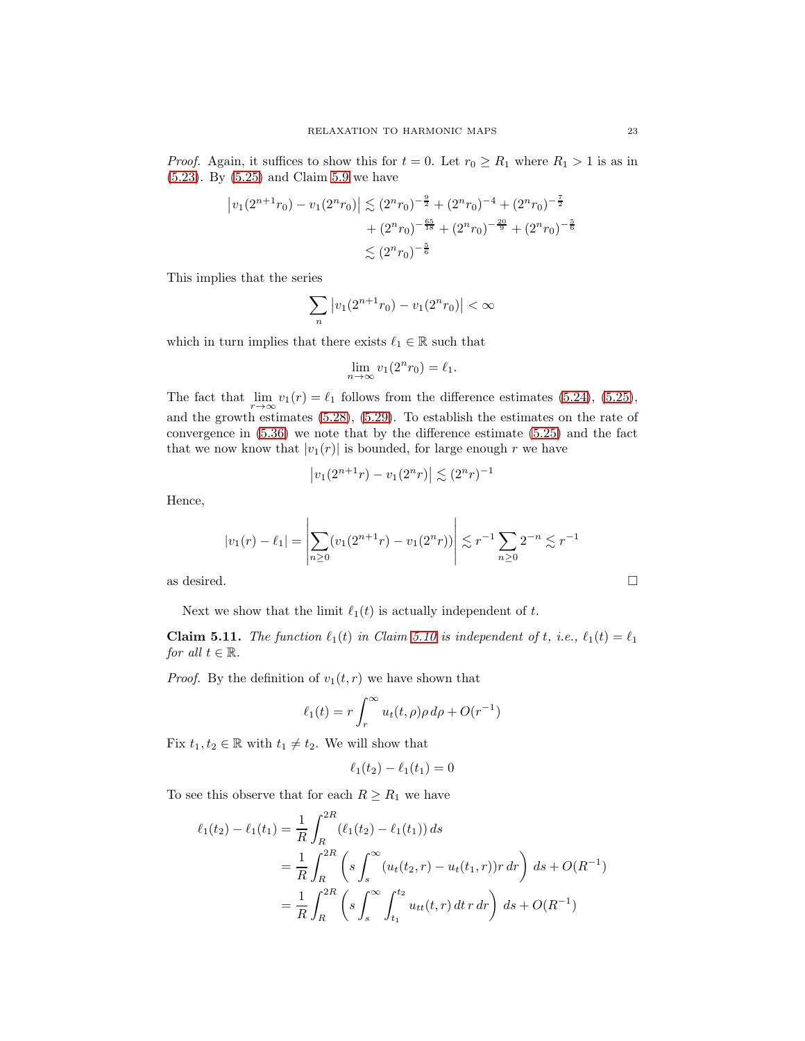*Proof.* Again, it suffices to show this for $t = 0$. Let $r_0 \geq R_1$ where $R_1 > 1$ is as in (5.23). By (5.25) and Claim 5.9 we have

$$
\begin{aligned}
\left|v_1(2^{n+1}r_0) - v_1(2^n r_0)\right| &\lesssim (2^n r_0)^{-\frac{9}{2}} + (2^n r_0)^{-4} + (2^n r_0)^{-\frac{7}{2}} \\
&\quad + (2^n r_0)^{-\frac{65}{18}} + (2^n r_0)^{-\frac{20}{9}} + (2^n r_0)^{-\frac{5}{6}} \\
&\lesssim (2^n r_0)^{-\frac{5}{6}}
\end{aligned}
$$

This implies that the series

$$
\sum_n \left|v_1(2^{n+1}r_0) - v_1(2^n r_0)\right| < \infty
$$

which in turn implies that there exists $\ell_1 \in \mathbb{R}$ such that

$$
\lim_{n\to\infty} v_1(2^n r_0) = \ell_1.
$$

The fact that $\lim\limits_{r\to\infty} v_1(r) = \ell_1$ follows from the difference estimates (5.24), (5.25), and the growth estimates (5.28), (5.29). To establish the estimates on the rate of convergence in (5.36) we note that by the difference estimate (5.25) and the fact that we now know that $|v_1(r)|$ is bounded, for large enough $r$ we have

$$
\left|v_1(2^{n+1}r) - v_1(2^n r)\right| \lesssim (2^n r)^{-1}
$$

Hence,

$$
|v_1(r) - \ell_1| = \left|\sum_{n\geq 0}(v_1(2^{n+1}r) - v_1(2^n r))\right| \lesssim r^{-1}\sum_{n\geq 0} 2^{-n} \lesssim r^{-1}
$$

as desired. $\square$

Next we show that the limit $\ell_1(t)$ is actually independent of $t$.

**Claim 5.11.** *The function $\ell_1(t)$ in Claim 5.10 is independent of $t$, i.e., $\ell_1(t) = \ell_1$ for all $t \in \mathbb{R}$.*

*Proof.* By the definition of $v_1(t,r)$ we have shown that

$$
\ell_1(t) = r\int_r^\infty u_t(t,\rho)\rho\, d\rho + O(r^{-1})
$$

Fix $t_1, t_2 \in \mathbb{R}$ with $t_1 \neq t_2$. We will show that

$$
\ell_1(t_2) - \ell_1(t_1) = 0
$$

To see this observe that for each $R \geq R_1$ we have

$$
\begin{aligned}
\ell_1(t_2) - \ell_1(t_1) &= \frac{1}{R}\int_R^{2R} (\ell_1(t_2) - \ell_1(t_1))\, ds \\
&= \frac{1}{R}\int_R^{2R}\left(s\int_s^\infty (u_t(t_2,r) - u_t(t_1,r))r\, dr\right)\, ds + O(R^{-1}) \\
&= \frac{1}{R}\int_R^{2R}\left(s\int_s^\infty \int_{t_1}^{t_2} u_{tt}(t,r)\, dt\, r\, dr\right)\, ds + O(R^{-1})
\end{aligned}
$$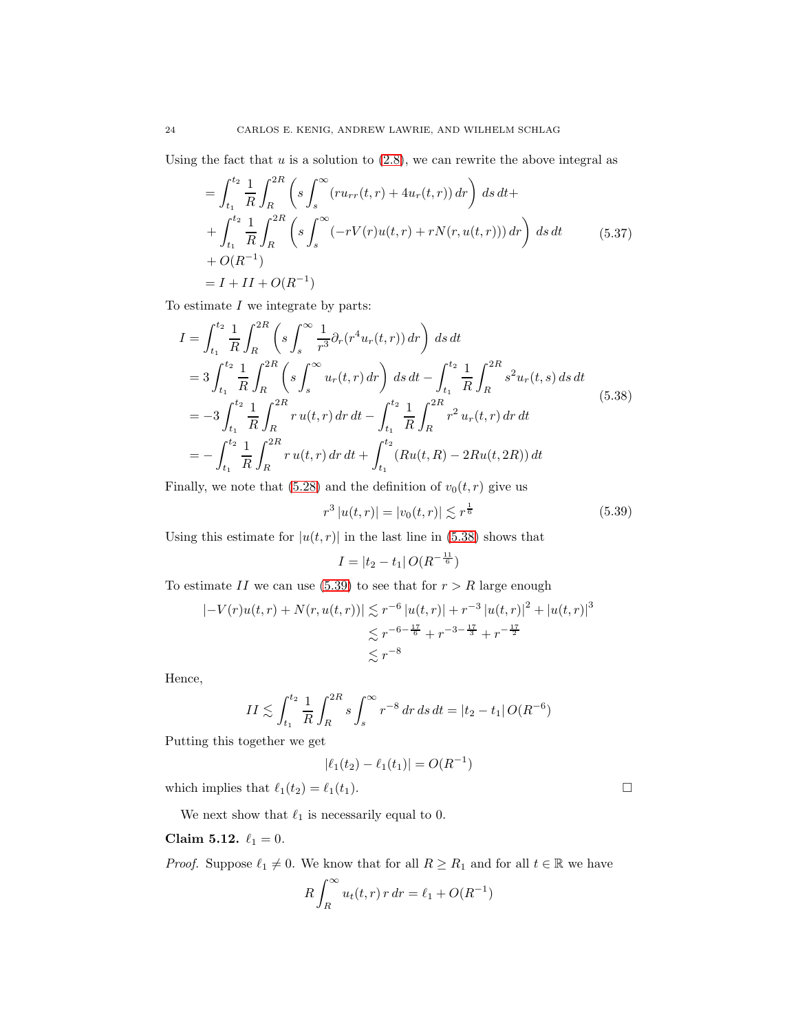Using the fact that $u$ is a solution to (2.8), we can rewrite the above integral as

$$
\begin{aligned}
&= \int_{t_1}^{t_2} \frac{1}{R} \int_R^{2R} \left( s \int_s^\infty (r u_{rr}(t,r) + 4 u_r(t,r))\, dr \right) ds\, dt + \\
&+ \int_{t_1}^{t_2} \frac{1}{R} \int_R^{2R} \left( s \int_s^\infty (-rV(r)u(t,r) + rN(r,u(t,r)))\, dr \right) ds\, dt \\
&+ O(R^{-1}) \\
&= I + II + O(R^{-1})
\end{aligned} \tag{5.37}
$$

To estimate $I$ we integrate by parts:

$$
\begin{aligned}
I &= \int_{t_1}^{t_2} \frac{1}{R} \int_R^{2R} \left( s \int_s^\infty \frac{1}{r^3} \partial_r (r^4 u_r(t,r))\, dr \right) ds\, dt \\
&= 3 \int_{t_1}^{t_2} \frac{1}{R} \int_R^{2R} \left( s \int_s^\infty u_r(t,r)\, dr \right) ds\, dt - \int_{t_1}^{t_2} \frac{1}{R} \int_R^{2R} s^2 u_r(t,s)\, ds\, dt \\
&= -3 \int_{t_1}^{t_2} \frac{1}{R} \int_R^{2R} r\, u(t,r)\, dr\, dt - \int_{t_1}^{t_2} \frac{1}{R} \int_R^{2R} r^2\, u_r(t,r)\, dr\, dt \\
&= - \int_{t_1}^{t_2} \frac{1}{R} \int_R^{2R} r\, u(t,r)\, dr\, dt + \int_{t_1}^{t_2} (Ru(t,R) - 2Ru(t,2R))\, dt
\end{aligned} \tag{5.38}
$$

Finally, we note that (5.28) and the definition of $v_0(t,r)$ give us

$$
r^3 \left| u(t,r) \right| = \left| v_0(t,r) \right| \lesssim r^{\frac{1}{6}} \tag{5.39}
$$

Using this estimate for $|u(t,r)|$ in the last line in (5.38) shows that

$$
I = |t_2 - t_1|\, O(R^{-\frac{11}{6}})
$$

To estimate $II$ we can use (5.39) to see that for $r > R$ large enough

$$
\begin{aligned}
\left| -V(r)u(t,r) + N(r,u(t,r)) \right| &\lesssim r^{-6} \left| u(t,r) \right| + r^{-3} \left| u(t,r) \right|^2 + \left| u(t,r) \right|^3 \\
&\lesssim r^{-6-\frac{17}{6}} + r^{-3-\frac{17}{3}} + r^{-\frac{17}{2}} \\
&\lesssim r^{-8}
\end{aligned}
$$

Hence,

$$
II \lesssim \int_{t_1}^{t_2} \frac{1}{R} \int_R^{2R} s \int_s^\infty r^{-8}\, dr\, ds\, dt = |t_2 - t_1|\, O(R^{-6})
$$

Putting this together we get

$$
|\ell_1(t_2) - \ell_1(t_1)| = O(R^{-1})
$$

which implies that $\ell_1(t_2) = \ell_1(t_1)$. □

We next show that $\ell_1$ is necessarily equal to 0.

**Claim 5.12.** $\ell_1 = 0$.

*Proof.* Suppose $\ell_1 \neq 0$. We know that for all $R \geq R_1$ and for all $t \in \mathbb{R}$ we have

$$
R \int_R^\infty u_t(t,r)\, r\, dr = \ell_1 + O(R^{-1})
$$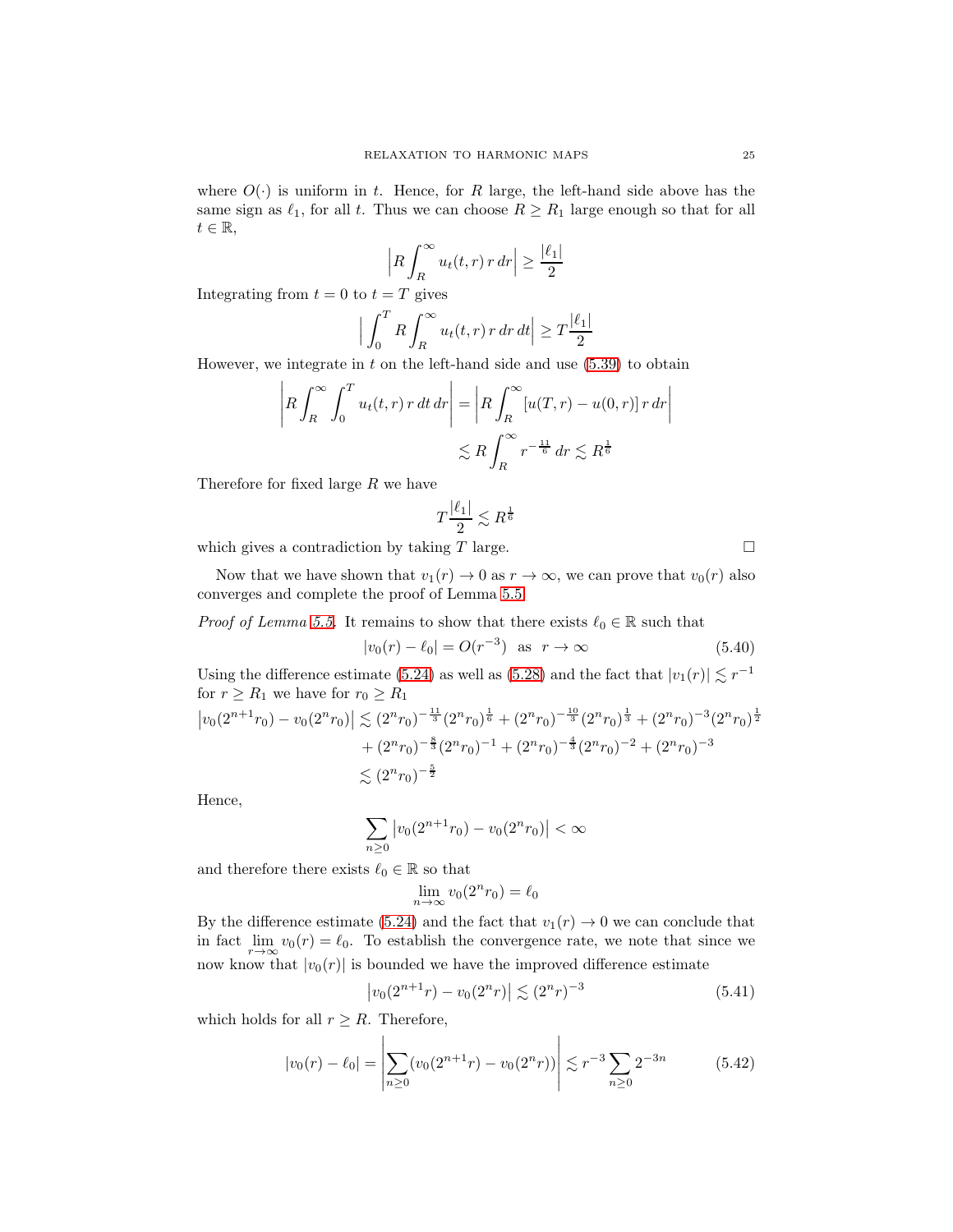where $O(\cdot)$ is uniform in $t$. Hence, for $R$ large, the left-hand side above has the same sign as $\ell_1$, for all $t$. Thus we can choose $R \geq R_1$ large enough so that for all $t \in \mathbb{R}$,

$$\left| R \int_R^\infty u_t(t,r)\, r\, dr \right| \geq \frac{|\ell_1|}{2}$$

Integrating from $t = 0$ to $t = T$ gives

$$\left| \int_0^T R \int_R^\infty u_t(t,r)\, r\, dr\, dt \right| \geq T \frac{|\ell_1|}{2}$$

However, we integrate in $t$ on the left-hand side and use (5.39) to obtain

$$\begin{aligned}
\left| R \int_R^\infty \int_0^T u_t(t,r)\, r\, dt\, dr \right| &= \left| R \int_R^\infty [u(T,r) - u(0,r)]\, r\, dr \right| \\
&\lesssim R \int_R^\infty r^{-\frac{11}{6}}\, dr \lesssim R^{\frac{1}{6}}
\end{aligned}$$

Therefore for fixed large $R$ we have

$$T \frac{|\ell_1|}{2} \lesssim R^{\frac{1}{6}}$$

which gives a contradiction by taking $T$ large. $\square$

Now that we have shown that $v_1(r) \to 0$ as $r \to \infty$, we can prove that $v_0(r)$ also converges and complete the proof of Lemma 5.5.

*Proof of Lemma 5.5.* It remains to show that there exists $\ell_0 \in \mathbb{R}$ such that

$$|v_0(r) - \ell_0| = O(r^{-3}) \quad \text{as} \quad r \to \infty \tag{5.40}$$

Using the difference estimate (5.24) as well as (5.28) and the fact that $|v_1(r)| \lesssim r^{-1}$ for $r \geq R_1$ we have for $r_0 \geq R_1$

$$\begin{aligned}
\left| v_0(2^{n+1} r_0) - v_0(2^n r_0) \right| &\lesssim (2^n r_0)^{-\frac{11}{3}} (2^n r_0)^{\frac{1}{6}} + (2^n r_0)^{-\frac{10}{3}} (2^n r_0)^{\frac{1}{3}} + (2^n r_0)^{-3} (2^n r_0)^{\frac{1}{2}} \\
&\quad + (2^n r_0)^{-\frac{8}{3}} (2^n r_0)^{-1} + (2^n r_0)^{-\frac{4}{3}} (2^n r_0)^{-2} + (2^n r_0)^{-3} \\
&\lesssim (2^n r_0)^{-\frac{5}{2}}
\end{aligned}$$

Hence,

$$\sum_{n \geq 0} \left| v_0(2^{n+1} r_0) - v_0(2^n r_0) \right| < \infty$$

and therefore there exists $\ell_0 \in \mathbb{R}$ so that

$$\lim_{n \to \infty} v_0(2^n r_0) = \ell_0$$

By the difference estimate (5.24) and the fact that $v_1(r) \to 0$ we can conclude that in fact $\lim_{r \to \infty} v_0(r) = \ell_0$. To establish the convergence rate, we note that since we now know that $|v_0(r)|$ is bounded we have the improved difference estimate

$$\left| v_0(2^{n+1} r) - v_0(2^n r) \right| \lesssim (2^n r)^{-3} \tag{5.41}$$

which holds for all $r \geq R$. Therefore,

$$|v_0(r) - \ell_0| = \left| \sum_{n \geq 0} (v_0(2^{n+1} r) - v_0(2^n r)) \right| \lesssim r^{-3} \sum_{n \geq 0} 2^{-3n} \tag{5.42}$$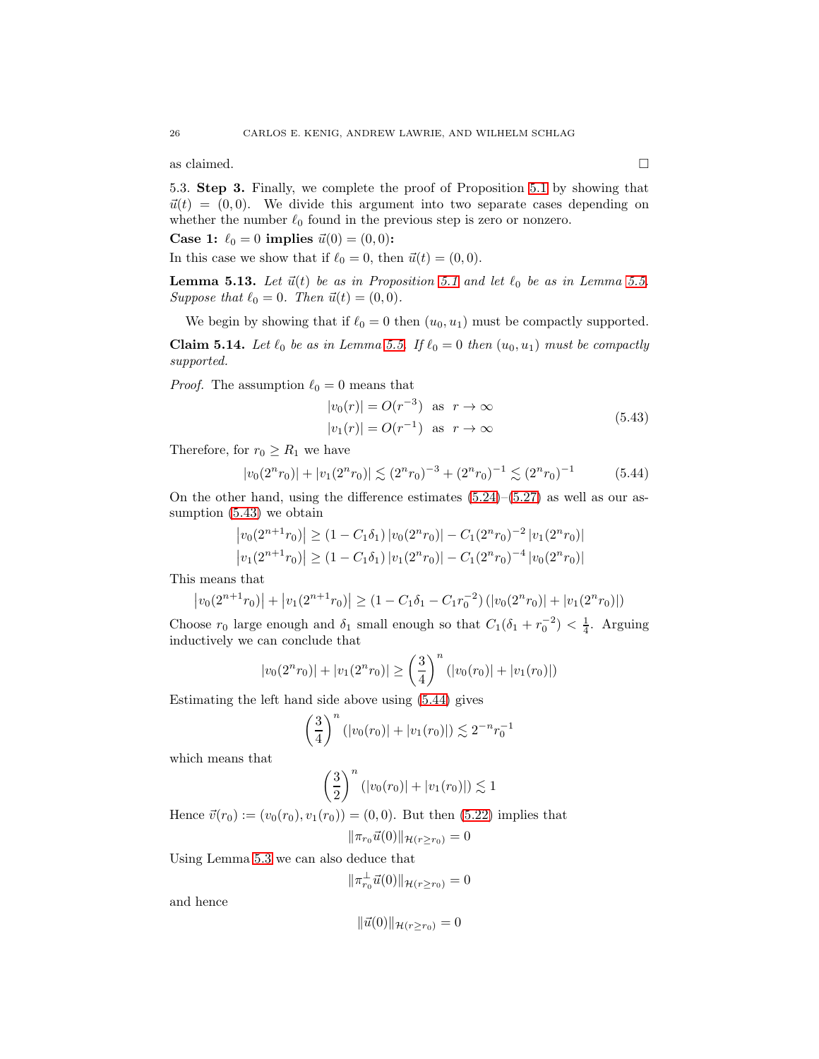as claimed. □

5.3. **Step 3.** Finally, we complete the proof of Proposition 5.1 by showing that $\vec{u}(t) = (0,0)$. We divide this argument into two separate cases depending on whether the number $\ell_0$ found in the previous step is zero or nonzero.

**Case 1: $\ell_0 = 0$ implies $\vec{u}(0) = (0,0)$:**

In this case we show that if $\ell_0 = 0$, then $\vec{u}(t) = (0,0)$.

**Lemma 5.13.** *Let $\vec{u}(t)$ be as in Proposition 5.1 and let $\ell_0$ be as in Lemma 5.5. Suppose that $\ell_0 = 0$. Then $\vec{u}(t) = (0,0)$.*

We begin by showing that if $\ell_0 = 0$ then $(u_0, u_1)$ must be compactly supported.

**Claim 5.14.** *Let $\ell_0$ be as in Lemma 5.5. If $\ell_0 = 0$ then $(u_0, u_1)$ must be compactly supported.*

*Proof.* The assumption $\ell_0 = 0$ means that

$$
\begin{aligned}
|v_0(r)| &= O(r^{-3}) \;\; \text{as} \;\; r \to \infty \\
|v_1(r)| &= O(r^{-1}) \;\; \text{as} \;\; r \to \infty
\end{aligned}
\tag{5.43}
$$

Therefore, for $r_0 \geq R_1$ we have

$$
|v_0(2^n r_0)| + |v_1(2^n r_0)| \lesssim (2^n r_0)^{-3} + (2^n r_0)^{-1} \lesssim (2^n r_0)^{-1} \tag{5.44}
$$

On the other hand, using the difference estimates (5.24)–(5.27) as well as our assumption (5.43) we obtain

$$
\begin{aligned}
\left|v_0(2^{n+1} r_0)\right| &\geq (1 - C_1\delta_1)\,|v_0(2^n r_0)| - C_1 (2^n r_0)^{-2}\,|v_1(2^n r_0)| \\
\left|v_1(2^{n+1} r_0)\right| &\geq (1 - C_1\delta_1)\,|v_1(2^n r_0)| - C_1 (2^n r_0)^{-4}\,|v_0(2^n r_0)|
\end{aligned}
$$

This means that

$$
\left|v_0(2^{n+1} r_0)\right| + \left|v_1(2^{n+1} r_0)\right| \geq (1 - C_1\delta_1 - C_1 r_0^{-2})\left(|v_0(2^n r_0)| + |v_1(2^n r_0)|\right)
$$

Choose $r_0$ large enough and $\delta_1$ small enough so that $C_1(\delta_1 + r_0^{-2}) < \frac{1}{4}$. Arguing inductively we can conclude that

$$
|v_0(2^n r_0)| + |v_1(2^n r_0)| \geq \left(\frac{3}{4}\right)^n \left(|v_0(r_0)| + |v_1(r_0)|\right)
$$

Estimating the left hand side above using (5.44) gives

$$
\left(\frac{3}{4}\right)^n \left(|v_0(r_0)| + |v_1(r_0)|\right) \lesssim 2^{-n} r_0^{-1}
$$

which means that

$$
\left(\frac{3}{2}\right)^n \left(|v_0(r_0)| + |v_1(r_0)|\right) \lesssim 1
$$

Hence $\vec{v}(r_0) := (v_0(r_0), v_1(r_0)) = (0,0)$. But then (5.22) implies that

$$
\|\pi_{r_0} \vec{u}(0)\|_{\mathcal{H}(r \geq r_0)} = 0
$$

Using Lemma 5.3 we can also deduce that

$$
\|\pi_{r_0}^{\perp} \vec{u}(0)\|_{\mathcal{H}(r \geq r_0)} = 0
$$

and hence

$$
\|\vec{u}(0)\|_{\mathcal{H}(r \geq r_0)} = 0
$$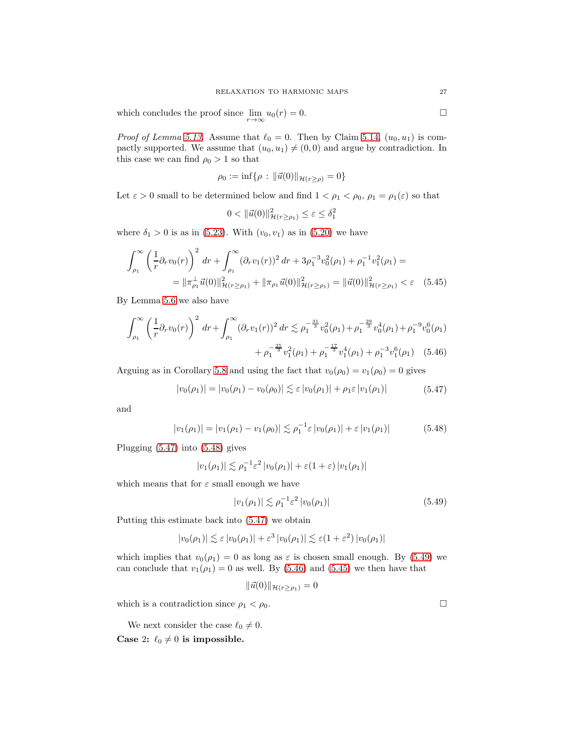which concludes the proof since $\lim_{r\to\infty} u_0(r) = 0$. $\square$

*Proof of Lemma 5.13.* Assume that $\ell_0 = 0$. Then by Claim 5.14, $(u_0, u_1)$ is compactly supported. We assume that $(u_0, u_1) \neq (0, 0)$ and argue by contradiction. In this case we can find $\rho_0 > 1$ so that

$$\rho_0 := \inf\{\rho \,:\, \|\vec{u}(0)\|_{\mathcal{H}(r\geq\rho)} = 0\}$$

Let $\varepsilon > 0$ small to be determined below and find $1 < \rho_1 < \rho_0$, $\rho_1 = \rho_1(\varepsilon)$ so that

$$0 < \|\vec{u}(0)\|^2_{\mathcal{H}(r\geq\rho_1)} \leq \varepsilon \leq \delta_1^2$$

where $\delta_1 > 0$ is as in (5.23). With $(v_0, v_1)$ as in (5.20) we have

$$\begin{aligned}\int_{\rho_1}^{\infty}\left(\frac{1}{r}\partial_r v_0(r)\right)^2 dr + \int_{\rho_1}^{\infty}(\partial_r v_1(r))^2\, dr + 3\rho_1^{-3}v_0^2(\rho_1) + \rho_1^{-1}v_1^2(\rho_1) = \\ = \|\pi^{\perp}_{\rho_1}\vec{u}(0)\|^2_{\mathcal{H}(r\geq\rho_1)} + \|\pi_{\rho_1}\vec{u}(0)\|^2_{\mathcal{H}(r\geq\rho_1)} = \|\vec{u}(0)\|^2_{\mathcal{H}(r\geq\rho_1)} < \varepsilon \end{aligned}\tag{5.45}$$

By Lemma 5.6 we also have

$$\begin{aligned}\int_{\rho_1}^{\infty}\left(\frac{1}{r}\partial_r v_0(r)\right)^2 dr + \int_{\rho_1}^{\infty}(\partial_r v_1(r))^2\, dr \lesssim \rho_1^{-\frac{31}{3}}v_0^2(\rho_1) + \rho_1^{-\frac{29}{3}}v_0^4(\rho_1) + \rho_1^{-9}v_0^6(\rho_1) \\ + \rho_1^{-\frac{25}{3}}v_1^2(\rho_1) + \rho_1^{-\frac{17}{3}}v_1^4(\rho_1) + \rho_1^{-3}v_1^6(\rho_1)\end{aligned}\tag{5.46}$$

Arguing as in Corollary 5.8 and using the fact that $v_0(\rho_0) = v_1(\rho_0) = 0$ gives

$$|v_0(\rho_1)| = |v_0(\rho_1) - v_0(\rho_0)| \lesssim \varepsilon\,|v_0(\rho_1)| + \rho_1\varepsilon\,|v_1(\rho_1)| \tag{5.47}$$

and

$$|v_1(\rho_1)| = |v_1(\rho_1) - v_1(\rho_0)| \lesssim \rho_1^{-1}\varepsilon\,|v_0(\rho_1)| + \varepsilon\,|v_1(\rho_1)| \tag{5.48}$$

Plugging (5.47) into (5.48) gives

$$|v_1(\rho_1)| \lesssim \rho_1^{-1}\varepsilon^2\,|v_0(\rho_1)| + \varepsilon(1+\varepsilon)\,|v_1(\rho_1)|$$

which means that for $\varepsilon$ small enough we have

$$|v_1(\rho_1)| \lesssim \rho_1^{-1}\varepsilon^2\,|v_0(\rho_1)| \tag{5.49}$$

Putting this estimate back into (5.47) we obtain

$$|v_0(\rho_1)| \lesssim \varepsilon\,|v_0(\rho_1)| + \varepsilon^3\,|v_0(\rho_1)| \lesssim \varepsilon(1+\varepsilon^2)\,|v_0(\rho_1)|$$

which implies that $v_0(\rho_1) = 0$ as long as $\varepsilon$ is chosen small enough. By (5.49) we can conclude that $v_1(\rho_1) = 0$ as well. By (5.46) and (5.45) we then have that

$$\|\vec{u}(0)\|_{\mathcal{H}(r\geq\rho_1)} = 0$$

which is a contradiction since $\rho_1 < \rho_0$. $\square$

We next consider the case $\ell_0 \neq 0$.

**Case 2: $\ell_0 \neq 0$ is impossible.**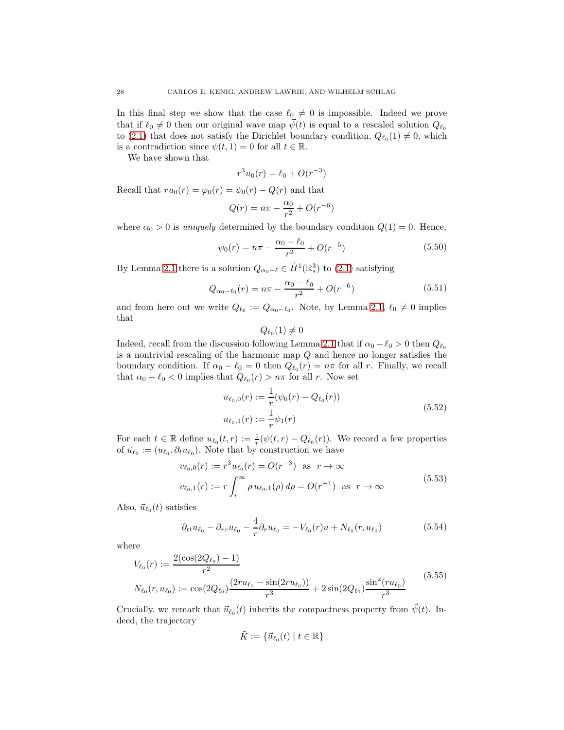In this final step we show that the case $\ell_0 \neq 0$ is impossible. Indeed we prove that if $\ell_0 \neq 0$ then our original wave map $\vec{\psi}(t)$ is equal to a rescaled solution $Q_{\ell_0}$ to (2.1) that does not satisfy the Dirichlet boundary condition, $Q_{\ell_0}(1) \neq 0$, which is a contradiction since $\psi(t,1) = 0$ for all $t \in \mathbb{R}$.

We have shown that

$$r^3 u_0(r) = \ell_0 + O(r^{-3})$$

Recall that $ru_0(r) = \varphi_0(r) = \psi_0(r) - Q(r)$ and that

$$Q(r) = n\pi - \frac{\alpha_0}{r^2} + O(r^{-6})$$

where $\alpha_0 > 0$ is *uniquely* determined by the boundary condition $Q(1) = 0$. Hence,

$$\psi_0(r) = n\pi - \frac{\alpha_0 - \ell_0}{r^2} + O(r^{-5}) \tag{5.50}$$

By Lemma 2.1 there is a solution $Q_{\alpha_0 - \ell} \in \dot{H}^1(\mathbb{R}^3_*)$ to (2.1) satisfying

$$Q_{\alpha_0 - \ell_0}(r) = n\pi - \frac{\alpha_0 - \ell_0}{r^2} + O(r^{-6}) \tag{5.51}$$

and from here out we write $Q_{\ell_0} := Q_{\alpha_0 - \ell_0}$. Note, by Lemma 2.1, $\ell_0 \neq 0$ implies that

$$Q_{\ell_0}(1) \neq 0$$

Indeed, recall from the discussion following Lemma 2.1 that if $\alpha_0 - \ell_0 > 0$ then $Q_{\ell_0}$ is a nontrivial rescaling of the harmonic map $Q$ and hence no longer satisfies the boundary condition. If $\alpha_0 - \ell_0 = 0$ then $Q_{\ell_0}(r) = n\pi$ for all $r$. Finally, we recall that $\alpha_0 - \ell_0 < 0$ implies that $Q_{\ell_0}(r) > n\pi$ for all $r$. Now set

$$\begin{aligned} u_{\ell_0,0}(r) &:= \frac{1}{r}(\psi_0(r) - Q_{\ell_0}(r)) \\ u_{\ell_0,1}(r) &:= \frac{1}{r}\psi_1(r) \end{aligned} \tag{5.52}$$

For each $t \in \mathbb{R}$ define $u_{\ell_0}(t,r) := \frac{1}{r}(\psi(t,r) - Q_{\ell_0}(r))$. We record a few properties of $\vec{u}_{\ell_0} := (u_{\ell_0}, \partial_t u_{\ell_0})$. Note that by construction we have

$$\begin{aligned} v_{\ell_0,0}(r) &:= r^3 u_{\ell_0}(r) = O(r^{-3}) \ \text{ as } \ r \to \infty \\ v_{\ell_0,1}(r) &:= r \int_r^\infty \rho \, u_{\ell_0,1}(\rho)\, d\rho = O(r^{-1}) \ \text{ as } \ r \to \infty \end{aligned} \tag{5.53}$$

Also, $\vec{u}_{\ell_0}(t)$ satisfies

$$\partial_{tt} u_{\ell_0} - \partial_{rr} u_{\ell_0} - \frac{4}{r}\partial_r u_{\ell_0} = -V_{\ell_0}(r) u + N_{\ell_0}(r, u_{\ell_0}) \tag{5.54}$$

where

$$\begin{aligned} V_{\ell_0}(r) &:= \frac{2(\cos(2Q_{\ell_0}) - 1)}{r^2} \\ N_{\ell_0}(r, u_{\ell_0}) &:= \cos(2Q_{\ell_0}) \frac{(2ru_{\ell_0} - \sin(2ru_{\ell_0}))}{r^3} + 2\sin(2Q_{\ell_0}) \frac{\sin^2(ru_{\ell_0})}{r^3} \end{aligned} \tag{5.55}$$

Crucially, we remark that $\vec{u}_{\ell_0}(t)$ inherits the compactness property from $\vec{\psi}(t)$. Indeed, the trajectory

$$\tilde{K} := \{\vec{u}_{\ell_0}(t) \mid t \in \mathbb{R}\}$$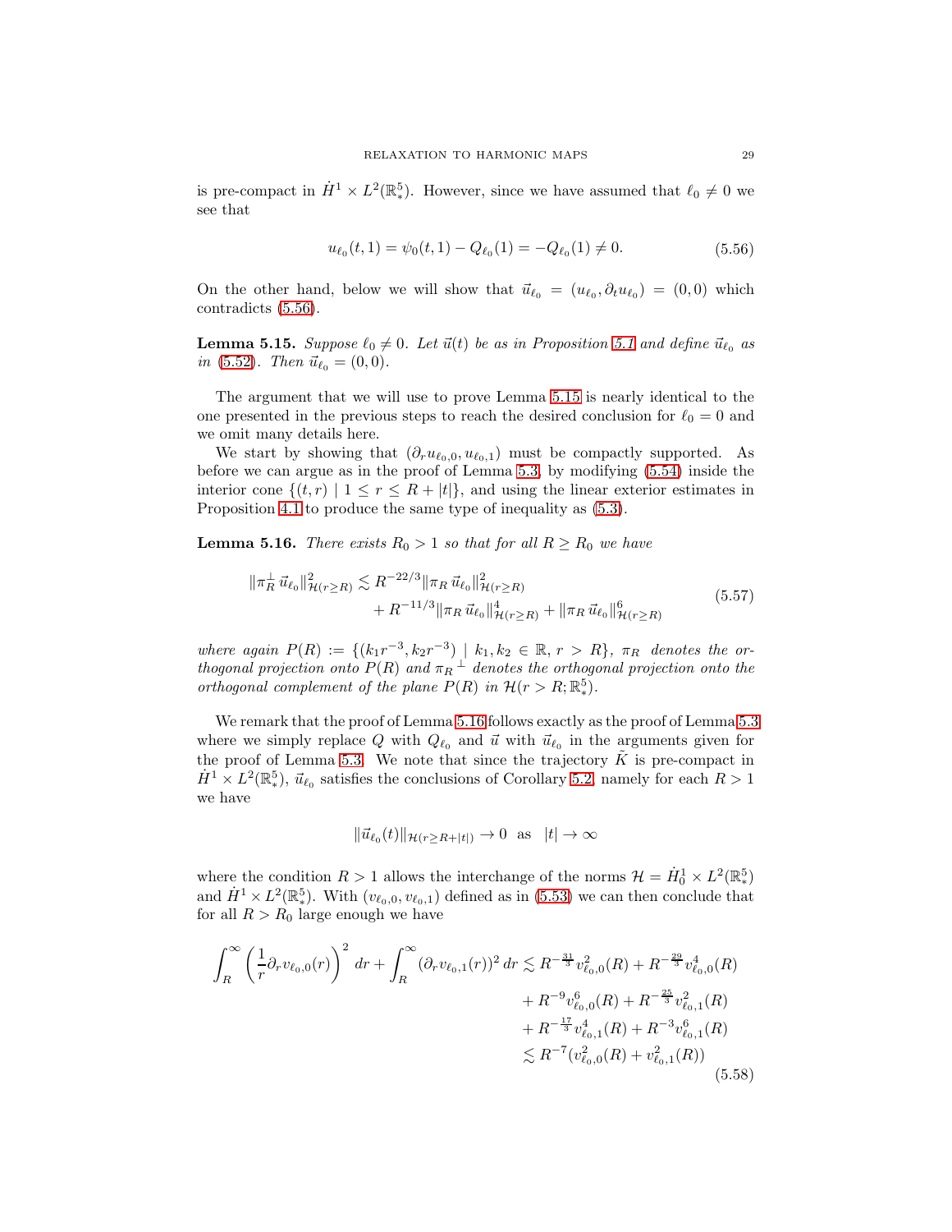is pre-compact in $\dot{H}^1 \times L^2(\mathbb{R}^5_*)$. However, since we have assumed that $\ell_0 \neq 0$ we see that

$$u_{\ell_0}(t, 1) = \psi_0(t, 1) - Q_{\ell_0}(1) = -Q_{\ell_0}(1) \neq 0. \tag{5.56}$$

On the other hand, below we will show that $\vec{u}_{\ell_0} = (u_{\ell_0}, \partial_t u_{\ell_0}) = (0, 0)$ which contradicts (5.56).

**Lemma 5.15.** *Suppose $\ell_0 \neq 0$. Let $\vec{u}(t)$ be as in Proposition 5.1 and define $\vec{u}_{\ell_0}$ as in (5.52). Then $\vec{u}_{\ell_0} = (0, 0)$.*

The argument that we will use to prove Lemma 5.15 is nearly identical to the one presented in the previous steps to reach the desired conclusion for $\ell_0 = 0$ and we omit many details here.

We start by showing that $(\partial_r u_{\ell_0,0}, u_{\ell_0,1})$ must be compactly supported. As before we can argue as in the proof of Lemma 5.3, by modifying (5.54) inside the interior cone $\{(t, r) \mid 1 \leq r \leq R + |t|\}$, and using the linear exterior estimates in Proposition 4.1 to produce the same type of inequality as (5.3).

**Lemma 5.16.** *There exists $R_0 > 1$ so that for all $R \geq R_0$ we have*

$$\begin{aligned}\|\pi_R^\perp \vec{u}_{\ell_0}\|^2_{\mathcal{H}(r \geq R)} \lesssim R^{-22/3} &\|\pi_R \vec{u}_{\ell_0}\|^2_{\mathcal{H}(r \geq R)} \\ &+ R^{-11/3}\|\pi_R \vec{u}_{\ell_0}\|^4_{\mathcal{H}(r \geq R)} + \|\pi_R \vec{u}_{\ell_0}\|^6_{\mathcal{H}(r \geq R)}\end{aligned} \tag{5.57}$$

*where again $P(R) := \{(k_1 r^{-3}, k_2 r^{-3}) \mid k_1, k_2 \in \mathbb{R}, r > R\}$, $\pi_R$ denotes the orthogonal projection onto $P(R)$ and $\pi_R{}^\perp$ denotes the orthogonal projection onto the orthogonal complement of the plane $P(R)$ in $\mathcal{H}(r > R; \mathbb{R}^5_*)$.*

We remark that the proof of Lemma 5.16 follows exactly as the proof of Lemma 5.3 where we simply replace $Q$ with $Q_{\ell_0}$ and $\vec{u}$ with $\vec{u}_{\ell_0}$ in the arguments given for the proof of Lemma 5.3. We note that since the trajectory $\tilde{K}$ is pre-compact in $\dot{H}^1 \times L^2(\mathbb{R}^5_*)$, $\vec{u}_{\ell_0}$ satisfies the conclusions of Corollary 5.2, namely for each $R > 1$ we have

$$\|\vec{u}_{\ell_0}(t)\|_{\mathcal{H}(r \geq R + |t|)} \to 0 \quad \text{as} \quad |t| \to \infty$$

where the condition $R > 1$ allows the interchange of the norms $\mathcal{H} = \dot{H}^1_0 \times L^2(\mathbb{R}^5_*)$ and $\dot{H}^1 \times L^2(\mathbb{R}^5_*)$. With $(v_{\ell_0,0}, v_{\ell_0,1})$ defined as in (5.53) we can then conclude that for all $R > R_0$ large enough we have

$$\begin{aligned}\int_R^\infty \left(\frac{1}{r}\partial_r v_{\ell_0,0}(r)\right)^2 dr + \int_R^\infty (\partial_r v_{\ell_0,1}(r))^2 \, dr &\lesssim R^{-\frac{31}{3}} v^2_{\ell_0,0}(R) + R^{-\frac{29}{3}} v^4_{\ell_0,0}(R) \\ &\quad + R^{-9} v^6_{\ell_0,0}(R) + R^{-\frac{25}{3}} v^2_{\ell_0,1}(R) \\ &\quad + R^{-\frac{17}{3}} v^4_{\ell_0,1}(R) + R^{-3} v^6_{\ell_0,1}(R) \\ &\lesssim R^{-7}(v^2_{\ell_0,0}(R) + v^2_{\ell_0,1}(R))\end{aligned} \tag{5.58}$$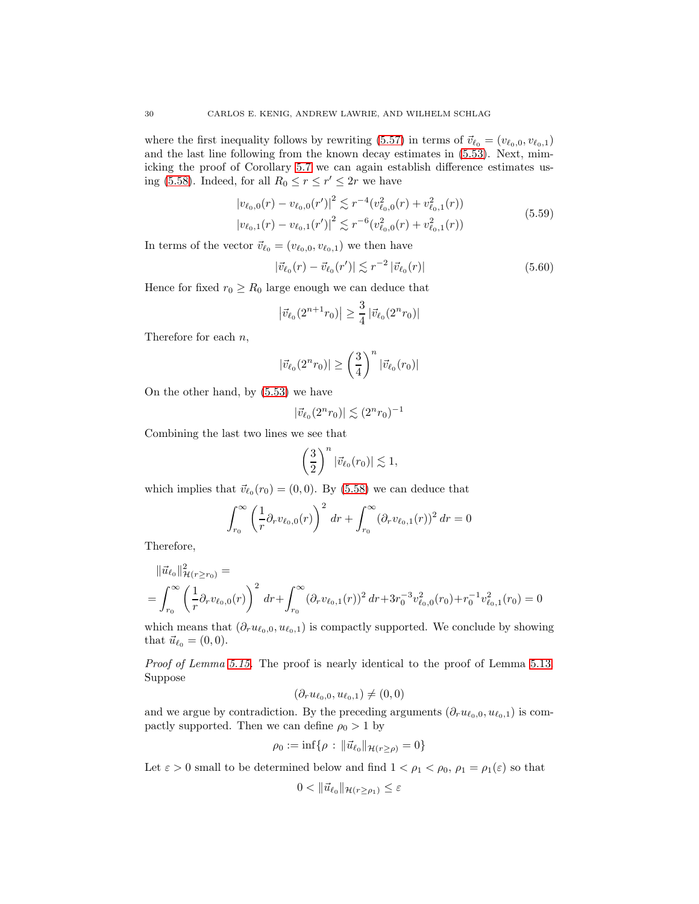where the first inequality follows by rewriting (5.57) in terms of $\vec{v}_{\ell_0} = (v_{\ell_0,0}, v_{\ell_0,1})$ and the last line following from the known decay estimates in (5.53). Next, mimicking the proof of Corollary 5.7 we can again establish difference estimates using (5.58). Indeed, for all $R_0 \le r \le r' \le 2r$ we have

$$
\begin{aligned}
|v_{\ell_0,0}(r) - v_{\ell_0,0}(r')|^2 &\lesssim r^{-4}(v_{\ell_0,0}^2(r) + v_{\ell_0,1}^2(r)) \\
|v_{\ell_0,1}(r) - v_{\ell_0,1}(r')|^2 &\lesssim r^{-6}(v_{\ell_0,0}^2(r) + v_{\ell_0,1}^2(r))
\end{aligned}
\tag{5.59}
$$

In terms of the vector $\vec{v}_{\ell_0} = (v_{\ell_0,0}, v_{\ell_0,1})$ we then have

$$
|\vec{v}_{\ell_0}(r) - \vec{v}_{\ell_0}(r')| \lesssim r^{-2} |\vec{v}_{\ell_0}(r)| \tag{5.60}
$$

Hence for fixed $r_0 \ge R_0$ large enough we can deduce that

$$
\left|\vec{v}_{\ell_0}(2^{n+1} r_0)\right| \ge \frac{3}{4} |\vec{v}_{\ell_0}(2^n r_0)|
$$

Therefore for each $n$,

$$
|\vec{v}_{\ell_0}(2^n r_0)| \ge \left(\frac{3}{4}\right)^n |\vec{v}_{\ell_0}(r_0)|
$$

On the other hand, by (5.53) we have

$$
|\vec{v}_{\ell_0}(2^n r_0)| \lesssim (2^n r_0)^{-1}
$$

Combining the last two lines we see that

$$
\left(\frac{3}{2}\right)^n |\vec{v}_{\ell_0}(r_0)| \lesssim 1,
$$

which implies that $\vec{v}_{\ell_0}(r_0) = (0,0)$. By (5.58) we can deduce that

$$
\int_{r_0}^{\infty} \left(\frac{1}{r}\partial_r v_{\ell_0,0}(r)\right)^2 dr + \int_{r_0}^{\infty} (\partial_r v_{\ell_0,1}(r))^2 \, dr = 0
$$

Therefore,

$$
\begin{aligned}
&\|\vec{u}_{\ell_0}\|^2_{\mathcal{H}(r \ge r_0)} = \\
&= \int_{r_0}^{\infty} \left(\frac{1}{r}\partial_r v_{\ell_0,0}(r)\right)^2 dr + \int_{r_0}^{\infty} (\partial_r v_{\ell_0,1}(r))^2 \, dr + 3r_0^{-3} v_{\ell_0,0}^2(r_0) + r_0^{-1} v_{\ell_0,1}^2(r_0) = 0
\end{aligned}
$$

which means that $(\partial_r u_{\ell_0,0}, u_{\ell_0,1})$ is compactly supported. We conclude by showing that $\vec{u}_{\ell_0} = (0,0)$.

*Proof of Lemma 5.15.* The proof is nearly identical to the proof of Lemma 5.13. Suppose

$$
(\partial_r u_{\ell_0,0}, u_{\ell_0,1}) \ne (0,0)
$$

and we argue by contradiction. By the preceding arguments $(\partial_r u_{\ell_0,0}, u_{\ell_0,1})$ is compactly supported. Then we can define $\rho_0 > 1$ by

$$
\rho_0 := \inf\{\rho \, : \, \|\vec{u}_{\ell_0}\|_{\mathcal{H}(r \ge \rho)} = 0\}
$$

Let $\varepsilon > 0$ small to be determined below and find $1 < \rho_1 < \rho_0$, $\rho_1 = \rho_1(\varepsilon)$ so that

$$
0 < \|\vec{u}_{\ell_0}\|_{\mathcal{H}(r \ge \rho_1)} \le \varepsilon
$$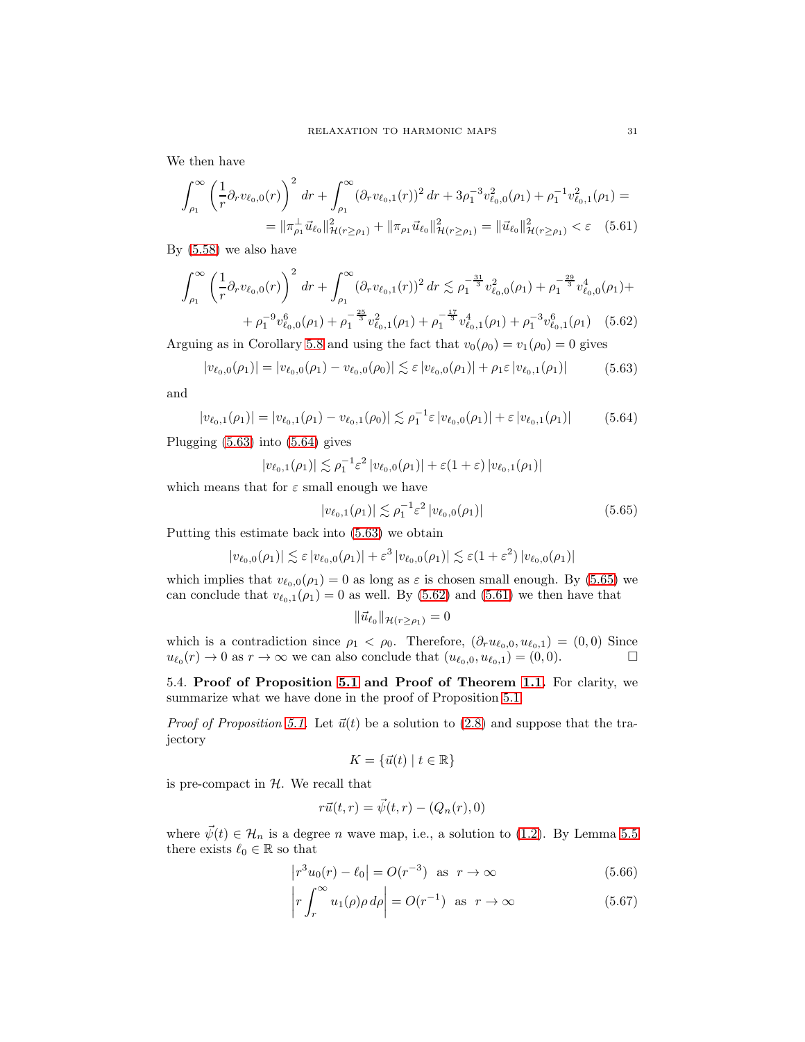We then have

$$\int_{\rho_1}^{\infty} \left(\frac{1}{r}\partial_r v_{\ell_0,0}(r)\right)^2 dr + \int_{\rho_1}^{\infty} (\partial_r v_{\ell_0,1}(r))^2 \, dr + 3\rho_1^{-3} v_{\ell_0,0}^2(\rho_1) + \rho_1^{-1} v_{\ell_0,1}^2(\rho_1) =$$

$$= \|\pi_{\rho_1}^{\perp} \vec{u}_{\ell_0}\|^2_{\mathcal{H}(r\geq\rho_1)} + \|\pi_{\rho_1} \vec{u}_{\ell_0}\|^2_{\mathcal{H}(r\geq\rho_1)} = \|\vec{u}_{\ell_0}\|^2_{\mathcal{H}(r\geq\rho_1)} < \varepsilon \quad (5.61)$$

By (5.58) we also have

$$\int_{\rho_1}^{\infty} \left(\frac{1}{r}\partial_r v_{\ell_0,0}(r)\right)^2 dr + \int_{\rho_1}^{\infty} (\partial_r v_{\ell_0,1}(r))^2 \, dr \lesssim \rho_1^{-\frac{31}{3}} v_{\ell_0,0}^2(\rho_1) + \rho_1^{-\frac{29}{3}} v_{\ell_0,0}^4(\rho_1) +$$

$$+ \rho_1^{-9} v_{\ell_0,0}^6(\rho_1) + \rho_1^{-\frac{25}{3}} v_{\ell_0,1}^2(\rho_1) + \rho_1^{-\frac{17}{3}} v_{\ell_0,1}^4(\rho_1) + \rho_1^{-3} v_{\ell_0,1}^6(\rho_1) \quad (5.62)$$

Arguing as in Corollary 5.8 and using the fact that $v_0(\rho_0) = v_1(\rho_0) = 0$ gives

$$|v_{\ell_0,0}(\rho_1)| = |v_{\ell_0,0}(\rho_1) - v_{\ell_0,0}(\rho_0)| \lesssim \varepsilon \, |v_{\ell_0,0}(\rho_1)| + \rho_1 \varepsilon \, |v_{\ell_0,1}(\rho_1)| \quad (5.63)$$

and

$$|v_{\ell_0,1}(\rho_1)| = |v_{\ell_0,1}(\rho_1) - v_{\ell_0,1}(\rho_0)| \lesssim \rho_1^{-1} \varepsilon \, |v_{\ell_0,0}(\rho_1)| + \varepsilon \, |v_{\ell_0,1}(\rho_1)| \quad (5.64)$$

Plugging (5.63) into (5.64) gives

$$|v_{\ell_0,1}(\rho_1)| \lesssim \rho_1^{-1} \varepsilon^2 \, |v_{\ell_0,0}(\rho_1)| + \varepsilon(1+\varepsilon) \, |v_{\ell_0,1}(\rho_1)|$$

which means that for $\varepsilon$ small enough we have

$$|v_{\ell_0,1}(\rho_1)| \lesssim \rho_1^{-1} \varepsilon^2 \, |v_{\ell_0,0}(\rho_1)| \quad (5.65)$$

Putting this estimate back into (5.63) we obtain

$$|v_{\ell_0,0}(\rho_1)| \lesssim \varepsilon \, |v_{\ell_0,0}(\rho_1)| + \varepsilon^3 \, |v_{\ell_0,0}(\rho_1)| \lesssim \varepsilon(1+\varepsilon^2) \, |v_{\ell_0,0}(\rho_1)|$$

which implies that $v_{\ell_0,0}(\rho_1) = 0$ as long as $\varepsilon$ is chosen small enough. By (5.65) we can conclude that $v_{\ell_0,1}(\rho_1) = 0$ as well. By (5.62) and (5.61) we then have that

$$\|\vec{u}_{\ell_0}\|_{\mathcal{H}(r\geq\rho_1)} = 0$$

which is a contradiction since $\rho_1 < \rho_0$. Therefore, $(\partial_r u_{\ell_0,0}, u_{\ell_0,1}) = (0,0)$ Since $u_{\ell_0}(r) \to 0$ as $r \to \infty$ we can also conclude that $(u_{\ell_0,0}, u_{\ell_0,1}) = (0,0)$. □

## 5.4. Proof of Proposition 5.1 and Proof of Theorem 1.1.

For clarity, we summarize what we have done in the proof of Proposition 5.1

*Proof of Proposition 5.1.* Let $\vec{u}(t)$ be a solution to (2.8) and suppose that the trajectory

$$K = \{\vec{u}(t) \mid t \in \mathbb{R}\}$$

is pre-compact in $\mathcal{H}$. We recall that

$$r\vec{u}(t,r) = \vec{\psi}(t,r) - (Q_n(r), 0)$$

where $\vec{\psi}(t) \in \mathcal{H}_n$ is a degree $n$ wave map, i.e., a solution to (1.2). By Lemma 5.5 there exists $\ell_0 \in \mathbb{R}$ so that

$$\left| r^3 u_0(r) - \ell_0 \right| = O(r^{-3}) \quad \text{as} \quad r \to \infty \quad (5.66)$$

$$\left| r \int_r^{\infty} u_1(\rho)\rho \, d\rho \right| = O(r^{-1}) \quad \text{as} \quad r \to \infty \quad (5.67)$$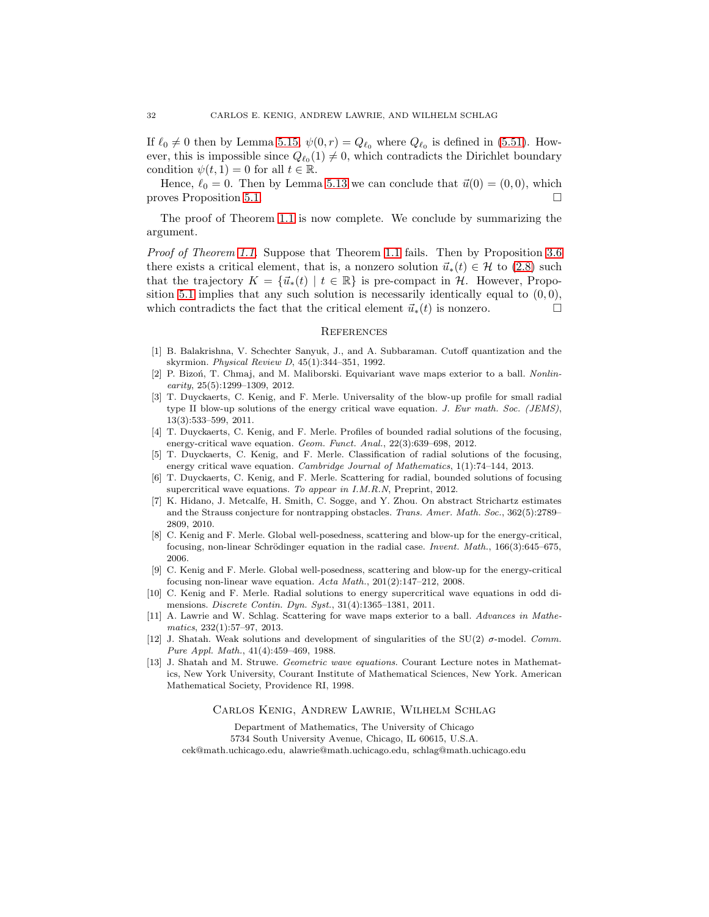If $\ell_0 \neq 0$ then by Lemma 5.15, $\psi(0, r) = Q_{\ell_0}$ where $Q_{\ell_0}$ is defined in (5.51). However, this is impossible since $Q_{\ell_0}(1) \neq 0$, which contradicts the Dirichlet boundary condition $\psi(t, 1) = 0$ for all $t \in \mathbb{R}$.

Hence, $\ell_0 = 0$. Then by Lemma 5.13 we can conclude that $\vec{u}(0) = (0, 0)$, which proves Proposition 5.1. □

The proof of Theorem 1.1 is now complete. We conclude by summarizing the argument.

*Proof of Theorem 1.1.* Suppose that Theorem 1.1 fails. Then by Proposition 3.6 there exists a critical element, that is, a nonzero solution $\vec{u}_*(t) \in \mathcal{H}$ to (2.8) such that the trajectory $K = \{\vec{u}_*(t) \mid t \in \mathbb{R}\}$ is pre-compact in $\mathcal{H}$. However, Proposition 5.1 implies that any such solution is necessarily identically equal to $(0, 0)$, which contradicts the fact that the critical element $\vec{u}_*(t)$ is nonzero. □

## References

[1] B. Balakrishna, V. Schechter Sanyuk, J., and A. Subbaraman. Cutoff quantization and the skyrmion. *Physical Review D*, 45(1):344–351, 1992.

[2] P. Bizoń, T. Chmaj, and M. Maliborski. Equivariant wave maps exterior to a ball. *Nonlinearity*, 25(5):1299–1309, 2012.

[3] T. Duyckaerts, C. Kenig, and F. Merle. Universality of the blow-up profile for small radial type II blow-up solutions of the energy critical wave equation. *J. Eur math. Soc. (JEMS)*, 13(3):533–599, 2011.

[4] T. Duyckaerts, C. Kenig, and F. Merle. Profiles of bounded radial solutions of the focusing, energy-critical wave equation. *Geom. Funct. Anal.*, 22(3):639–698, 2012.

[5] T. Duyckaerts, C. Kenig, and F. Merle. Classification of radial solutions of the focusing, energy critical wave equation. *Cambridge Journal of Mathematics*, 1(1):74–144, 2013.

[6] T. Duyckaerts, C. Kenig, and F. Merle. Scattering for radial, bounded solutions of focusing supercritical wave equations. *To appear in I.M.R.N*, Preprint, 2012.

[7] K. Hidano, J. Metcalfe, H. Smith, C. Sogge, and Y. Zhou. On abstract Strichartz estimates and the Strauss conjecture for nontrapping obstacles. *Trans. Amer. Math. Soc.*, 362(5):2789–2809, 2010.

[8] C. Kenig and F. Merle. Global well-posedness, scattering and blow-up for the energy-critical, focusing, non-linear Schrödinger equation in the radial case. *Invent. Math.*, 166(3):645–675, 2006.

[9] C. Kenig and F. Merle. Global well-posedness, scattering and blow-up for the energy-critical focusing non-linear wave equation. *Acta Math.*, 201(2):147–212, 2008.

[10] C. Kenig and F. Merle. Radial solutions to energy supercritical wave equations in odd dimensions. *Discrete Contin. Dyn. Syst.*, 31(4):1365–1381, 2011.

[11] A. Lawrie and W. Schlag. Scattering for wave maps exterior to a ball. *Advances in Mathematics*, 232(1):57–97, 2013.

[12] J. Shatah. Weak solutions and development of singularities of the SU(2) $\sigma$-model. *Comm. Pure Appl. Math.*, 41(4):459–469, 1988.

[13] J. Shatah and M. Struwe. *Geometric wave equations*. Courant Lecture notes in Mathematics, New York University, Courant Institute of Mathematical Sciences, New York. American Mathematical Society, Providence RI, 1998.

Carlos Kenig, Andrew Lawrie, Wilhelm Schlag

Department of Mathematics, The University of Chicago
5734 South University Avenue, Chicago, IL 60615, U.S.A.
cek@math.uchicago.edu, alawrie@math.uchicago.edu, schlag@math.uchicago.edu